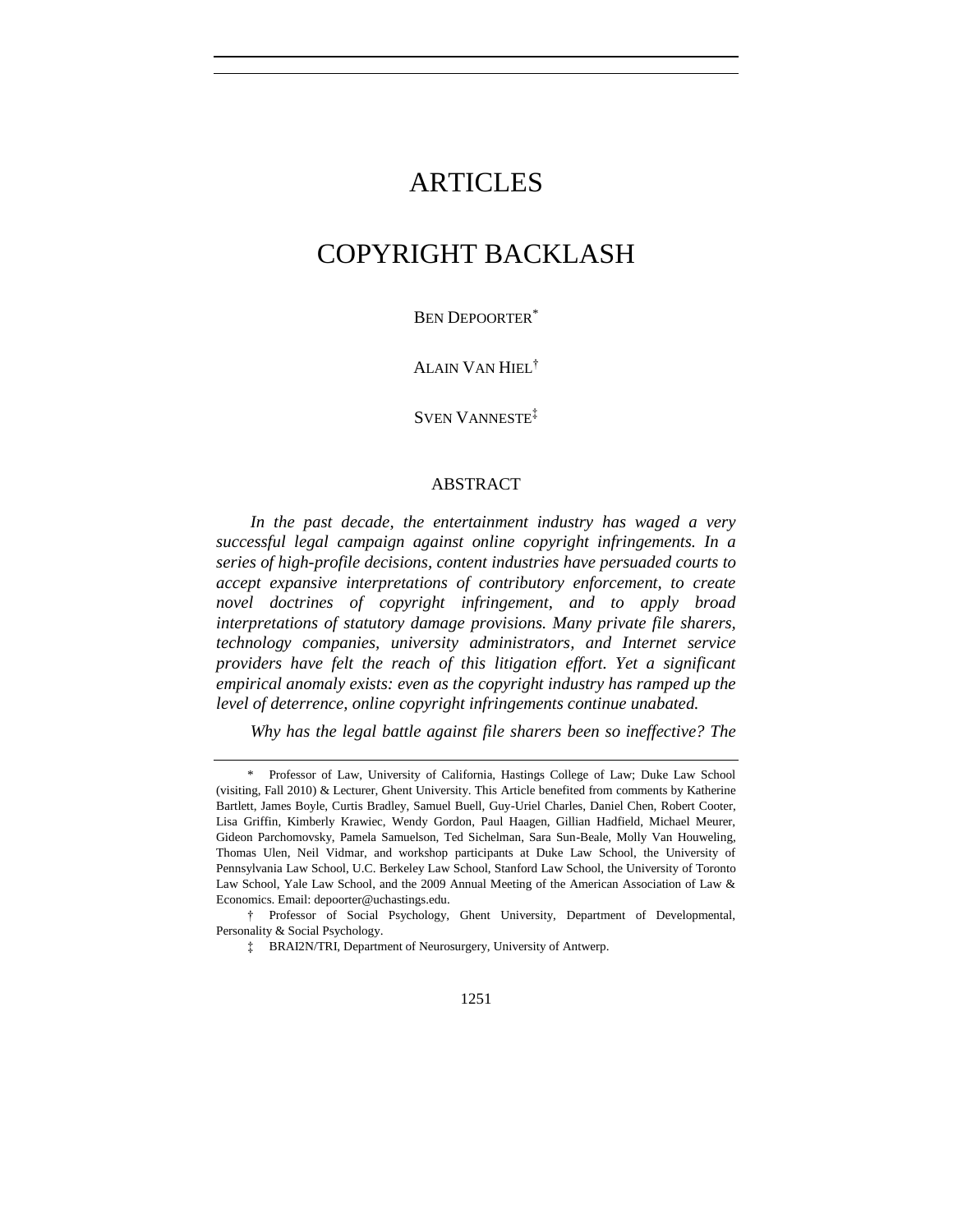# ARTICLES

# COPYRIGHT BACKLASH

BEN DEPOORTER[*]

ALAIN VAN HIEL[†]

SVEN VANNESTE[‡]

## ABSTRACT

*In the past decade, the entertainment industry has waged a very successful legal campaign against online copyright infringements. In a series of high-profile decisions, content industries have persuaded courts to accept expansive interpretations of contributory enforcement, to create novel doctrines of copyright infringement, and to apply broad interpretations of statutory damage provisions. Many private file sharers, technology companies, university administrators, and Internet service providers have felt the reach of this litigation effort. Yet a significant empirical anomaly exists: even as the copyright industry has ramped up the level of deterrence, online copyright infringements continue unabated.*

*Why has the legal battle against file sharers been so ineffective? The*

---

\* Professor of Law, University of California, Hastings College of Law; Duke Law School (visiting, Fall 2010) & Lecturer, Ghent University. This Article benefited from comments by Katherine Bartlett, James Boyle, Curtis Bradley, Samuel Buell, Guy-Uriel Charles, Daniel Chen, Robert Cooter, Lisa Griffin, Kimberly Krawiec, Wendy Gordon, Paul Haagen, Gillian Hadfield, Michael Meurer, Gideon Parchomovsky, Pamela Samuelson, Ted Sichelman, Sara Sun-Beale, Molly Van Houweling, Thomas Ulen, Neil Vidmar, and workshop participants at Duke Law School, the University of Pennsylvania Law School, U.C. Berkeley Law School, Stanford Law School, the University of Toronto Law School, Yale Law School, and the 2009 Annual Meeting of the American Association of Law & Economics. Email: depoorter@uchastings.edu.

† Professor of Social Psychology, Ghent University, Department of Developmental, Personality & Social Psychology.

‡ BRAI2N/TRI, Department of Neurosurgery, University of Antwerp.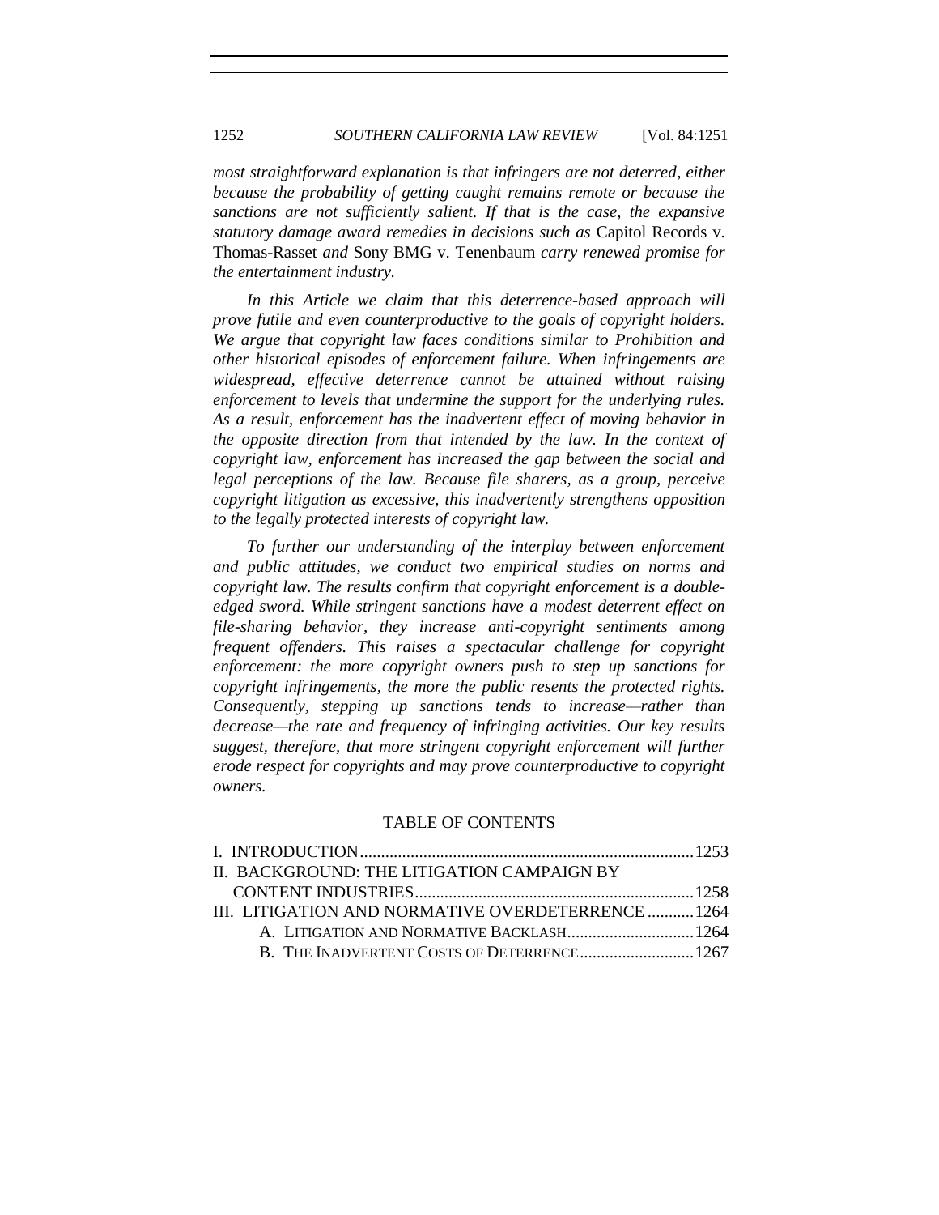*most straightforward explanation is that infringers are not deterred, either because the probability of getting caught remains remote or because the sanctions are not sufficiently salient. If that is the case, the expansive statutory damage award remedies in decisions such as* Capitol Records v. Thomas-Rasset *and* Sony BMG v. Tenenbaum *carry renewed promise for the entertainment industry.*

*In this Article we claim that this deterrence-based approach will prove futile and even counterproductive to the goals of copyright holders. We argue that copyright law faces conditions similar to Prohibition and other historical episodes of enforcement failure. When infringements are widespread, effective deterrence cannot be attained without raising enforcement to levels that undermine the support for the underlying rules. As a result, enforcement has the inadvertent effect of moving behavior in the opposite direction from that intended by the law. In the context of copyright law, enforcement has increased the gap between the social and legal perceptions of the law. Because file sharers, as a group, perceive copyright litigation as excessive, this inadvertently strengthens opposition to the legally protected interests of copyright law.*

*To further our understanding of the interplay between enforcement and public attitudes, we conduct two empirical studies on norms and copyright law. The results confirm that copyright enforcement is a double-edged sword. While stringent sanctions have a modest deterrent effect on file-sharing behavior, they increase anti-copyright sentiments among frequent offenders. This raises a spectacular challenge for copyright enforcement: the more copyright owners push to step up sanctions for copyright infringements, the more the public resents the protected rights. Consequently, stepping up sanctions tends to increase—rather than decrease—the rate and frequency of infringing activities. Our key results suggest, therefore, that more stringent copyright enforcement will further erode respect for copyrights and may prove counterproductive to copyright owners.*

## TABLE OF CONTENTS

I. INTRODUCTION .......... 1253
II. BACKGROUND: THE LITIGATION CAMPAIGN BY CONTENT INDUSTRIES .......... 1258
III. LITIGATION AND NORMATIVE OVERDETERRENCE .......... 1264
  A. LITIGATION AND NORMATIVE BACKLASH .......... 1264
  B. THE INADVERTENT COSTS OF DETERRENCE .......... 1267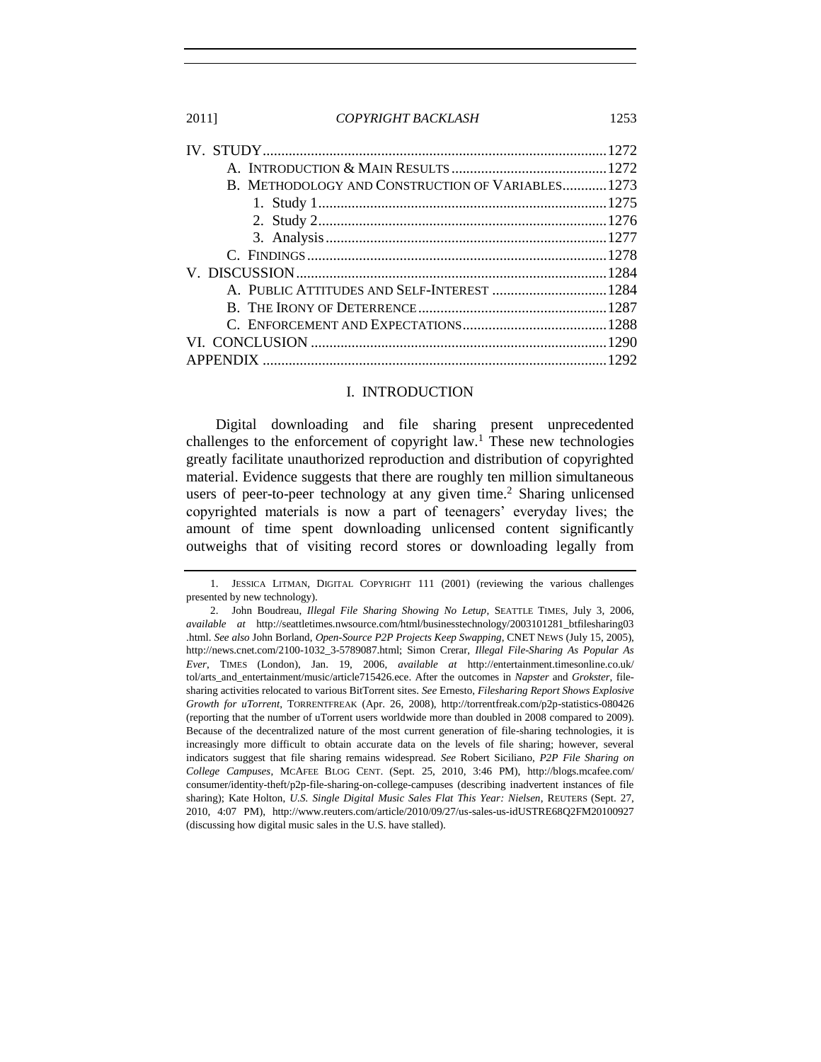| | |
|---|---|
| IV. STUDY | 1272 |
| A. INTRODUCTION & MAIN RESULTS | 1272 |
| B. METHODOLOGY AND CONSTRUCTION OF VARIABLES | 1273 |
| 1. Study 1 | 1275 |
| 2. Study 2 | 1276 |
| 3. Analysis | 1277 |
| C. FINDINGS | 1278 |
| V. DISCUSSION | 1284 |
| A. PUBLIC ATTITUDES AND SELF-INTEREST | 1284 |
| B. THE IRONY OF DETERRENCE | 1287 |
| C. ENFORCEMENT AND EXPECTATIONS | 1288 |
| VI. CONCLUSION | 1290 |
| APPENDIX | 1292 |

## I. INTRODUCTION

Digital downloading and file sharing present unprecedented challenges to the enforcement of copyright law.[1] These new technologies greatly facilitate unauthorized reproduction and distribution of copyrighted material. Evidence suggests that there are roughly ten million simultaneous users of peer-to-peer technology at any given time.[2] Sharing unlicensed copyrighted materials is now a part of teenagers' everyday lives; the amount of time spent downloading unlicensed content significantly outweighs that of visiting record stores or downloading legally from

---

1. JESSICA LITMAN, DIGITAL COPYRIGHT 111 (2001) (reviewing the various challenges presented by new technology).

2. John Boudreau, *Illegal File Sharing Showing No Letup*, SEATTLE TIMES, July 3, 2006, *available at* http://seattletimes.nwsource.com/html/businesstechnology/2003101281_btfilesharing03.html. *See also* John Borland, *Open-Source P2P Projects Keep Swapping*, CNET NEWS (July 15, 2005), http://news.cnet.com/2100-1032_3-5789087.html; Simon Crerar, *Illegal File-Sharing As Popular As Ever*, TIMES (London), Jan. 19, 2006, *available at* http://entertainment.timesonline.co.uk/tol/arts_and_entertainment/music/article715426.ece. After the outcomes in *Napster* and *Grokster*, file-sharing activities relocated to various BitTorrent sites. *See* Ernesto, *Filesharing Report Shows Explosive Growth for uTorrent*, TORRENTFREAK (Apr. 26, 2008), http://torrentfreak.com/p2p-statistics-080426 (reporting that the number of uTorrent users worldwide more than doubled in 2008 compared to 2009). Because of the decentralized nature of the most current generation of file-sharing technologies, it is increasingly more difficult to obtain accurate data on the levels of file sharing; however, several indicators suggest that file sharing remains widespread. *See* Robert Siciliano, *P2P File Sharing on College Campuses*, MCAFEE BLOG CENT. (Sept. 25, 2010, 3:46 PM), http://blogs.mcafee.com/consumer/identity-theft/p2p-file-sharing-on-college-campuses (describing inadvertent instances of file sharing); Kate Holton, *U.S. Single Digital Music Sales Flat This Year: Nielsen*, REUTERS (Sept. 27, 2010, 4:07 PM), http://www.reuters.com/article/2010/09/27/us-sales-us-idUSTRE68Q2FM20100927 (discussing how digital music sales in the U.S. have stalled).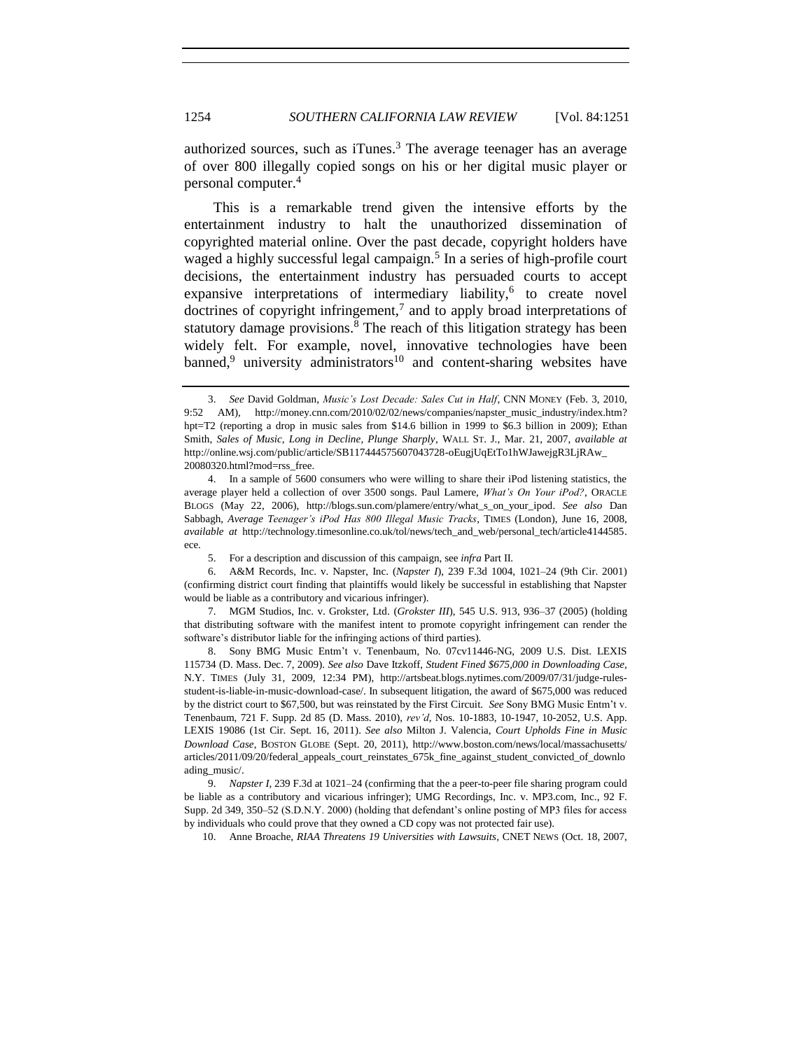authorized sources, such as iTunes.[3] The average teenager has an average of over 800 illegally copied songs on his or her digital music player or personal computer.[4]

This is a remarkable trend given the intensive efforts by the entertainment industry to halt the unauthorized dissemination of copyrighted material online. Over the past decade, copyright holders have waged a highly successful legal campaign.[5] In a series of high-profile court decisions, the entertainment industry has persuaded courts to accept expansive interpretations of intermediary liability,[6] to create novel doctrines of copyright infringement,[7] and to apply broad interpretations of statutory damage provisions.[8] The reach of this litigation strategy has been widely felt. For example, novel, innovative technologies have been banned,[9] university administrators[10] and content-sharing websites have

---

3. *See* David Goldman, *Music's Lost Decade: Sales Cut in Half*, CNN MONEY (Feb. 3, 2010, 9:52 AM), http://money.cnn.com/2010/02/02/news/companies/napster_music_industry/index.htm?hpt=T2 (reporting a drop in music sales from $14.6 billion in 1999 to $6.3 billion in 2009); Ethan Smith, *Sales of Music, Long in Decline, Plunge Sharply*, WALL ST. J., Mar. 21, 2007, *available at* http://online.wsj.com/public/article/SB117444575607043728-oEugjUqEtTo1hWJawejgR3LjRAw_20080320.html?mod=rss_free.

4. In a sample of 5600 consumers who were willing to share their iPod listening statistics, the average player held a collection of over 3500 songs. Paul Lamere, *What's On Your iPod?*, ORACLE BLOGS (May 22, 2006), http://blogs.sun.com/plamere/entry/what_s_on_your_ipod. *See also* Dan Sabbagh, *Average Teenager's iPod Has 800 Illegal Music Tracks*, TIMES (London), June 16, 2008, *available at* http://technology.timesonline.co.uk/tol/news/tech_and_web/personal_tech/article4144585.ece.

5. For a description and discussion of this campaign, see *infra* Part II.

6. A&M Records, Inc. v. Napster, Inc. (*Napster I*), 239 F.3d 1004, 1021–24 (9th Cir. 2001) (confirming district court finding that plaintiffs would likely be successful in establishing that Napster would be liable as a contributory and vicarious infringer).

7. MGM Studios, Inc. v. Grokster, Ltd. (*Grokster III*), 545 U.S. 913, 936–37 (2005) (holding that distributing software with the manifest intent to promote copyright infringement can render the software's distributor liable for the infringing actions of third parties).

8. Sony BMG Music Entm't v. Tenenbaum, No. 07cv11446-NG, 2009 U.S. Dist. LEXIS 115734 (D. Mass. Dec. 7, 2009). *See also* Dave Itzkoff, *Student Fined $675,000 in Downloading Case*, N.Y. TIMES (July 31, 2009, 12:34 PM), http://artsbeat.blogs.nytimes.com/2009/07/31/judge-rules-student-is-liable-in-music-download-case/. In subsequent litigation, the award of $675,000 was reduced by the district court to $67,500, but was reinstated by the First Circuit. *See* Sony BMG Music Entm't v. Tenenbaum, 721 F. Supp. 2d 85 (D. Mass. 2010), *rev'd*, Nos. 10-1883, 10-1947, 10-2052, U.S. App. LEXIS 19086 (1st Cir. Sept. 16, 2011). *See also* Milton J. Valencia, *Court Upholds Fine in Music Download Case*, BOSTON GLOBE (Sept. 20, 2011), http://www.boston.com/news/local/massachusetts/articles/2011/09/20/federal_appeals_court_reinstates_675k_fine_against_student_convicted_of_downloading_music/.

9. *Napster I*, 239 F.3d at 1021–24 (confirming that the a peer-to-peer file sharing program could be liable as a contributory and vicarious infringer); UMG Recordings, Inc. v. MP3.com, Inc., 92 F. Supp. 2d 349, 350–52 (S.D.N.Y. 2000) (holding that defendant's online posting of MP3 files for access by individuals who could prove that they owned a CD copy was not protected fair use).

10. Anne Broache, *RIAA Threatens 19 Universities with Lawsuits*, CNET NEWS (Oct. 18, 2007,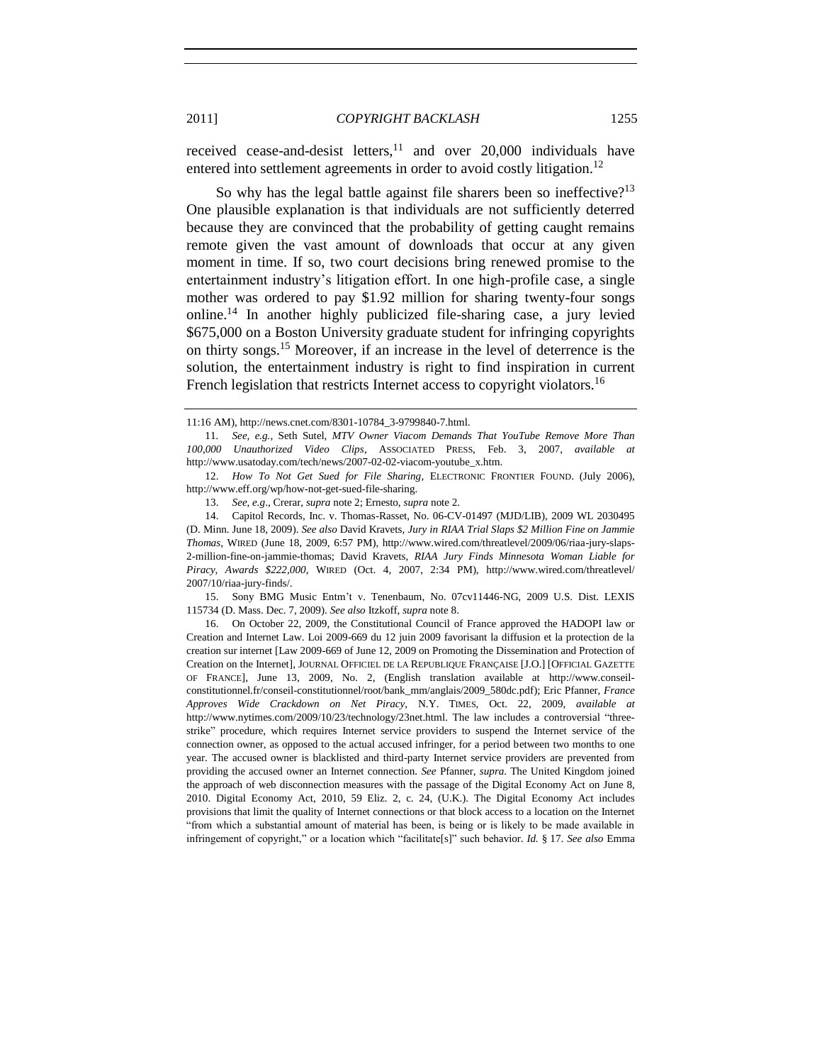received cease-and-desist letters,[11] and over 20,000 individuals have entered into settlement agreements in order to avoid costly litigation.[12]

So why has the legal battle against file sharers been so ineffective?[13] One plausible explanation is that individuals are not sufficiently deterred because they are convinced that the probability of getting caught remains remote given the vast amount of downloads that occur at any given moment in time. If so, two court decisions bring renewed promise to the entertainment industry's litigation effort. In one high-profile case, a single mother was ordered to pay $1.92 million for sharing twenty-four songs online.[14] In another highly publicized file-sharing case, a jury levied $675,000 on a Boston University graduate student for infringing copyrights on thirty songs.[15] Moreover, if an increase in the level of deterrence is the solution, the entertainment industry is right to find inspiration in current French legislation that restricts Internet access to copyright violators.[16]

---

11:16 AM), http://news.cnet.com/8301-10784_3-9799840-7.html.

11. *See, e.g.*, Seth Sutel, *MTV Owner Viacom Demands That YouTube Remove More Than 100,000 Unauthorized Video Clips*, ASSOCIATED PRESS, Feb. 3, 2007, *available at* http://www.usatoday.com/tech/news/2007-02-02-viacom-youtube_x.htm.

12. *How To Not Get Sued for File Sharing*, ELECTRONIC FRONTIER FOUND. (July 2006), http://www.eff.org/wp/how-not-get-sued-file-sharing.

13. *See, e.g.*, Crerar, *supra* note 2; Ernesto, *supra* note 2.

14. Capitol Records, Inc. v. Thomas-Rasset, No. 06-CV-01497 (MJD/LIB), 2009 WL 2030495 (D. Minn. June 18, 2009). *See also* David Kravets, *Jury in RIAA Trial Slaps $2 Million Fine on Jammie Thomas*, WIRED (June 18, 2009, 6:57 PM), http://www.wired.com/threatlevel/2009/06/riaa-jury-slaps-2-million-fine-on-jammie-thomas; David Kravets, *RIAA Jury Finds Minnesota Woman Liable for Piracy, Awards $222,000*, WIRED (Oct. 4, 2007, 2:34 PM), http://www.wired.com/threatlevel/2007/10/riaa-jury-finds/.

15. Sony BMG Music Entm't v. Tenenbaum, No. 07cv11446-NG, 2009 U.S. Dist. LEXIS 115734 (D. Mass. Dec. 7, 2009). *See also* Itzkoff, *supra* note 8.

16. On October 22, 2009, the Constitutional Council of France approved the HADOPI law or Creation and Internet Law. Loi 2009-669 du 12 juin 2009 favorisant la diffusion et la protection de la creation sur internet [Law 2009-669 of June 12, 2009 on Promoting the Dissemination and Protection of Creation on the Internet], JOURNAL OFFICIEL DE LA REPUBLIQUE FRANÇAISE [J.O.] [OFFICIAL GAZETTE OF FRANCE], June 13, 2009, No. 2, (English translation available at http://www.conseil-constitutionnel.fr/conseil-constitutionnel/root/bank_mm/anglais/2009_580dc.pdf); Eric Pfanner, *France Approves Wide Crackdown on Net Piracy*, N.Y. TIMES, Oct. 22, 2009, *available at* http://www.nytimes.com/2009/10/23/technology/23net.html. The law includes a controversial "three-strike" procedure, which requires Internet service providers to suspend the Internet service of the connection owner, as opposed to the actual accused infringer, for a period between two months to one year. The accused owner is blacklisted and third-party Internet service providers are prevented from providing the accused owner an Internet connection. *See* Pfanner, *supra*. The United Kingdom joined the approach of web disconnection measures with the passage of the Digital Economy Act on June 8, 2010. Digital Economy Act, 2010, 59 Eliz. 2, c. 24, (U.K.). The Digital Economy Act includes provisions that limit the quality of Internet connections or that block access to a location on the Internet "from which a substantial amount of material has been, is being or is likely to be made available in infringement of copyright," or a location which "facilitate[s]" such behavior. *Id.* § 17. *See also* Emma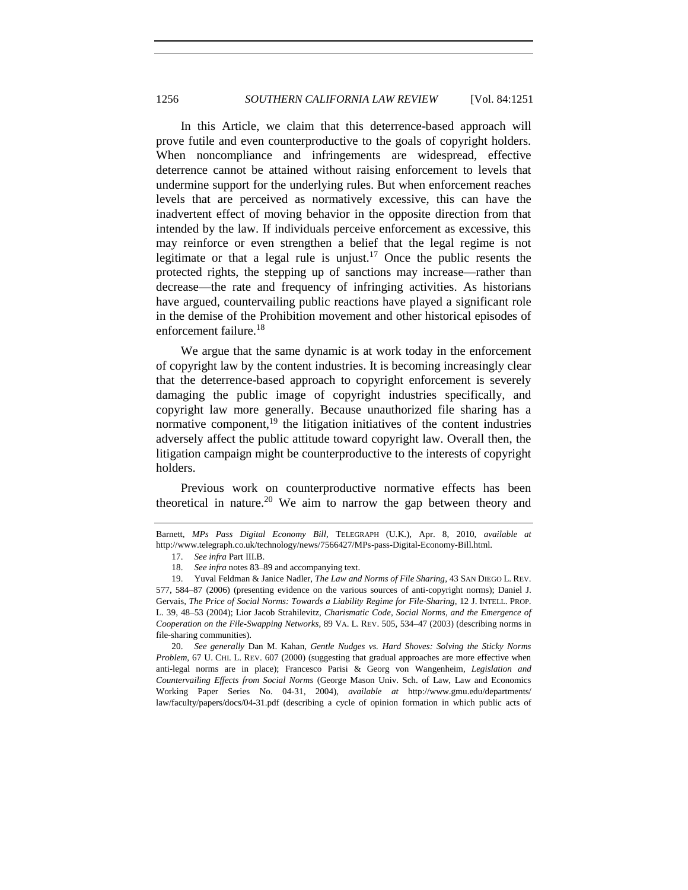In this Article, we claim that this deterrence-based approach will prove futile and even counterproductive to the goals of copyright holders. When noncompliance and infringements are widespread, effective deterrence cannot be attained without raising enforcement to levels that undermine support for the underlying rules. But when enforcement reaches levels that are perceived as normatively excessive, this can have the inadvertent effect of moving behavior in the opposite direction from that intended by the law. If individuals perceive enforcement as excessive, this may reinforce or even strengthen a belief that the legal regime is not legitimate or that a legal rule is unjust.[17] Once the public resents the protected rights, the stepping up of sanctions may increase—rather than decrease—the rate and frequency of infringing activities. As historians have argued, countervailing public reactions have played a significant role in the demise of the Prohibition movement and other historical episodes of enforcement failure.[18]

We argue that the same dynamic is at work today in the enforcement of copyright law by the content industries. It is becoming increasingly clear that the deterrence-based approach to copyright enforcement is severely damaging the public image of copyright industries specifically, and copyright law more generally. Because unauthorized file sharing has a normative component,[19] the litigation initiatives of the content industries adversely affect the public attitude toward copyright law. Overall then, the litigation campaign might be counterproductive to the interests of copyright holders.

Previous work on counterproductive normative effects has been theoretical in nature.[20] We aim to narrow the gap between theory and

---

Barnett, *MPs Pass Digital Economy Bill*, TELEGRAPH (U.K.), Apr. 8, 2010, *available at* http://www.telegraph.co.uk/technology/news/7566427/MPs-pass-Digital-Economy-Bill.html.

17. *See infra* Part III.B.

18. *See infra* notes 83–89 and accompanying text.

19. Yuval Feldman & Janice Nadler, *The Law and Norms of File Sharing*, 43 SAN DIEGO L. REV. 577, 584–87 (2006) (presenting evidence on the various sources of anti-copyright norms); Daniel J. Gervais, *The Price of Social Norms: Towards a Liability Regime for File-Sharing*, 12 J. INTELL. PROP. L. 39, 48–53 (2004); Lior Jacob Strahilevitz, *Charismatic Code, Social Norms, and the Emergence of Cooperation on the File-Swapping Networks*, 89 VA. L. REV. 505, 534–47 (2003) (describing norms in file-sharing communities).

20. *See generally* Dan M. Kahan, *Gentle Nudges vs. Hard Shoves: Solving the Sticky Norms Problem*, 67 U. CHI. L. REV. 607 (2000) (suggesting that gradual approaches are more effective when anti-legal norms are in place); Francesco Parisi & Georg von Wangenheim, *Legislation and Countervailing Effects from Social Norms* (George Mason Univ. Sch. of Law, Law and Economics Working Paper Series No. 04-31, 2004), *available at* http://www.gmu.edu/departments/law/faculty/papers/docs/04-31.pdf (describing a cycle of opinion formation in which public acts of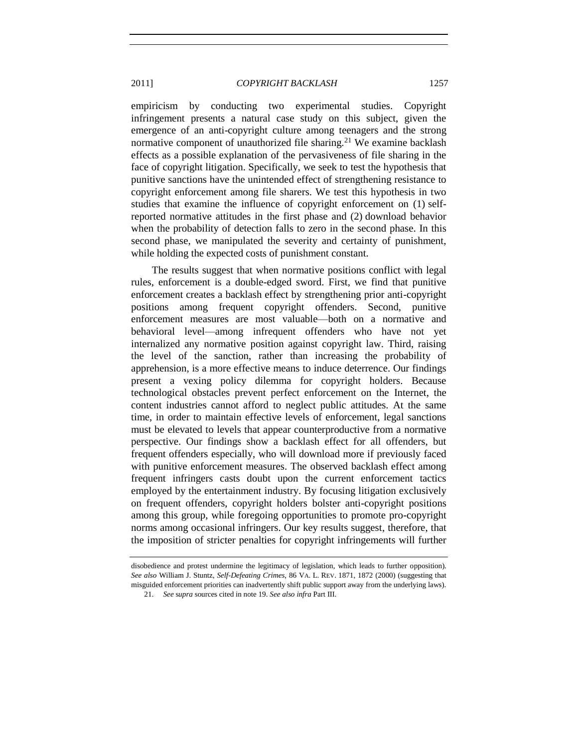empiricism by conducting two experimental studies. Copyright infringement presents a natural case study on this subject, given the emergence of an anti-copyright culture among teenagers and the strong normative component of unauthorized file sharing.[21] We examine backlash effects as a possible explanation of the pervasiveness of file sharing in the face of copyright litigation. Specifically, we seek to test the hypothesis that punitive sanctions have the unintended effect of strengthening resistance to copyright enforcement among file sharers. We test this hypothesis in two studies that examine the influence of copyright enforcement on (1) self-reported normative attitudes in the first phase and (2) download behavior when the probability of detection falls to zero in the second phase. In this second phase, we manipulated the severity and certainty of punishment, while holding the expected costs of punishment constant.

The results suggest that when normative positions conflict with legal rules, enforcement is a double-edged sword. First, we find that punitive enforcement creates a backlash effect by strengthening prior anti-copyright positions among frequent copyright offenders. Second, punitive enforcement measures are most valuable—both on a normative and behavioral level—among infrequent offenders who have not yet internalized any normative position against copyright law. Third, raising the level of the sanction, rather than increasing the probability of apprehension, is a more effective means to induce deterrence. Our findings present a vexing policy dilemma for copyright holders. Because technological obstacles prevent perfect enforcement on the Internet, the content industries cannot afford to neglect public attitudes. At the same time, in order to maintain effective levels of enforcement, legal sanctions must be elevated to levels that appear counterproductive from a normative perspective. Our findings show a backlash effect for all offenders, but frequent offenders especially, who will download more if previously faced with punitive enforcement measures. The observed backlash effect among frequent infringers casts doubt upon the current enforcement tactics employed by the entertainment industry. By focusing litigation exclusively on frequent offenders, copyright holders bolster anti-copyright positions among this group, while foregoing opportunities to promote pro-copyright norms among occasional infringers. Our key results suggest, therefore, that the imposition of stricter penalties for copyright infringements will further

---

disobedience and protest undermine the legitimacy of legislation, which leads to further opposition). *See also* William J. Stuntz, *Self-Defeating Crimes*, 86 VA. L. REV. 1871, 1872 (2000) (suggesting that misguided enforcement priorities can inadvertently shift public support away from the underlying laws).

21. *See supra* sources cited in note 19. *See also infra* Part III.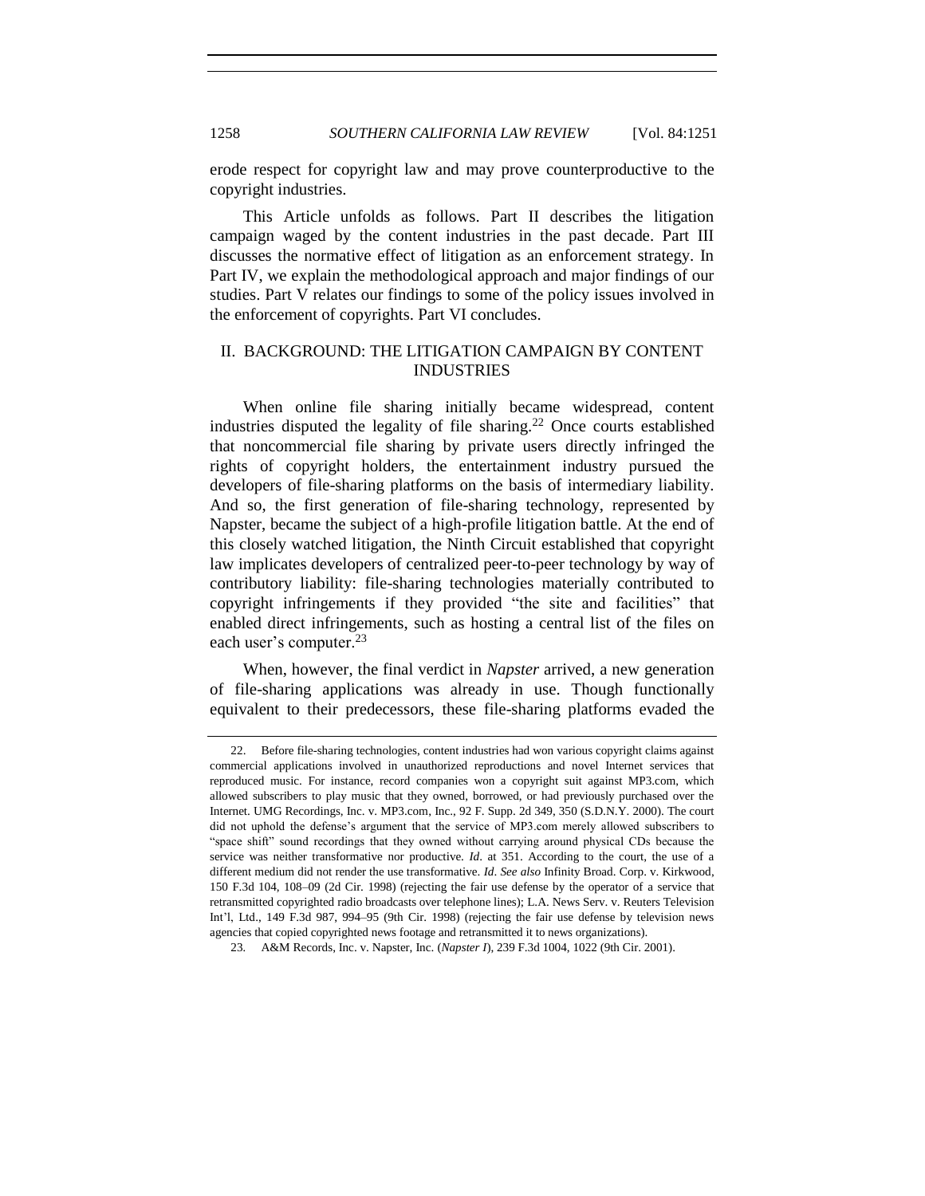erode respect for copyright law and may prove counterproductive to the copyright industries.

This Article unfolds as follows. Part II describes the litigation campaign waged by the content industries in the past decade. Part III discusses the normative effect of litigation as an enforcement strategy. In Part IV, we explain the methodological approach and major findings of our studies. Part V relates our findings to some of the policy issues involved in the enforcement of copyrights. Part VI concludes.

## II. BACKGROUND: THE LITIGATION CAMPAIGN BY CONTENT INDUSTRIES

When online file sharing initially became widespread, content industries disputed the legality of file sharing.[22] Once courts established that noncommercial file sharing by private users directly infringed the rights of copyright holders, the entertainment industry pursued the developers of file-sharing platforms on the basis of intermediary liability. And so, the first generation of file-sharing technology, represented by Napster, became the subject of a high-profile litigation battle. At the end of this closely watched litigation, the Ninth Circuit established that copyright law implicates developers of centralized peer-to-peer technology by way of contributory liability: file-sharing technologies materially contributed to copyright infringements if they provided "the site and facilities" that enabled direct infringements, such as hosting a central list of the files on each user's computer.[23]

When, however, the final verdict in *Napster* arrived, a new generation of file-sharing applications was already in use. Though functionally equivalent to their predecessors, these file-sharing platforms evaded the

---

22. Before file-sharing technologies, content industries had won various copyright claims against commercial applications involved in unauthorized reproductions and novel Internet services that reproduced music. For instance, record companies won a copyright suit against MP3.com, which allowed subscribers to play music that they owned, borrowed, or had previously purchased over the Internet. UMG Recordings, Inc. v. MP3.com, Inc., 92 F. Supp. 2d 349, 350 (S.D.N.Y. 2000). The court did not uphold the defense's argument that the service of MP3.com merely allowed subscribers to "space shift" sound recordings that they owned without carrying around physical CDs because the service was neither transformative nor productive. *Id*. at 351. According to the court, the use of a different medium did not render the use transformative. *Id*. *See also* Infinity Broad. Corp. v. Kirkwood, 150 F.3d 104, 108–09 (2d Cir. 1998) (rejecting the fair use defense by the operator of a service that retransmitted copyrighted radio broadcasts over telephone lines); L.A. News Serv. v. Reuters Television Int'l, Ltd., 149 F.3d 987, 994–95 (9th Cir. 1998) (rejecting the fair use defense by television news agencies that copied copyrighted news footage and retransmitted it to news organizations).

23. A&M Records, Inc. v. Napster, Inc. (*Napster I*), 239 F.3d 1004, 1022 (9th Cir. 2001).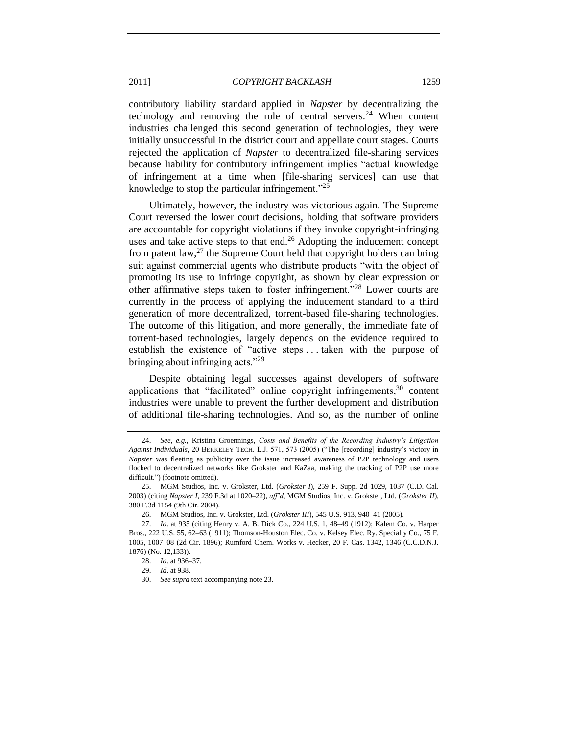contributory liability standard applied in *Napster* by decentralizing the technology and removing the role of central servers.[24] When content industries challenged this second generation of technologies, they were initially unsuccessful in the district court and appellate court stages. Courts rejected the application of *Napster* to decentralized file-sharing services because liability for contributory infringement implies "actual knowledge of infringement at a time when [file-sharing services] can use that knowledge to stop the particular infringement."[25]

Ultimately, however, the industry was victorious again. The Supreme Court reversed the lower court decisions, holding that software providers are accountable for copyright violations if they invoke copyright-infringing uses and take active steps to that end.[26] Adopting the inducement concept from patent law,[27] the Supreme Court held that copyright holders can bring suit against commercial agents who distribute products "with the object of promoting its use to infringe copyright, as shown by clear expression or other affirmative steps taken to foster infringement."[28] Lower courts are currently in the process of applying the inducement standard to a third generation of more decentralized, torrent-based file-sharing technologies. The outcome of this litigation, and more generally, the immediate fate of torrent-based technologies, largely depends on the evidence required to establish the existence of "active steps . . . taken with the purpose of bringing about infringing acts."[29]

Despite obtaining legal successes against developers of software applications that "facilitated" online copyright infringements,[30] content industries were unable to prevent the further development and distribution of additional file-sharing technologies. And so, as the number of online

---

24. *See, e.g.*, Kristina Groennings, *Costs and Benefits of the Recording Industry's Litigation Against Individuals*, 20 BERKELEY TECH. L.J. 571, 573 (2005) ("The [recording] industry's victory in *Napster* was fleeting as publicity over the issue increased awareness of P2P technology and users flocked to decentralized networks like Grokster and KaZaa, making the tracking of P2P use more difficult.") (footnote omitted).

25. MGM Studios, Inc. v. Grokster, Ltd. (*Grokster I*), 259 F. Supp. 2d 1029, 1037 (C.D. Cal. 2003) (citing *Napster I*, 239 F.3d at 1020–22), *aff'd*, MGM Studios, Inc. v. Grokster, Ltd. (*Grokster II*), 380 F.3d 1154 (9th Cir. 2004).

26. MGM Studios, Inc. v. Grokster, Ltd. (*Grokster III*), 545 U.S. 913, 940–41 (2005).

27. *Id*. at 935 (citing Henry v. A. B. Dick Co., 224 U.S. 1, 48–49 (1912); Kalem Co. v. Harper Bros., 222 U.S. 55, 62–63 (1911); Thomson-Houston Elec. Co. v. Kelsey Elec. Ry. Specialty Co., 75 F. 1005, 1007–08 (2d Cir. 1896); Rumford Chem. Works v. Hecker, 20 F. Cas. 1342, 1346 (C.C.D.N.J. 1876) (No. 12,133)).

28. *Id*. at 936–37.

29. *Id*. at 938.

30. *See supra* text accompanying note 23.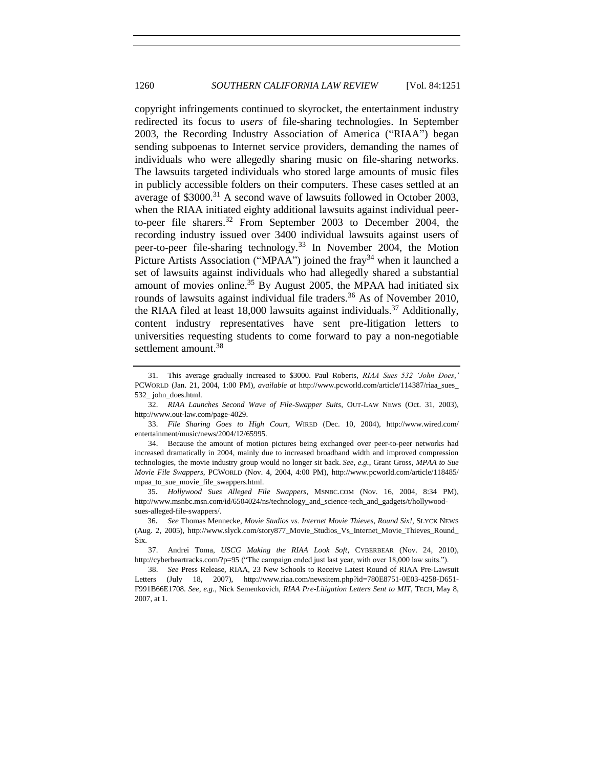copyright infringements continued to skyrocket, the entertainment industry redirected its focus to *users* of file-sharing technologies. In September 2003, the Recording Industry Association of America ("RIAA") began sending subpoenas to Internet service providers, demanding the names of individuals who were allegedly sharing music on file-sharing networks. The lawsuits targeted individuals who stored large amounts of music files in publicly accessible folders on their computers. These cases settled at an average of $3000.[31] A second wave of lawsuits followed in October 2003, when the RIAA initiated eighty additional lawsuits against individual peer-to-peer file sharers.[32] From September 2003 to December 2004, the recording industry issued over 3400 individual lawsuits against users of peer-to-peer file-sharing technology.[33] In November 2004, the Motion Picture Artists Association ("MPAA") joined the fray[34] when it launched a set of lawsuits against individuals who had allegedly shared a substantial amount of movies online.[35] By August 2005, the MPAA had initiated six rounds of lawsuits against individual file traders.[36] As of November 2010, the RIAA filed at least 18,000 lawsuits against individuals.[37] Additionally, content industry representatives have sent pre-litigation letters to universities requesting students to come forward to pay a non-negotiable settlement amount.[38]

---

31. This average gradually increased to $3000. Paul Roberts, *RIAA Sues 532 'John Does,'* PCWORLD (Jan. 21, 2004, 1:00 PM), *available at* http://www.pcworld.com/article/114387/riaa_sues_532_john_does.html.

32. *RIAA Launches Second Wave of File-Swapper Suits*, OUT-LAW NEWS (Oct. 31, 2003), http://www.out-law.com/page-4029.

33. *File Sharing Goes to High Court*, WIRED (Dec. 10, 2004), http://www.wired.com/entertainment/music/news/2004/12/65995.

34. Because the amount of motion pictures being exchanged over peer-to-peer networks had increased dramatically in 2004, mainly due to increased broadband width and improved compression technologies, the movie industry group would no longer sit back. *See, e.g.*, Grant Gross, *MPAA to Sue Movie File Swappers*, PCWORLD (Nov. 4, 2004, 4:00 PM), http://www.pcworld.com/article/118485/mpaa_to_sue_movie_file_swappers.html.

35. *Hollywood Sues Alleged File Swappers*, MSNBC.COM (Nov. 16, 2004, 8:34 PM), http://www.msnbc.msn.com/id/6504024/ns/technology_and_science-tech_and_gadgets/t/hollywood-sues-alleged-file-swappers/.

36. *See* Thomas Mennecke, *Movie Studios vs. Internet Movie Thieves, Round Six!*, SLYCK NEWS (Aug. 2, 2005), http://www.slyck.com/story877_Movie_Studios_Vs_Internet_Movie_Thieves_Round_Six.

37. Andrei Toma, *USCG Making the RIAA Look Soft*, CYBERBEAR (Nov. 24, 2010), http://cyberbeartracks.com/?p=95 ("The campaign ended just last year, with over 18,000 law suits.").

38. *See* Press Release, RIAA, 23 New Schools to Receive Latest Round of RIAA Pre-Lawsuit Letters (July 18, 2007), http://www.riaa.com/newsitem.php?id=780E8751-0E03-4258-D651-F991B66E1708. *See, e.g.*, Nick Semenkovich, *RIAA Pre-Litigation Letters Sent to MIT*, TECH, May 8, 2007, at 1.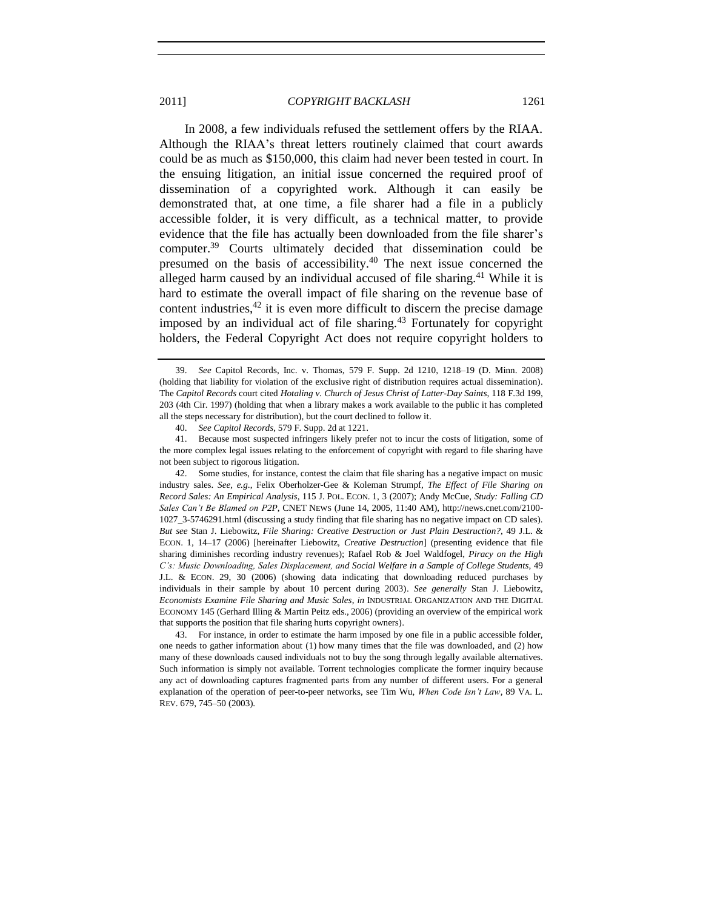In 2008, a few individuals refused the settlement offers by the RIAA. Although the RIAA's threat letters routinely claimed that court awards could be as much as $150,000, this claim had never been tested in court. In the ensuing litigation, an initial issue concerned the required proof of dissemination of a copyrighted work. Although it can easily be demonstrated that, at one time, a file sharer had a file in a publicly accessible folder, it is very difficult, as a technical matter, to provide evidence that the file has actually been downloaded from the file sharer's computer.[39] Courts ultimately decided that dissemination could be presumed on the basis of accessibility.[40] The next issue concerned the alleged harm caused by an individual accused of file sharing.[41] While it is hard to estimate the overall impact of file sharing on the revenue base of content industries,[42] it is even more difficult to discern the precise damage imposed by an individual act of file sharing.[43] Fortunately for copyright holders, the Federal Copyright Act does not require copyright holders to

---

39. *See* Capitol Records, Inc. v. Thomas, 579 F. Supp. 2d 1210, 1218–19 (D. Minn. 2008) (holding that liability for violation of the exclusive right of distribution requires actual dissemination). The *Capitol Records* court cited *Hotaling v. Church of Jesus Christ of Latter-Day Saints*, 118 F.3d 199, 203 (4th Cir. 1997) (holding that when a library makes a work available to the public it has completed all the steps necessary for distribution), but the court declined to follow it.

40. *See Capitol Records*, 579 F. Supp. 2d at 1221.

41. Because most suspected infringers likely prefer not to incur the costs of litigation, some of the more complex legal issues relating to the enforcement of copyright with regard to file sharing have not been subject to rigorous litigation.

42. Some studies, for instance, contest the claim that file sharing has a negative impact on music industry sales. *See, e.g.*, Felix Oberholzer-Gee & Koleman Strumpf, *The Effect of File Sharing on Record Sales: An Empirical Analysis*, 115 J. POL. ECON. 1, 3 (2007); Andy McCue, *Study: Falling CD Sales Can't Be Blamed on P2P*, CNET NEWS (June 14, 2005, 11:40 AM), http://news.cnet.com/2100-1027_3-5746291.html (discussing a study finding that file sharing has no negative impact on CD sales). *But see* Stan J. Liebowitz, *File Sharing: Creative Destruction or Just Plain Destruction?*, 49 J.L. & ECON. 1, 14–17 (2006) [hereinafter Liebowitz, *Creative Destruction*] (presenting evidence that file sharing diminishes recording industry revenues); Rafael Rob & Joel Waldfogel, *Piracy on the High C's: Music Downloading, Sales Displacement, and Social Welfare in a Sample of College Students*, 49 J.L. & ECON. 29, 30 (2006) (showing data indicating that downloading reduced purchases by individuals in their sample by about 10 percent during 2003). *See generally* Stan J. Liebowitz, *Economists Examine File Sharing and Music Sales*, *in* INDUSTRIAL ORGANIZATION AND THE DIGITAL ECONOMY 145 (Gerhard Illing & Martin Peitz eds., 2006) (providing an overview of the empirical work that supports the position that file sharing hurts copyright owners).

43. For instance, in order to estimate the harm imposed by one file in a public accessible folder, one needs to gather information about (1) how many times that the file was downloaded, and (2) how many of these downloads caused individuals not to buy the song through legally available alternatives. Such information is simply not available. Torrent technologies complicate the former inquiry because any act of downloading captures fragmented parts from any number of different users. For a general explanation of the operation of peer-to-peer networks, see Tim Wu, *When Code Isn't Law*, 89 VA. L. REV. 679, 745–50 (2003).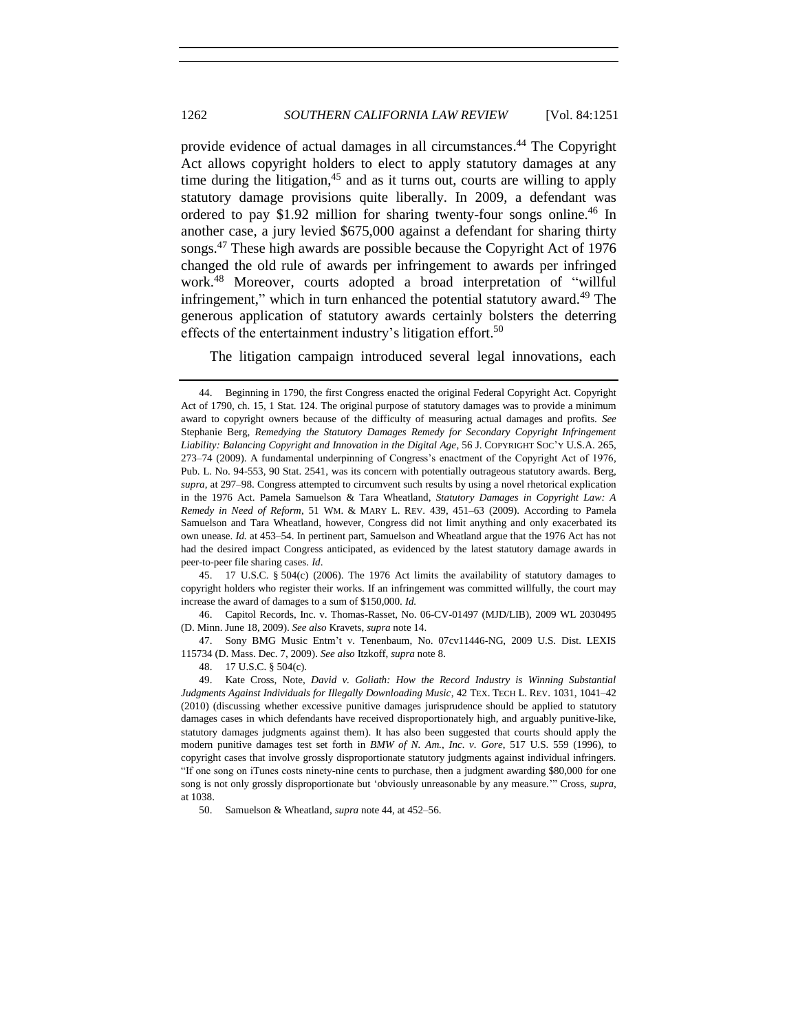provide evidence of actual damages in all circumstances.[44] The Copyright Act allows copyright holders to elect to apply statutory damages at any time during the litigation,[45] and as it turns out, courts are willing to apply statutory damage provisions quite liberally. In 2009, a defendant was ordered to pay $1.92 million for sharing twenty-four songs online.[46] In another case, a jury levied $675,000 against a defendant for sharing thirty songs.[47] These high awards are possible because the Copyright Act of 1976 changed the old rule of awards per infringement to awards per infringed work.[48] Moreover, courts adopted a broad interpretation of "willful infringement," which in turn enhanced the potential statutory award.[49] The generous application of statutory awards certainly bolsters the deterring effects of the entertainment industry's litigation effort.[50]

The litigation campaign introduced several legal innovations, each

---

44. Beginning in 1790, the first Congress enacted the original Federal Copyright Act. Copyright Act of 1790, ch. 15, 1 Stat. 124. The original purpose of statutory damages was to provide a minimum award to copyright owners because of the difficulty of measuring actual damages and profits. *See* Stephanie Berg, *Remedying the Statutory Damages Remedy for Secondary Copyright Infringement Liability: Balancing Copyright and Innovation in the Digital Age*, 56 J. COPYRIGHT SOC'Y U.S.A. 265, 273–74 (2009). A fundamental underpinning of Congress's enactment of the Copyright Act of 1976, Pub. L. No. 94-553, 90 Stat. 2541, was its concern with potentially outrageous statutory awards. Berg, *supra*, at 297–98. Congress attempted to circumvent such results by using a novel rhetorical explication in the 1976 Act. Pamela Samuelson & Tara Wheatland, *Statutory Damages in Copyright Law: A Remedy in Need of Reform*, 51 WM. & MARY L. REV. 439, 451–63 (2009). According to Pamela Samuelson and Tara Wheatland, however, Congress did not limit anything and only exacerbated its own unease. *Id.* at 453–54. In pertinent part, Samuelson and Wheatland argue that the 1976 Act has not had the desired impact Congress anticipated, as evidenced by the latest statutory damage awards in peer-to-peer file sharing cases. *Id*.

45. 17 U.S.C. § 504(c) (2006). The 1976 Act limits the availability of statutory damages to copyright holders who register their works. If an infringement was committed willfully, the court may increase the award of damages to a sum of $150,000. *Id.*

46. Capitol Records, Inc. v. Thomas-Rasset, No. 06-CV-01497 (MJD/LIB), 2009 WL 2030495 (D. Minn. June 18, 2009). *See also* Kravets, *supra* note 14.

47. Sony BMG Music Entm't v. Tenenbaum, No. 07cv11446-NG, 2009 U.S. Dist. LEXIS 115734 (D. Mass. Dec. 7, 2009). *See also* Itzkoff, *supra* note 8.

48. 17 U.S.C. § 504(c).

49. Kate Cross, Note, *David v. Goliath: How the Record Industry is Winning Substantial Judgments Against Individuals for Illegally Downloading Music*, 42 TEX. TECH L. REV. 1031, 1041–42 (2010) (discussing whether excessive punitive damages jurisprudence should be applied to statutory damages cases in which defendants have received disproportionately high, and arguably punitive-like, statutory damages judgments against them). It has also been suggested that courts should apply the modern punitive damages test set forth in *BMW of N. Am., Inc. v. Gore*, 517 U.S. 559 (1996), to copyright cases that involve grossly disproportionate statutory judgments against individual infringers. "If one song on iTunes costs ninety-nine cents to purchase, then a judgment awarding $80,000 for one song is not only grossly disproportionate but 'obviously unreasonable by any measure.'" Cross, *supra*, at 1038.

50. Samuelson & Wheatland, *supra* note 44, at 452–56.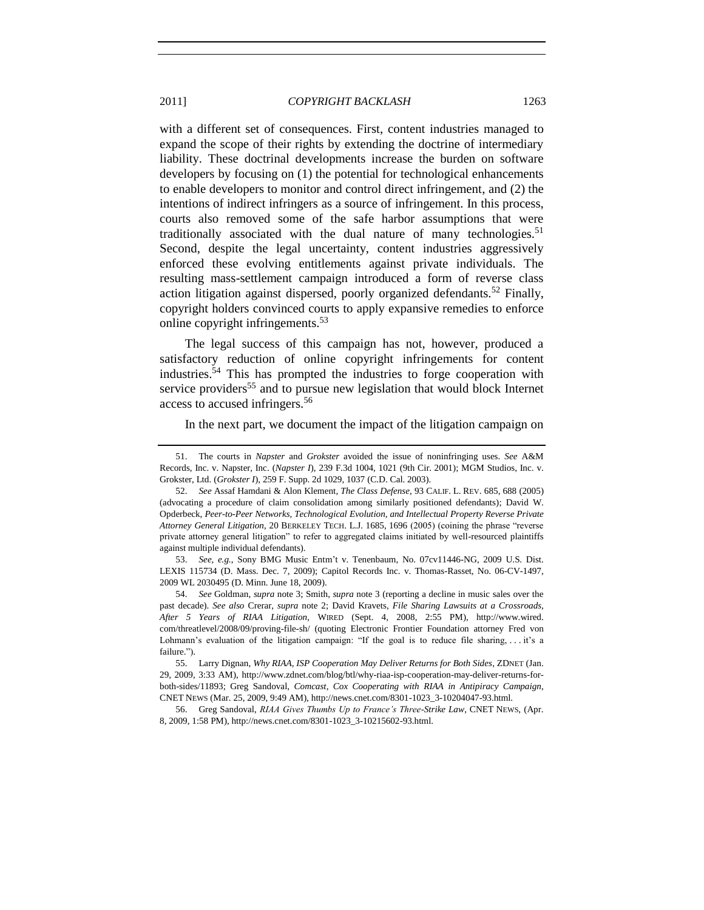with a different set of consequences. First, content industries managed to expand the scope of their rights by extending the doctrine of intermediary liability. These doctrinal developments increase the burden on software developers by focusing on (1) the potential for technological enhancements to enable developers to monitor and control direct infringement, and (2) the intentions of indirect infringers as a source of infringement. In this process, courts also removed some of the safe harbor assumptions that were traditionally associated with the dual nature of many technologies.[51] Second, despite the legal uncertainty, content industries aggressively enforced these evolving entitlements against private individuals. The resulting mass-settlement campaign introduced a form of reverse class action litigation against dispersed, poorly organized defendants.[52] Finally, copyright holders convinced courts to apply expansive remedies to enforce online copyright infringements.[53]

The legal success of this campaign has not, however, produced a satisfactory reduction of online copyright infringements for content industries.[54] This has prompted the industries to forge cooperation with service providers[55] and to pursue new legislation that would block Internet access to accused infringers.[56]

In the next part, we document the impact of the litigation campaign on

---

51. The courts in *Napster* and *Grokster* avoided the issue of noninfringing uses. *See* A&M Records, Inc. v. Napster, Inc. (*Napster I*), 239 F.3d 1004, 1021 (9th Cir. 2001); MGM Studios, Inc. v. Grokster, Ltd. (*Grokster I*), 259 F. Supp. 2d 1029, 1037 (C.D. Cal. 2003).

52. *See* Assaf Hamdani & Alon Klement, *The Class Defense*, 93 CALIF. L. REV. 685, 688 (2005) (advocating a procedure of claim consolidation among similarly positioned defendants); David W. Opderbeck, *Peer-to-Peer Networks, Technological Evolution, and Intellectual Property Reverse Private Attorney General Litigation*, 20 BERKELEY TECH. L.J. 1685, 1696 (2005) (coining the phrase "reverse private attorney general litigation" to refer to aggregated claims initiated by well-resourced plaintiffs against multiple individual defendants).

53. *See, e.g.*, Sony BMG Music Entm't v. Tenenbaum, No. 07cv11446-NG, 2009 U.S. Dist. LEXIS 115734 (D. Mass. Dec. 7, 2009); Capitol Records Inc. v. Thomas-Rasset, No. 06-CV-1497, 2009 WL 2030495 (D. Minn. June 18, 2009).

54. *See* Goldman, *supra* note 3; Smith, *supra* note 3 (reporting a decline in music sales over the past decade). *See also* Crerar, *supra* note 2; David Kravets, *File Sharing Lawsuits at a Crossroads, After 5 Years of RIAA Litigation*, WIRED (Sept. 4, 2008, 2:55 PM), http://www.wired.com/threatlevel/2008/09/proving-file-sh/ (quoting Electronic Frontier Foundation attorney Fred von Lohmann's evaluation of the litigation campaign: "If the goal is to reduce file sharing, . . . it's a failure.").

55. Larry Dignan, *Why RIAA, ISP Cooperation May Deliver Returns for Both Sides*, ZDNET (Jan. 29, 2009, 3:33 AM), http://www.zdnet.com/blog/btl/why-riaa-isp-cooperation-may-deliver-returns-for-both-sides/11893; Greg Sandoval, *Comcast, Cox Cooperating with RIAA in Antipiracy Campaign*, CNET NEWS (Mar. 25, 2009, 9:49 AM), http://news.cnet.com/8301-1023_3-10204047-93.html.

56. Greg Sandoval, *RIAA Gives Thumbs Up to France's Three-Strike Law*, CNET NEWS, (Apr. 8, 2009, 1:58 PM), http://news.cnet.com/8301-1023_3-10215602-93.html.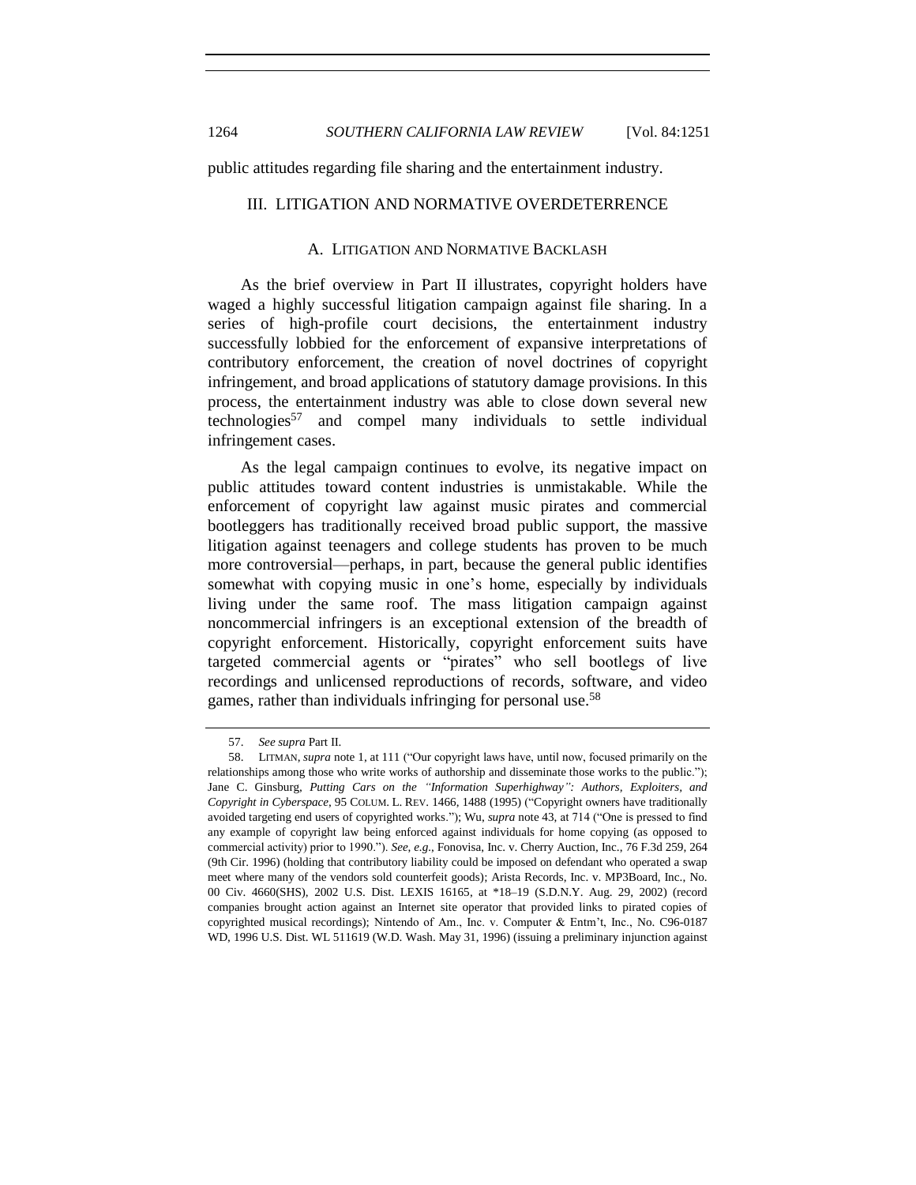public attitudes regarding file sharing and the entertainment industry.

## III. LITIGATION AND NORMATIVE OVERDETERRENCE

### A. LITIGATION AND NORMATIVE BACKLASH

As the brief overview in Part II illustrates, copyright holders have waged a highly successful litigation campaign against file sharing. In a series of high-profile court decisions, the entertainment industry successfully lobbied for the enforcement of expansive interpretations of contributory enforcement, the creation of novel doctrines of copyright infringement, and broad applications of statutory damage provisions. In this process, the entertainment industry was able to close down several new technologies[57] and compel many individuals to settle individual infringement cases.

As the legal campaign continues to evolve, its negative impact on public attitudes toward content industries is unmistakable. While the enforcement of copyright law against music pirates and commercial bootleggers has traditionally received broad public support, the massive litigation against teenagers and college students has proven to be much more controversial—perhaps, in part, because the general public identifies somewhat with copying music in one's home, especially by individuals living under the same roof. The mass litigation campaign against noncommercial infringers is an exceptional extension of the breadth of copyright enforcement. Historically, copyright enforcement suits have targeted commercial agents or "pirates" who sell bootlegs of live recordings and unlicensed reproductions of records, software, and video games, rather than individuals infringing for personal use.[58]

---

57. *See supra* Part II.

58. LITMAN, *supra* note 1, at 111 ("Our copyright laws have, until now, focused primarily on the relationships among those who write works of authorship and disseminate those works to the public."); Jane C. Ginsburg, *Putting Cars on the "Information Superhighway": Authors, Exploiters, and Copyright in Cyberspace*, 95 COLUM. L. REV. 1466, 1488 (1995) ("Copyright owners have traditionally avoided targeting end users of copyrighted works."); Wu, *supra* note 43, at 714 ("One is pressed to find any example of copyright law being enforced against individuals for home copying (as opposed to commercial activity) prior to 1990."). *See, e.g.*, Fonovisa, Inc. v. Cherry Auction, Inc., 76 F.3d 259, 264 (9th Cir. 1996) (holding that contributory liability could be imposed on defendant who operated a swap meet where many of the vendors sold counterfeit goods); Arista Records, Inc. v. MP3Board, Inc., No. 00 Civ. 4660(SHS), 2002 U.S. Dist. LEXIS 16165, at *18–19 (S.D.N.Y. Aug. 29, 2002) (record companies brought action against an Internet site operator that provided links to pirated copies of copyrighted musical recordings); Nintendo of Am., Inc. v. Computer & Entm't, Inc., No. C96-0187 WD, 1996 U.S. Dist. WL 511619 (W.D. Wash. May 31, 1996) (issuing a preliminary injunction against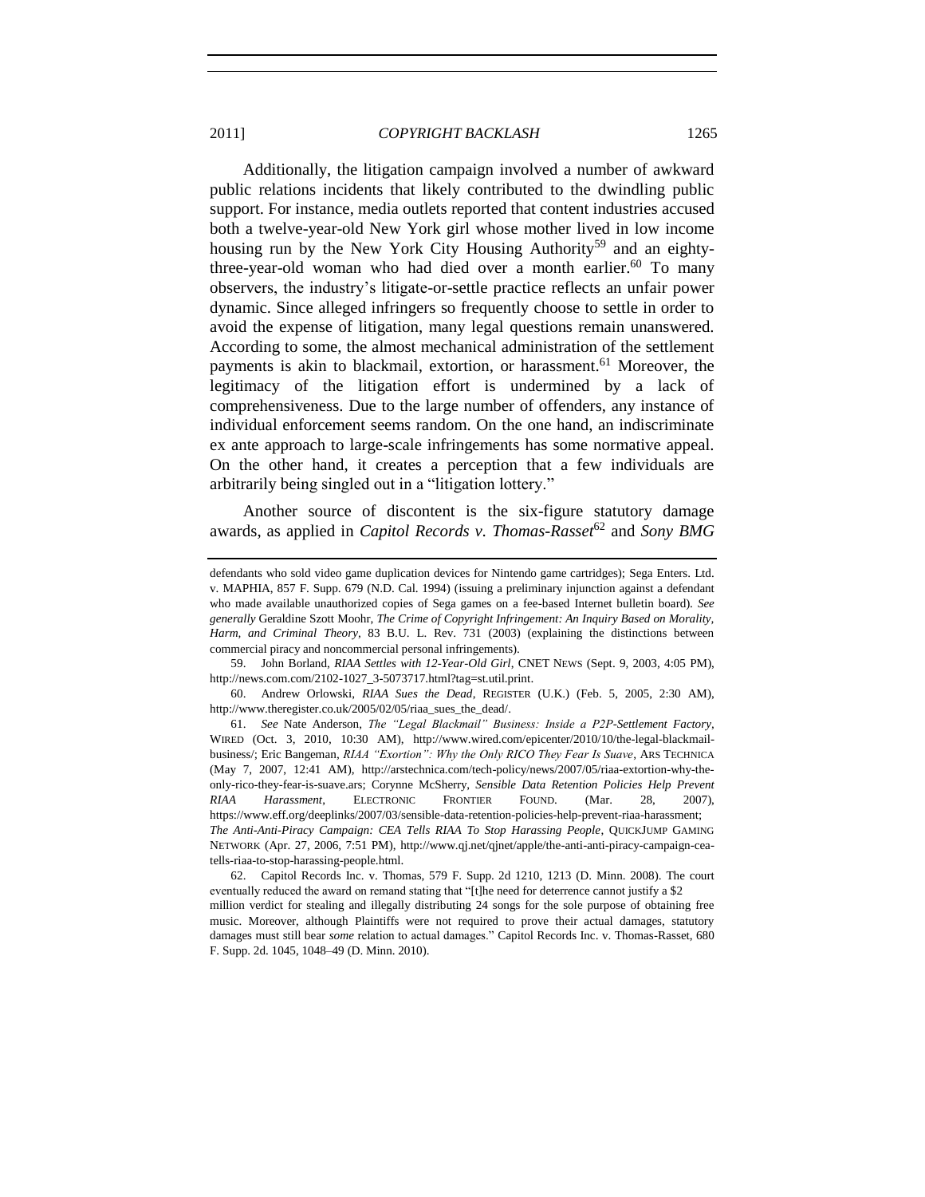Additionally, the litigation campaign involved a number of awkward public relations incidents that likely contributed to the dwindling public support. For instance, media outlets reported that content industries accused both a twelve-year-old New York girl whose mother lived in low income housing run by the New York City Housing Authority[59] and an eighty-three-year-old woman who had died over a month earlier.[60] To many observers, the industry's litigate-or-settle practice reflects an unfair power dynamic. Since alleged infringers so frequently choose to settle in order to avoid the expense of litigation, many legal questions remain unanswered. According to some, the almost mechanical administration of the settlement payments is akin to blackmail, extortion, or harassment.[61] Moreover, the legitimacy of the litigation effort is undermined by a lack of comprehensiveness. Due to the large number of offenders, any instance of individual enforcement seems random. On the one hand, an indiscriminate ex ante approach to large-scale infringements has some normative appeal. On the other hand, it creates a perception that a few individuals are arbitrarily being singled out in a "litigation lottery."

Another source of discontent is the six-figure statutory damage awards, as applied in *Capitol Records v. Thomas-Rasset*[62] and *Sony BMG*

---

defendants who sold video game duplication devices for Nintendo game cartridges); Sega Enters. Ltd. v. MAPHIA, 857 F. Supp. 679 (N.D. Cal. 1994) (issuing a preliminary injunction against a defendant who made available unauthorized copies of Sega games on a fee-based Internet bulletin board). *See generally* Geraldine Szott Moohr, *The Crime of Copyright Infringement: An Inquiry Based on Morality, Harm, and Criminal Theory*, 83 B.U. L. Rev. 731 (2003) (explaining the distinctions between commercial piracy and noncommercial personal infringements).

59. John Borland, *RIAA Settles with 12-Year-Old Girl*, CNET NEWS (Sept. 9, 2003, 4:05 PM), http://news.com.com/2102-1027_3-5073717.html?tag=st.util.print.

60. Andrew Orlowski, *RIAA Sues the Dead*, REGISTER (U.K.) (Feb. 5, 2005, 2:30 AM), http://www.theregister.co.uk/2005/02/05/riaa_sues_the_dead/.

61. *See* Nate Anderson, *The "Legal Blackmail" Business: Inside a P2P-Settlement Factory*, WIRED (Oct. 3, 2010, 10:30 AM), http://www.wired.com/epicenter/2010/10/the-legal-blackmail-business/; Eric Bangeman, *RIAA "Exortion": Why the Only RICO They Fear Is Suave*, ARS TECHNICA (May 7, 2007, 12:41 AM), http://arstechnica.com/tech-policy/news/2007/05/riaa-extortion-why-the-only-rico-they-fear-is-suave.ars; Corynne McSherry, *Sensible Data Retention Policies Help Prevent RIAA Harassment*, ELECTRONIC FRONTIER FOUND. (Mar. 28, 2007), https://www.eff.org/deeplinks/2007/03/sensible-data-retention-policies-help-prevent-riaa-harassment; *The Anti-Anti-Piracy Campaign: CEA Tells RIAA To Stop Harassing People*, QUICKJUMP GAMING NETWORK (Apr. 27, 2006, 7:51 PM), http://www.qj.net/qjnet/apple/the-anti-anti-piracy-campaign-cea-tells-riaa-to-stop-harassing-people.html.

62. Capitol Records Inc. v. Thomas, 579 F. Supp. 2d 1210, 1213 (D. Minn. 2008). The court eventually reduced the award on remand stating that "[t]he need for deterrence cannot justify a $2 million verdict for stealing and illegally distributing 24 songs for the sole purpose of obtaining free music. Moreover, although Plaintiffs were not required to prove their actual damages, statutory damages must still bear *some* relation to actual damages." Capitol Records Inc. v. Thomas-Rasset, 680 F. Supp. 2d. 1045, 1048–49 (D. Minn. 2010).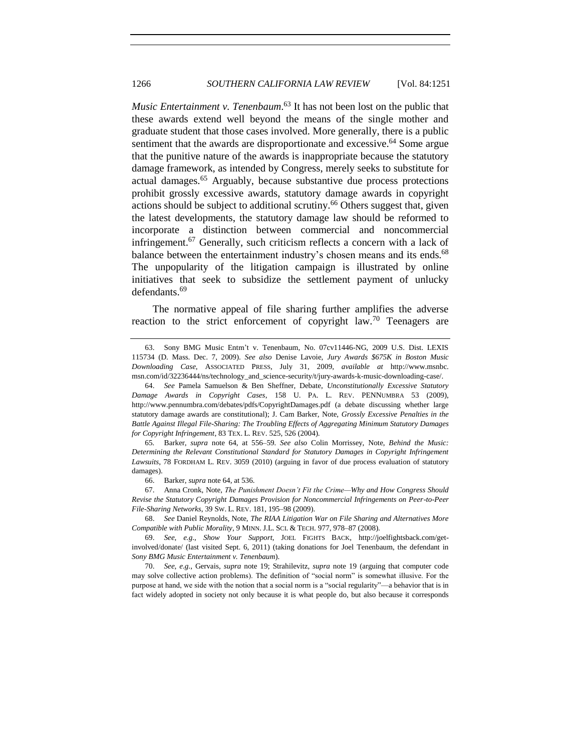*Music Entertainment v. Tenenbaum*.[63] It has not been lost on the public that these awards extend well beyond the means of the single mother and graduate student that those cases involved. More generally, there is a public sentiment that the awards are disproportionate and excessive.[64] Some argue that the punitive nature of the awards is inappropriate because the statutory damage framework, as intended by Congress, merely seeks to substitute for actual damages.[65] Arguably, because substantive due process protections prohibit grossly excessive awards, statutory damage awards in copyright actions should be subject to additional scrutiny.[66] Others suggest that, given the latest developments, the statutory damage law should be reformed to incorporate a distinction between commercial and noncommercial infringement.[67] Generally, such criticism reflects a concern with a lack of balance between the entertainment industry's chosen means and its ends.[68] The unpopularity of the litigation campaign is illustrated by online initiatives that seek to subsidize the settlement payment of unlucky defendants.[69]

The normative appeal of file sharing further amplifies the adverse reaction to the strict enforcement of copyright law.[70] Teenagers are

---

63. Sony BMG Music Entm't v. Tenenbaum, No. 07cv11446-NG, 2009 U.S. Dist. LEXIS 115734 (D. Mass. Dec. 7, 2009). *See also* Denise Lavoie, *Jury Awards $675K in Boston Music Downloading Case*, ASSOCIATED PRESS, July 31, 2009, *available at* http://www.msnbc.msn.com/id/32236444/ns/technology_and_science-security/t/jury-awards-k-music-downloading-case/.

64. *See* Pamela Samuelson & Ben Sheffner, Debate, *Unconstitutionally Excessive Statutory Damage Awards in Copyright Cases*, 158 U. PA. L. REV. PENNUMBRA 53 (2009), http://www.pennumbra.com/debates/pdfs/CopyrightDamages.pdf (a debate discussing whether large statutory damage awards are constitutional); J. Cam Barker, Note, *Grossly Excessive Penalties in the Battle Against Illegal File-Sharing: The Troubling Effects of Aggregating Minimum Statutory Damages for Copyright Infringement*, 83 TEX. L. REV. 525, 526 (2004).

65. Barker, *supra* note 64, at 556–59. *See also* Colin Morrissey, Note, *Behind the Music: Determining the Relevant Constitutional Standard for Statutory Damages in Copyright Infringement Lawsuits*, 78 FORDHAM L. REV. 3059 (2010) (arguing in favor of due process evaluation of statutory damages).

66. Barker, *supra* note 64, at 536.

67. Anna Cronk, Note, *The Punishment Doesn't Fit the Crime—Why and How Congress Should Revise the Statutory Copyright Damages Provision for Noncommercial Infringements on Peer-to-Peer File-Sharing Networks*, 39 SW. L. REV. 181, 195–98 (2009).

68. *See* Daniel Reynolds, Note, *The RIAA Litigation War on File Sharing and Alternatives More Compatible with Public Morality*, 9 MINN. J.L. SCI. & TECH. 977, 978–87 (2008).

69. *See, e.g.*, *Show Your Support*, JOEL FIGHTS BACK, http://joelfightsback.com/get-involved/donate/ (last visited Sept. 6, 2011) (taking donations for Joel Tenenbaum, the defendant in *Sony BMG Music Entertainment v. Tenenbaum*).

70. *See, e.g.*, Gervais, *supra* note 19; Strahilevitz, *supra* note 19 (arguing that computer code may solve collective action problems). The definition of "social norm" is somewhat illusive. For the purpose at hand, we side with the notion that a social norm is a "social regularity"—a behavior that is in fact widely adopted in society not only because it is what people do, but also because it corresponds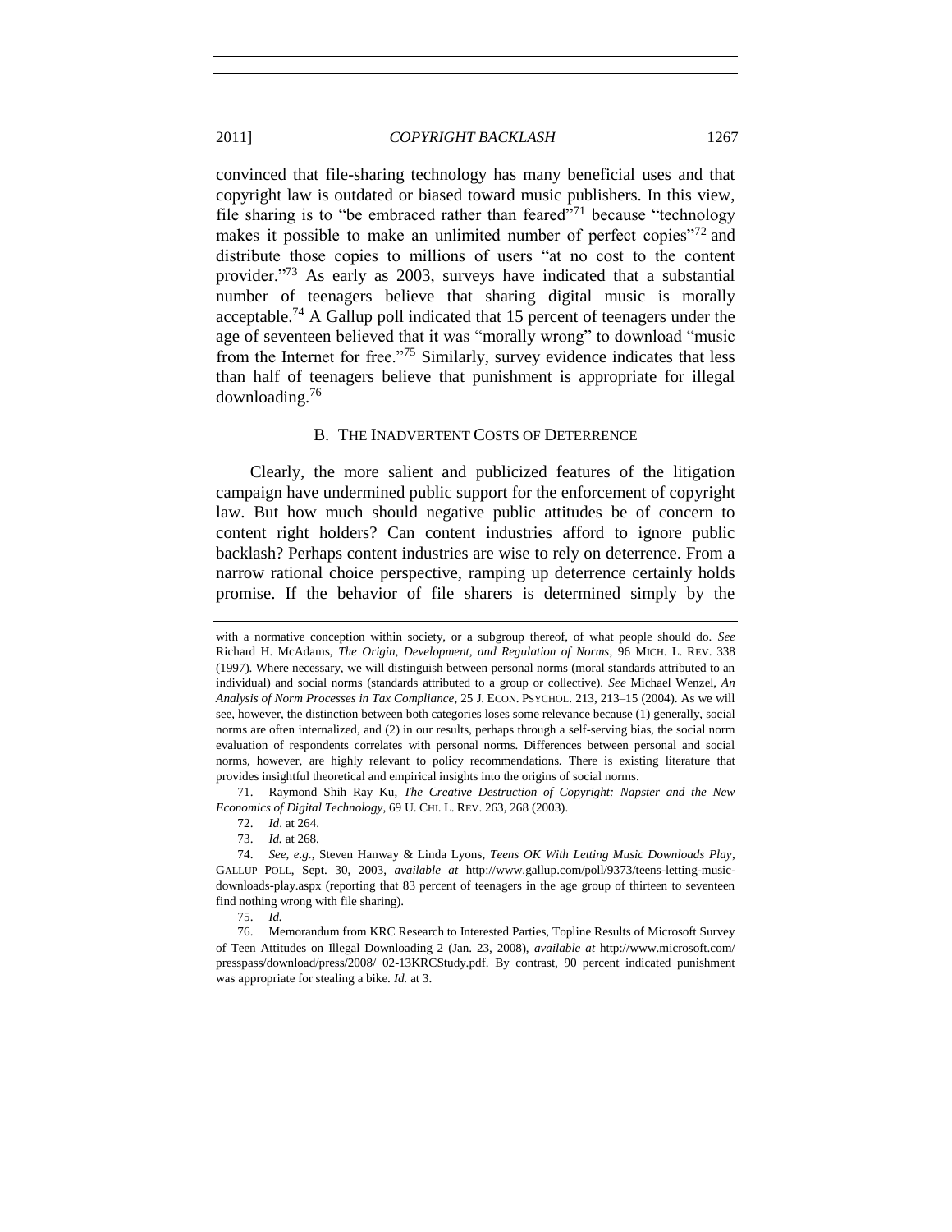convinced that file-sharing technology has many beneficial uses and that copyright law is outdated or biased toward music publishers. In this view, file sharing is to "be embraced rather than feared"[71] because "technology makes it possible to make an unlimited number of perfect copies"[72] and distribute those copies to millions of users "at no cost to the content provider."[73] As early as 2003, surveys have indicated that a substantial number of teenagers believe that sharing digital music is morally acceptable.[74] A Gallup poll indicated that 15 percent of teenagers under the age of seventeen believed that it was "morally wrong" to download "music from the Internet for free."[75] Similarly, survey evidence indicates that less than half of teenagers believe that punishment is appropriate for illegal downloading.[76]

## B. The Inadvertent Costs of Deterrence

Clearly, the more salient and publicized features of the litigation campaign have undermined public support for the enforcement of copyright law. But how much should negative public attitudes be of concern to content right holders? Can content industries afford to ignore public backlash? Perhaps content industries are wise to rely on deterrence. From a narrow rational choice perspective, ramping up deterrence certainly holds promise. If the behavior of file sharers is determined simply by the

---

with a normative conception within society, or a subgroup thereof, of what people should do. *See* Richard H. McAdams, *The Origin, Development, and Regulation of Norms*, 96 MICH. L. REV. 338 (1997). Where necessary, we will distinguish between personal norms (moral standards attributed to an individual) and social norms (standards attributed to a group or collective). *See* Michael Wenzel, *An Analysis of Norm Processes in Tax Compliance*, 25 J. ECON. PSYCHOL. 213, 213–15 (2004). As we will see, however, the distinction between both categories loses some relevance because (1) generally, social norms are often internalized, and (2) in our results, perhaps through a self-serving bias, the social norm evaluation of respondents correlates with personal norms. Differences between personal and social norms, however, are highly relevant to policy recommendations. There is existing literature that provides insightful theoretical and empirical insights into the origins of social norms.

71. Raymond Shih Ray Ku, *The Creative Destruction of Copyright: Napster and the New Economics of Digital Technology*, 69 U. CHI. L. REV. 263, 268 (2003).

72. *Id*. at 264.

73. *Id.* at 268.

74. *See, e.g.*, Steven Hanway & Linda Lyons, *Teens OK With Letting Music Downloads Play*, GALLUP POLL, Sept. 30, 2003, *available at* http://www.gallup.com/poll/9373/teens-letting-music-downloads-play.aspx (reporting that 83 percent of teenagers in the age group of thirteen to seventeen find nothing wrong with file sharing).

75. *Id.*

76. Memorandum from KRC Research to Interested Parties, Topline Results of Microsoft Survey of Teen Attitudes on Illegal Downloading 2 (Jan. 23, 2008), *available at* http://www.microsoft.com/presspass/download/press/2008/ 02-13KRCStudy.pdf. By contrast, 90 percent indicated punishment was appropriate for stealing a bike. *Id.* at 3.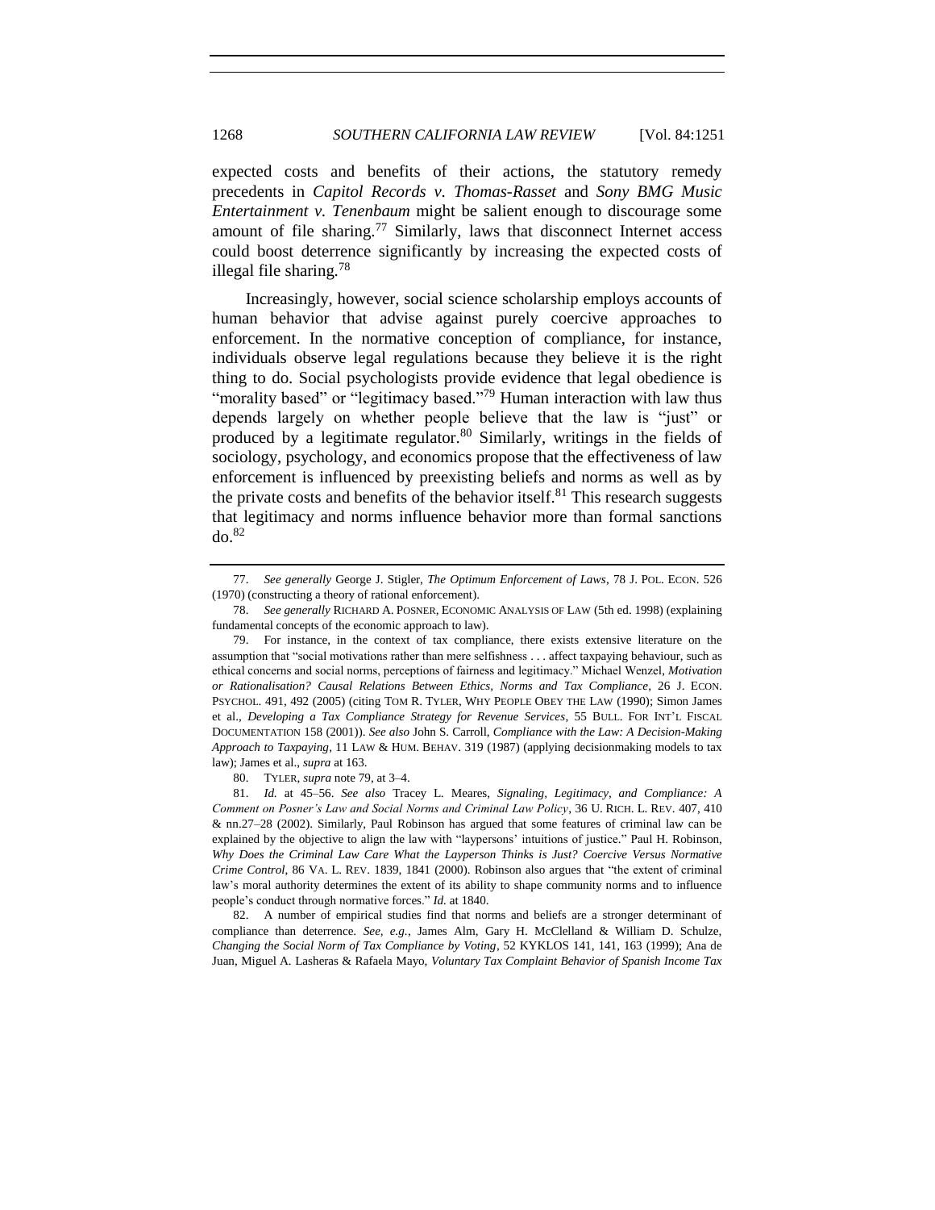expected costs and benefits of their actions, the statutory remedy precedents in *Capitol Records v. Thomas-Rasset* and *Sony BMG Music Entertainment v. Tenenbaum* might be salient enough to discourage some amount of file sharing.[77] Similarly, laws that disconnect Internet access could boost deterrence significantly by increasing the expected costs of illegal file sharing.[78]

Increasingly, however, social science scholarship employs accounts of human behavior that advise against purely coercive approaches to enforcement. In the normative conception of compliance, for instance, individuals observe legal regulations because they believe it is the right thing to do. Social psychologists provide evidence that legal obedience is "morality based" or "legitimacy based."[79] Human interaction with law thus depends largely on whether people believe that the law is "just" or produced by a legitimate regulator.[80] Similarly, writings in the fields of sociology, psychology, and economics propose that the effectiveness of law enforcement is influenced by preexisting beliefs and norms as well as by the private costs and benefits of the behavior itself.[81] This research suggests that legitimacy and norms influence behavior more than formal sanctions do.[82]

---

77. *See generally* George J. Stigler, *The Optimum Enforcement of Laws*, 78 J. POL. ECON. 526 (1970) (constructing a theory of rational enforcement).

78. *See generally* RICHARD A. POSNER, ECONOMIC ANALYSIS OF LAW (5th ed. 1998) (explaining fundamental concepts of the economic approach to law).

79. For instance, in the context of tax compliance, there exists extensive literature on the assumption that "social motivations rather than mere selfishness . . . affect taxpaying behaviour, such as ethical concerns and social norms, perceptions of fairness and legitimacy." Michael Wenzel, *Motivation or Rationalisation? Causal Relations Between Ethics, Norms and Tax Compliance*, 26 J. ECON. PSYCHOL. 491, 492 (2005) (citing TOM R. TYLER, WHY PEOPLE OBEY THE LAW (1990); Simon James et al., *Developing a Tax Compliance Strategy for Revenue Services*, 55 BULL. FOR INT'L FISCAL DOCUMENTATION 158 (2001)). *See also* John S. Carroll, *Compliance with the Law: A Decision-Making Approach to Taxpaying*, 11 LAW & HUM. BEHAV. 319 (1987) (applying decisionmaking models to tax law); James et al., *supra* at 163.

80. TYLER, *supra* note 79, at 3–4.

81. *Id.* at 45–56. *See also* Tracey L. Meares, *Signaling, Legitimacy, and Compliance: A Comment on Posner's Law and Social Norms and Criminal Law Policy*, 36 U. RICH. L. REV. 407, 410 & nn.27–28 (2002). Similarly, Paul Robinson has argued that some features of criminal law can be explained by the objective to align the law with "laypersons' intuitions of justice." Paul H. Robinson, *Why Does the Criminal Law Care What the Layperson Thinks is Just? Coercive Versus Normative Crime Control*, 86 VA. L. REV. 1839, 1841 (2000). Robinson also argues that "the extent of criminal law's moral authority determines the extent of its ability to shape community norms and to influence people's conduct through normative forces." *Id.* at 1840.

82. A number of empirical studies find that norms and beliefs are a stronger determinant of compliance than deterrence. *See, e.g.*, James Alm, Gary H. McClelland & William D. Schulze, *Changing the Social Norm of Tax Compliance by Voting*, 52 KYKLOS 141, 141, 163 (1999); Ana de Juan, Miguel A. Lasheras & Rafaela Mayo, *Voluntary Tax Complaint Behavior of Spanish Income Tax*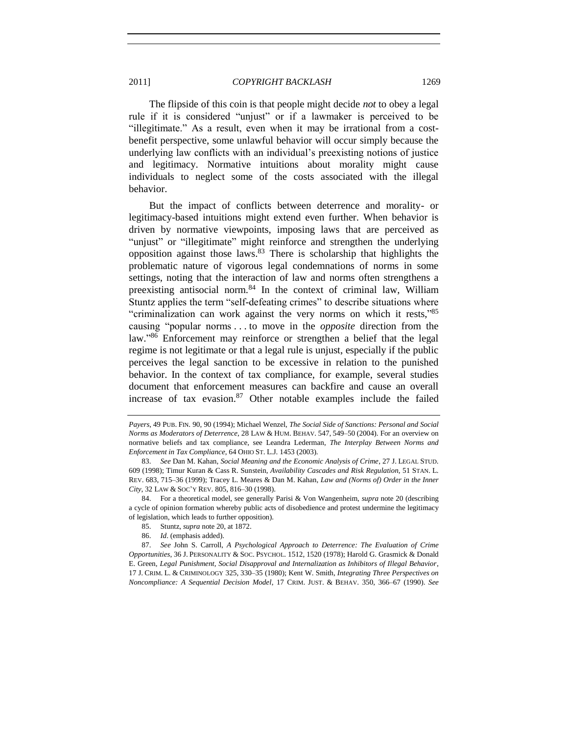The flipside of this coin is that people might decide *not* to obey a legal rule if it is considered "unjust" or if a lawmaker is perceived to be "illegitimate." As a result, even when it may be irrational from a cost-benefit perspective, some unlawful behavior will occur simply because the underlying law conflicts with an individual's preexisting notions of justice and legitimacy. Normative intuitions about morality might cause individuals to neglect some of the costs associated with the illegal behavior.

But the impact of conflicts between deterrence and morality- or legitimacy-based intuitions might extend even further. When behavior is driven by normative viewpoints, imposing laws that are perceived as "unjust" or "illegitimate" might reinforce and strengthen the underlying opposition against those laws.[83] There is scholarship that highlights the problematic nature of vigorous legal condemnations of norms in some settings, noting that the interaction of law and norms often strengthens a preexisting antisocial norm.[84] In the context of criminal law, William Stuntz applies the term "self-defeating crimes" to describe situations where "criminalization can work against the very norms on which it rests,"[85] causing "popular norms . . . to move in the *opposite* direction from the law."[86] Enforcement may reinforce or strengthen a belief that the legal regime is not legitimate or that a legal rule is unjust, especially if the public perceives the legal sanction to be excessive in relation to the punished behavior. In the context of tax compliance, for example, several studies document that enforcement measures can backfire and cause an overall increase of tax evasion.[87] Other notable examples include the failed

---

*Payers*, 49 PUB. FIN. 90, 90 (1994); Michael Wenzel, *The Social Side of Sanctions: Personal and Social Norms as Moderators of Deterrence*, 28 LAW & HUM. BEHAV. 547, 549–50 (2004). For an overview on normative beliefs and tax compliance, see Leandra Lederman, *The Interplay Between Norms and Enforcement in Tax Compliance*, 64 OHIO ST. L.J. 1453 (2003).

83. *See* Dan M. Kahan, *Social Meaning and the Economic Analysis of Crime*, 27 J. LEGAL STUD. 609 (1998); Timur Kuran & Cass R. Sunstein, *Availability Cascades and Risk Regulation*, 51 STAN. L. REV. 683, 715–36 (1999); Tracey L. Meares & Dan M. Kahan, *Law and (Norms of) Order in the Inner City*, 32 LAW & SOC'Y REV. 805, 816–30 (1998).

84. For a theoretical model, see generally Parisi & Von Wangenheim, *supra* note 20 (describing a cycle of opinion formation whereby public acts of disobedience and protest undermine the legitimacy of legislation, which leads to further opposition).

85. Stuntz, *supra* note 20, at 1872.

86. *Id*. (emphasis added).

87. *See* John S. Carroll, *A Psychological Approach to Deterrence: The Evaluation of Crime Opportunities*, 36 J. PERSONALITY & SOC. PSYCHOL. 1512, 1520 (1978); Harold G. Grasmick & Donald E. Green, *Legal Punishment, Social Disapproval and Internalization as Inhibitors of Illegal Behavior*, 17 J. CRIM. L. & CRIMINOLOGY 325, 330–35 (1980); Kent W. Smith, *Integrating Three Perspectives on Noncompliance: A Sequential Decision Model*, 17 CRIM. JUST. & BEHAV. 350, 366–67 (1990). *See*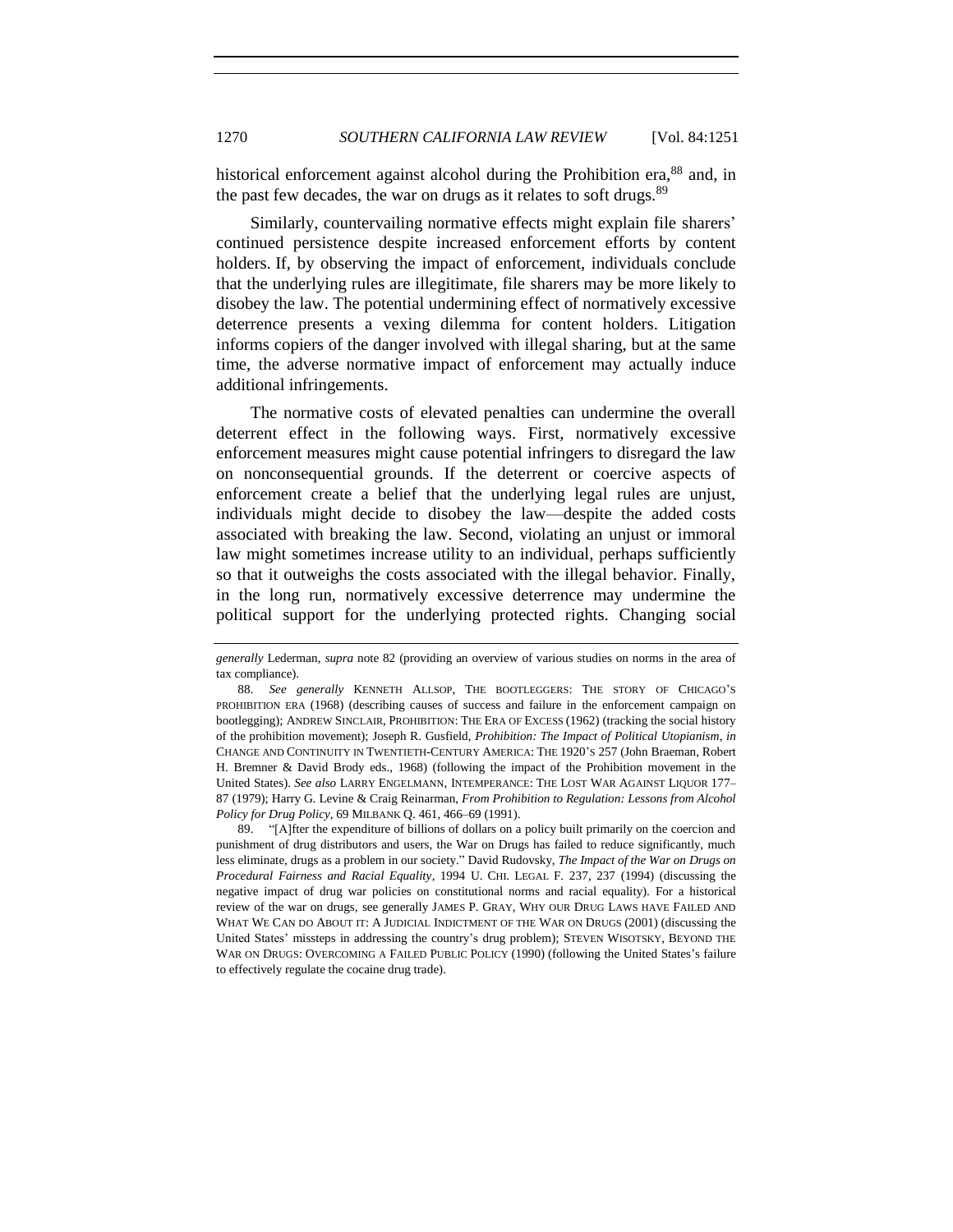historical enforcement against alcohol during the Prohibition era,[88] and, in the past few decades, the war on drugs as it relates to soft drugs.[89]

Similarly, countervailing normative effects might explain file sharers' continued persistence despite increased enforcement efforts by content holders. If, by observing the impact of enforcement, individuals conclude that the underlying rules are illegitimate, file sharers may be more likely to disobey the law. The potential undermining effect of normatively excessive deterrence presents a vexing dilemma for content holders. Litigation informs copiers of the danger involved with illegal sharing, but at the same time, the adverse normative impact of enforcement may actually induce additional infringements.

The normative costs of elevated penalties can undermine the overall deterrent effect in the following ways. First, normatively excessive enforcement measures might cause potential infringers to disregard the law on nonconsequential grounds. If the deterrent or coercive aspects of enforcement create a belief that the underlying legal rules are unjust, individuals might decide to disobey the law—despite the added costs associated with breaking the law. Second, violating an unjust or immoral law might sometimes increase utility to an individual, perhaps sufficiently so that it outweighs the costs associated with the illegal behavior. Finally, in the long run, normatively excessive deterrence may undermine the political support for the underlying protected rights. Changing social

---

*generally* Lederman, *supra* note 82 (providing an overview of various studies on norms in the area of tax compliance).

88. *See generally* KENNETH ALLSOP, THE BOOTLEGGERS: THE STORY OF CHICAGO'S PROHIBITION ERA (1968) (describing causes of success and failure in the enforcement campaign on bootlegging); ANDREW SINCLAIR, PROHIBITION: THE ERA OF EXCESS (1962) (tracking the social history of the prohibition movement); Joseph R. Gusfield, *Prohibition: The Impact of Political Utopianism*, *in* CHANGE AND CONTINUITY IN TWENTIETH-CENTURY AMERICA: THE 1920'S 257 (John Braeman, Robert H. Bremner & David Brody eds., 1968) (following the impact of the Prohibition movement in the United States). *See also* LARRY ENGELMANN, INTEMPERANCE: THE LOST WAR AGAINST LIQUOR 177–87 (1979); Harry G. Levine & Craig Reinarman, *From Prohibition to Regulation: Lessons from Alcohol Policy for Drug Policy*, 69 MILBANK Q. 461, 466–69 (1991).

89. "[A]fter the expenditure of billions of dollars on a policy built primarily on the coercion and punishment of drug distributors and users, the War on Drugs has failed to reduce significantly, much less eliminate, drugs as a problem in our society." David Rudovsky, *The Impact of the War on Drugs on Procedural Fairness and Racial Equality*, 1994 U. CHI. LEGAL F. 237, 237 (1994) (discussing the negative impact of drug war policies on constitutional norms and racial equality). For a historical review of the war on drugs, see generally JAMES P. GRAY, WHY OUR DRUG LAWS HAVE FAILED AND WHAT WE CAN DO ABOUT IT: A JUDICIAL INDICTMENT OF THE WAR ON DRUGS (2001) (discussing the United States' missteps in addressing the country's drug problem); STEVEN WISOTSKY, BEYOND THE WAR ON DRUGS: OVERCOMING A FAILED PUBLIC POLICY (1990) (following the United States's failure to effectively regulate the cocaine drug trade).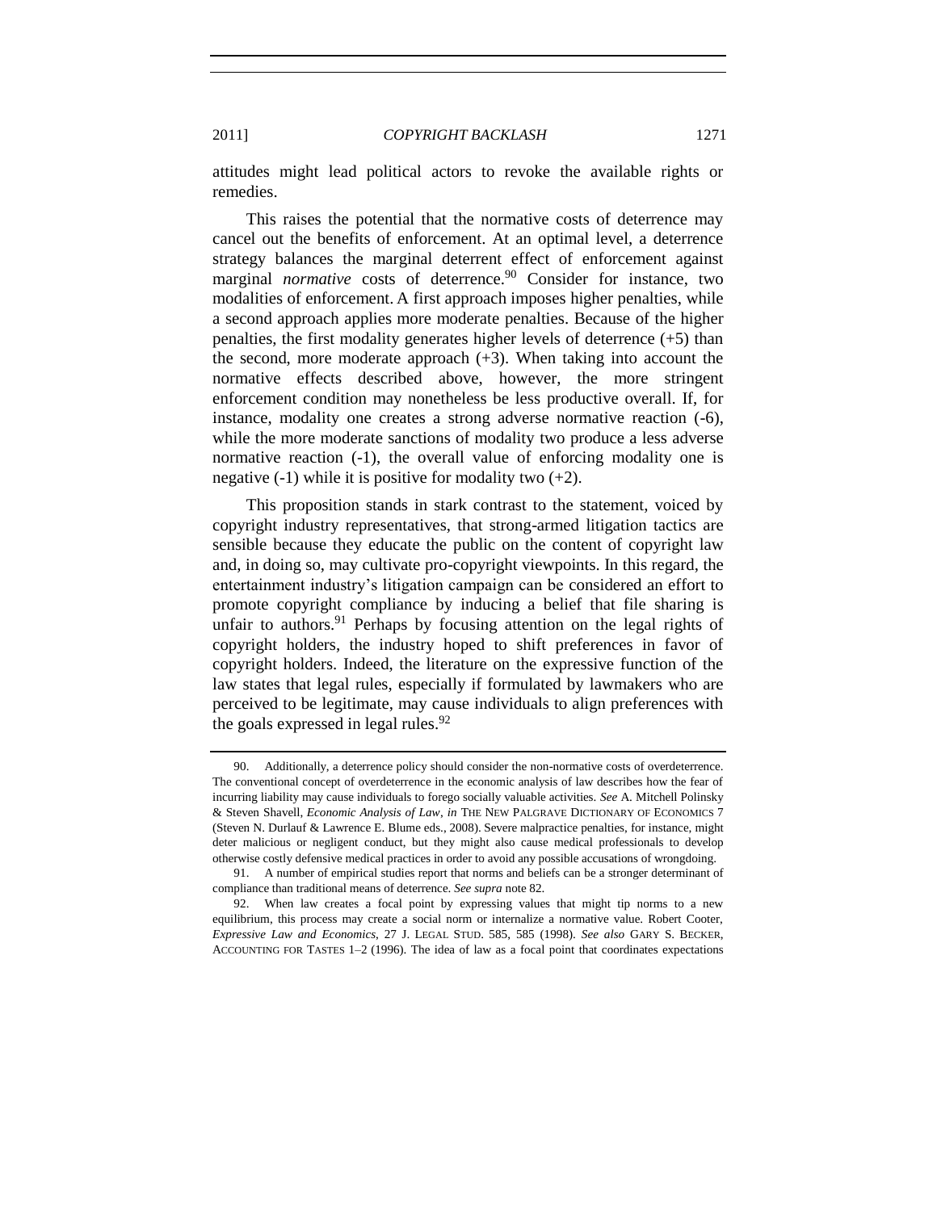attitudes might lead political actors to revoke the available rights or remedies.

This raises the potential that the normative costs of deterrence may cancel out the benefits of enforcement. At an optimal level, a deterrence strategy balances the marginal deterrent effect of enforcement against marginal *normative* costs of deterrence.[90] Consider for instance, two modalities of enforcement. A first approach imposes higher penalties, while a second approach applies more moderate penalties. Because of the higher penalties, the first modality generates higher levels of deterrence (+5) than the second, more moderate approach (+3). When taking into account the normative effects described above, however, the more stringent enforcement condition may nonetheless be less productive overall. If, for instance, modality one creates a strong adverse normative reaction (-6), while the more moderate sanctions of modality two produce a less adverse normative reaction (-1), the overall value of enforcing modality one is negative (-1) while it is positive for modality two (+2).

This proposition stands in stark contrast to the statement, voiced by copyright industry representatives, that strong-armed litigation tactics are sensible because they educate the public on the content of copyright law and, in doing so, may cultivate pro-copyright viewpoints. In this regard, the entertainment industry's litigation campaign can be considered an effort to promote copyright compliance by inducing a belief that file sharing is unfair to authors.[91] Perhaps by focusing attention on the legal rights of copyright holders, the industry hoped to shift preferences in favor of copyright holders. Indeed, the literature on the expressive function of the law states that legal rules, especially if formulated by lawmakers who are perceived to be legitimate, may cause individuals to align preferences with the goals expressed in legal rules.[92]

---

90. Additionally, a deterrence policy should consider the non-normative costs of overdeterrence. The conventional concept of overdeterrence in the economic analysis of law describes how the fear of incurring liability may cause individuals to forego socially valuable activities. *See* A. Mitchell Polinsky & Steven Shavell, *Economic Analysis of Law*, *in* THE NEW PALGRAVE DICTIONARY OF ECONOMICS 7 (Steven N. Durlauf & Lawrence E. Blume eds., 2008). Severe malpractice penalties, for instance, might deter malicious or negligent conduct, but they might also cause medical professionals to develop otherwise costly defensive medical practices in order to avoid any possible accusations of wrongdoing.

91. A number of empirical studies report that norms and beliefs can be a stronger determinant of compliance than traditional means of deterrence. *See supra* note 82.

92. When law creates a focal point by expressing values that might tip norms to a new equilibrium, this process may create a social norm or internalize a normative value. Robert Cooter, *Expressive Law and Economics*, 27 J. LEGAL STUD. 585, 585 (1998). *See also* GARY S. BECKER, ACCOUNTING FOR TASTES 1–2 (1996). The idea of law as a focal point that coordinates expectations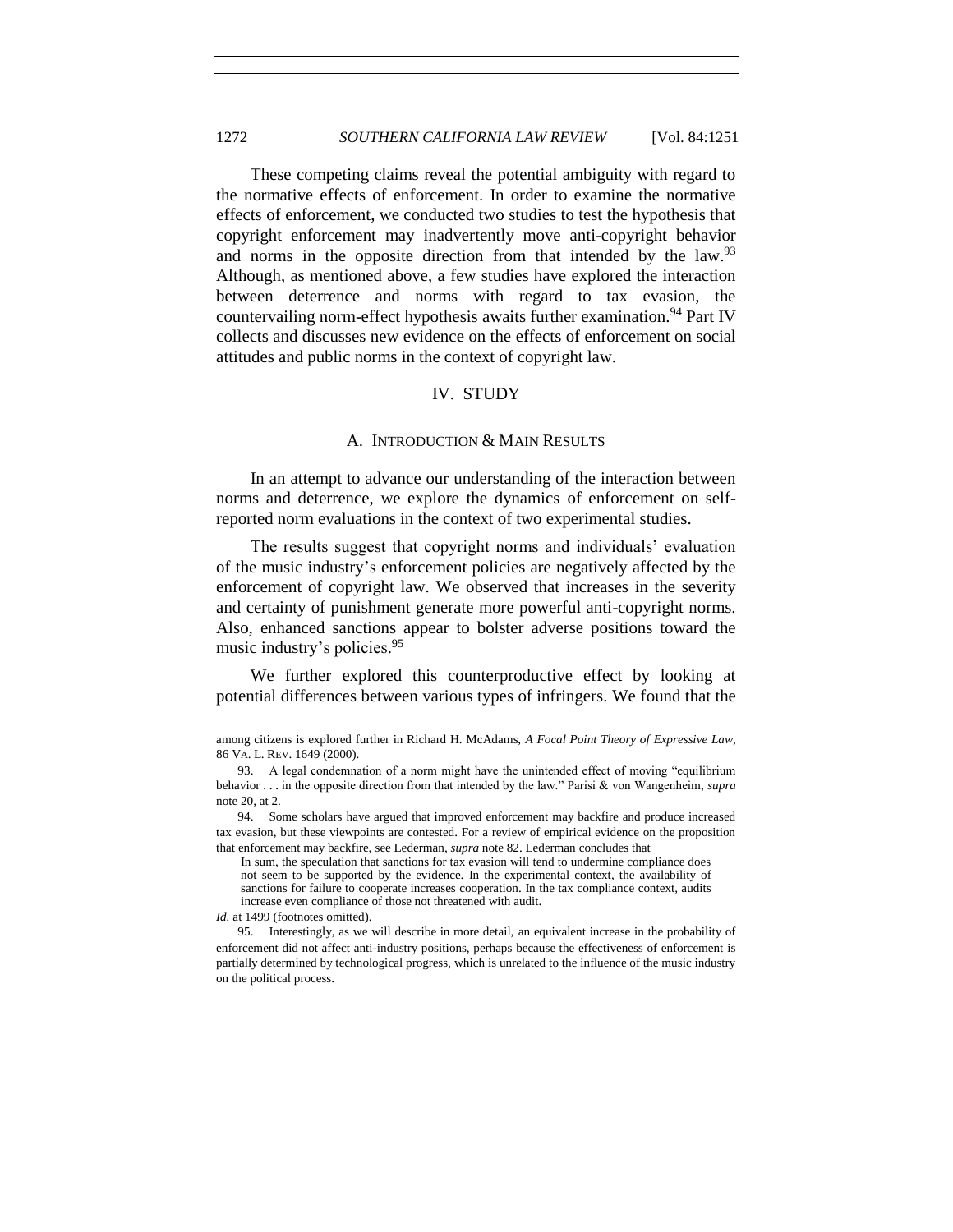These competing claims reveal the potential ambiguity with regard to the normative effects of enforcement. In order to examine the normative effects of enforcement, we conducted two studies to test the hypothesis that copyright enforcement may inadvertently move anti-copyright behavior and norms in the opposite direction from that intended by the law.[93] Although, as mentioned above, a few studies have explored the interaction between deterrence and norms with regard to tax evasion, the countervailing norm-effect hypothesis awaits further examination.[94] Part IV collects and discusses new evidence on the effects of enforcement on social attitudes and public norms in the context of copyright law.

## IV. STUDY

### A. INTRODUCTION & MAIN RESULTS

In an attempt to advance our understanding of the interaction between norms and deterrence, we explore the dynamics of enforcement on self-reported norm evaluations in the context of two experimental studies.

The results suggest that copyright norms and individuals' evaluation of the music industry's enforcement policies are negatively affected by the enforcement of copyright law. We observed that increases in the severity and certainty of punishment generate more powerful anti-copyright norms. Also, enhanced sanctions appear to bolster adverse positions toward the music industry's policies.[95]

We further explored this counterproductive effect by looking at potential differences between various types of infringers. We found that the

---

among citizens is explored further in Richard H. McAdams, *A Focal Point Theory of Expressive Law*, 86 VA. L. REV. 1649 (2000).

93. A legal condemnation of a norm might have the unintended effect of moving "equilibrium behavior . . . in the opposite direction from that intended by the law." Parisi & von Wangenheim, *supra* note 20, at 2.

94. Some scholars have argued that improved enforcement may backfire and produce increased tax evasion, but these viewpoints are contested. For a review of empirical evidence on the proposition that enforcement may backfire, see Lederman, *supra* note 82. Lederman concludes that

> In sum, the speculation that sanctions for tax evasion will tend to undermine compliance does not seem to be supported by the evidence. In the experimental context, the availability of sanctions for failure to cooperate increases cooperation. In the tax compliance context, audits increase even compliance of those not threatened with audit.

*Id.* at 1499 (footnotes omitted).

95. Interestingly, as we will describe in more detail, an equivalent increase in the probability of enforcement did not affect anti-industry positions, perhaps because the effectiveness of enforcement is partially determined by technological progress, which is unrelated to the influence of the music industry on the political process.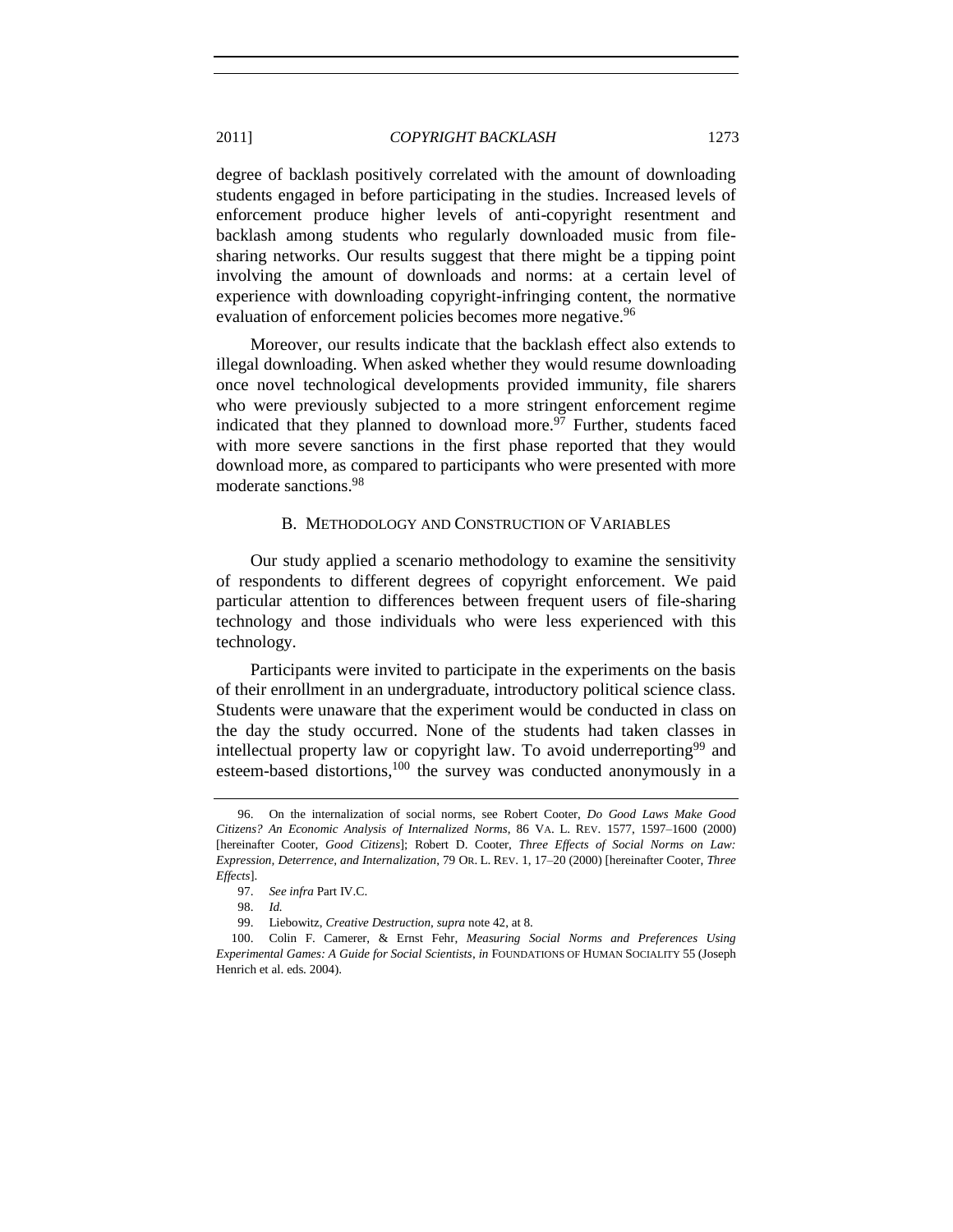degree of backlash positively correlated with the amount of downloading students engaged in before participating in the studies. Increased levels of enforcement produce higher levels of anti-copyright resentment and backlash among students who regularly downloaded music from file-sharing networks. Our results suggest that there might be a tipping point involving the amount of downloads and norms: at a certain level of experience with downloading copyright-infringing content, the normative evaluation of enforcement policies becomes more negative.[96]

Moreover, our results indicate that the backlash effect also extends to illegal downloading. When asked whether they would resume downloading once novel technological developments provided immunity, file sharers who were previously subjected to a more stringent enforcement regime indicated that they planned to download more.[97] Further, students faced with more severe sanctions in the first phase reported that they would download more, as compared to participants who were presented with more moderate sanctions.[98]

### B. Methodology and Construction of Variables

Our study applied a scenario methodology to examine the sensitivity of respondents to different degrees of copyright enforcement. We paid particular attention to differences between frequent users of file-sharing technology and those individuals who were less experienced with this technology.

Participants were invited to participate in the experiments on the basis of their enrollment in an undergraduate, introductory political science class. Students were unaware that the experiment would be conducted in class on the day the study occurred. None of the students had taken classes in intellectual property law or copyright law. To avoid underreporting[99] and esteem-based distortions,[100] the survey was conducted anonymously in a

---

96. On the internalization of social norms, see Robert Cooter, *Do Good Laws Make Good Citizens? An Economic Analysis of Internalized Norms*, 86 VA. L. REV. 1577, 1597–1600 (2000) [hereinafter Cooter, *Good Citizens*]; Robert D. Cooter, *Three Effects of Social Norms on Law: Expression, Deterrence, and Internalization*, 79 OR. L. REV. 1, 17–20 (2000) [hereinafter Cooter, *Three Effects*].

97. *See infra* Part IV.C.

98. *Id.*

99. Liebowitz, *Creative Destruction*, *supra* note 42, at 8.

100. Colin F. Camerer, & Ernst Fehr, *Measuring Social Norms and Preferences Using Experimental Games: A Guide for Social Scientists*, *in* FOUNDATIONS OF HUMAN SOCIALITY 55 (Joseph Henrich et al. eds. 2004).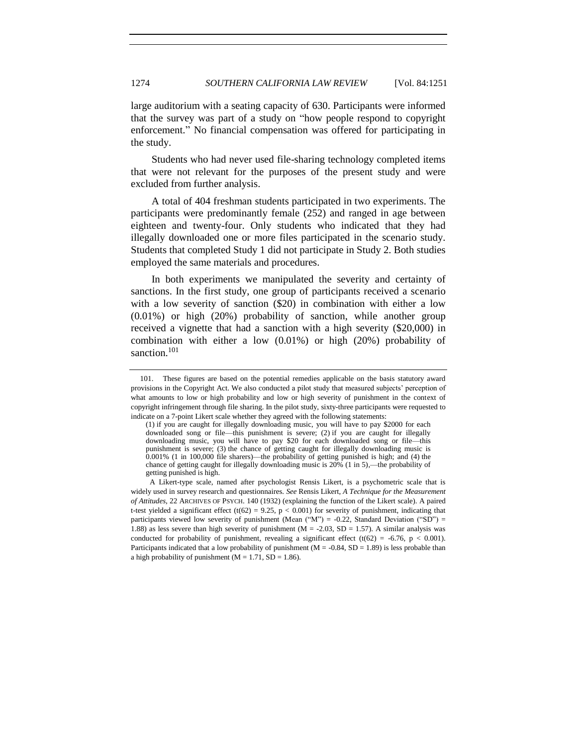large auditorium with a seating capacity of 630. Participants were informed that the survey was part of a study on "how people respond to copyright enforcement." No financial compensation was offered for participating in the study.

Students who had never used file-sharing technology completed items that were not relevant for the purposes of the present study and were excluded from further analysis.

A total of 404 freshman students participated in two experiments. The participants were predominantly female (252) and ranged in age between eighteen and twenty-four. Only students who indicated that they had illegally downloaded one or more files participated in the scenario study. Students that completed Study 1 did not participate in Study 2. Both studies employed the same materials and procedures.

In both experiments we manipulated the severity and certainty of sanctions. In the first study, one group of participants received a scenario with a low severity of sanction ($20) in combination with either a low (0.01%) or high (20%) probability of sanction, while another group received a vignette that had a sanction with a high severity ($20,000) in combination with either a low (0.01%) or high (20%) probability of sanction.[101]

---

101. These figures are based on the potential remedies applicable on the basis statutory award provisions in the Copyright Act. We also conducted a pilot study that measured subjects' perception of what amounts to low or high probability and low or high severity of punishment in the context of copyright infringement through file sharing. In the pilot study, sixty-three participants were requested to indicate on a 7-point Likert scale whether they agreed with the following statements:

> (1) if you are caught for illegally downloading music, you will have to pay $2000 for each downloaded song or file—this punishment is severe; (2) if you are caught for illegally downloading music, you will have to pay $20 for each downloaded song or file—this punishment is severe; (3) the chance of getting caught for illegally downloading music is 0.001% (1 in 100,000 file sharers)—the probability of getting punished is high; and (4) the chance of getting caught for illegally downloading music is 20% (1 in 5),—the probability of getting punished is high.

A Likert-type scale, named after psychologist Rensis Likert, is a psychometric scale that is widely used in survey research and questionnaires. *See* Rensis Likert, *A Technique for the Measurement of Attitudes*, 22 ARCHIVES OF PSYCH. 140 (1932) (explaining the function of the Likert scale). A paired t-test yielded a significant effect ($t(62) = 9.25$, $p < 0.001$) for severity of punishment, indicating that participants viewed low severity of punishment (Mean ("M") = -0.22, Standard Deviation ("SD") = 1.88) as less severe than high severity of punishment (M = -2.03, SD = 1.57). A similar analysis was conducted for probability of punishment, revealing a significant effect ($t(62) = -6.76$, $p < 0.001$). Participants indicated that a low probability of punishment (M = -0.84, SD = 1.89) is less probable than a high probability of punishment (M = 1.71, SD = 1.86).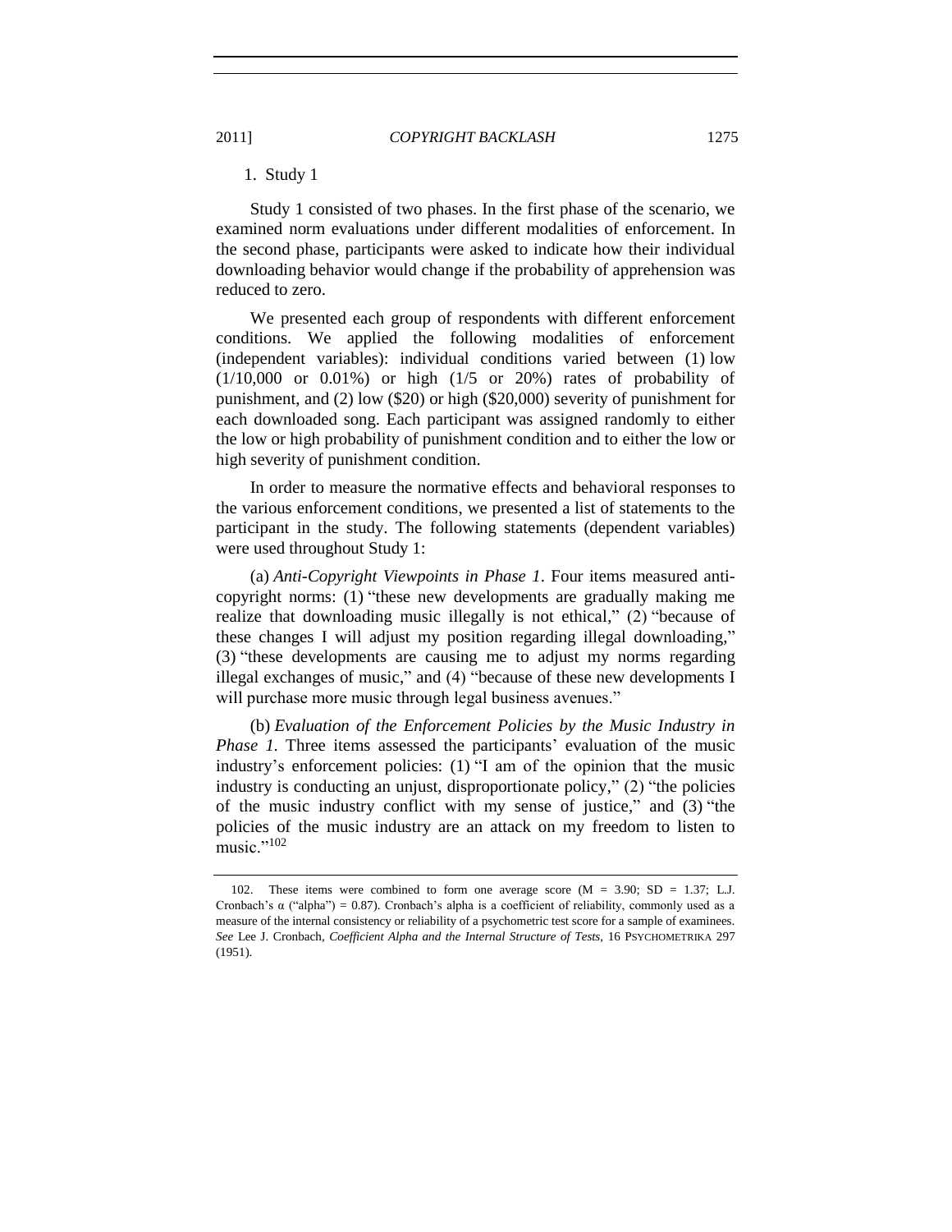### 1. Study 1

Study 1 consisted of two phases. In the first phase of the scenario, we examined norm evaluations under different modalities of enforcement. In the second phase, participants were asked to indicate how their individual downloading behavior would change if the probability of apprehension was reduced to zero.

We presented each group of respondents with different enforcement conditions. We applied the following modalities of enforcement (independent variables): individual conditions varied between (1) low (1/10,000 or 0.01%) or high (1/5 or 20%) rates of probability of punishment, and (2) low ($20) or high ($20,000) severity of punishment for each downloaded song. Each participant was assigned randomly to either the low or high probability of punishment condition and to either the low or high severity of punishment condition.

In order to measure the normative effects and behavioral responses to the various enforcement conditions, we presented a list of statements to the participant in the study. The following statements (dependent variables) were used throughout Study 1:

(a) *Anti-Copyright Viewpoints in Phase 1*. Four items measured anti-copyright norms: (1) "these new developments are gradually making me realize that downloading music illegally is not ethical," (2) "because of these changes I will adjust my position regarding illegal downloading," (3) "these developments are causing me to adjust my norms regarding illegal exchanges of music," and (4) "because of these new developments I will purchase more music through legal business avenues."

(b) *Evaluation of the Enforcement Policies by the Music Industry in Phase 1.* Three items assessed the participants' evaluation of the music industry's enforcement policies: (1) "I am of the opinion that the music industry is conducting an unjust, disproportionate policy," (2) "the policies of the music industry conflict with my sense of justice," and (3) "the policies of the music industry are an attack on my freedom to listen to music."[102]

---

102. These items were combined to form one average score (M = 3.90; SD = 1.37; L.J. Cronbach's α ("alpha") = 0.87). Cronbach's alpha is a coefficient of reliability, commonly used as a measure of the internal consistency or reliability of a psychometric test score for a sample of examinees. *See* Lee J. Cronbach, *Coefficient Alpha and the Internal Structure of Tests*, 16 PSYCHOMETRIKA 297 (1951).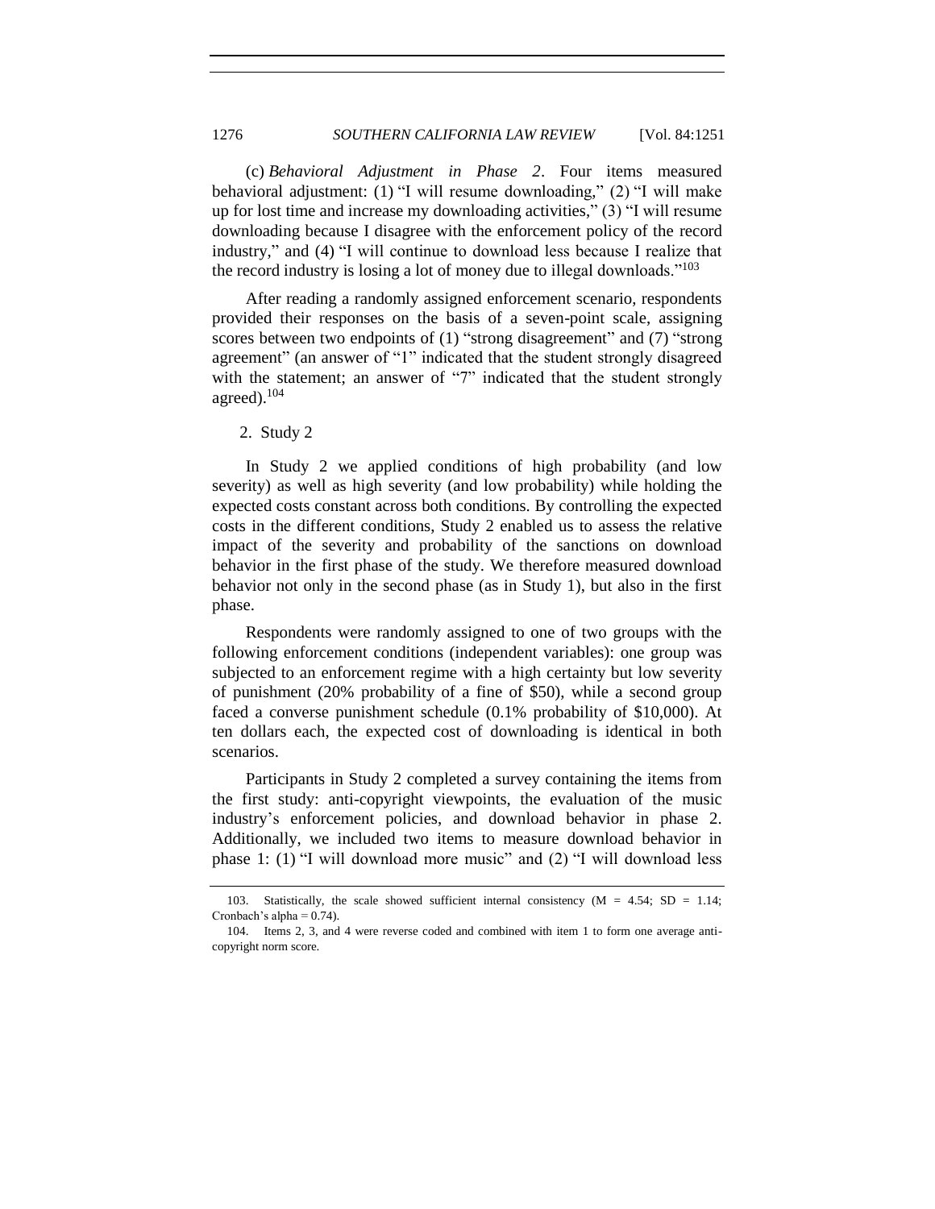(c) *Behavioral Adjustment in Phase 2*. Four items measured behavioral adjustment: (1) "I will resume downloading," (2) "I will make up for lost time and increase my downloading activities," (3) "I will resume downloading because I disagree with the enforcement policy of the record industry," and (4) "I will continue to download less because I realize that the record industry is losing a lot of money due to illegal downloads."[103]

After reading a randomly assigned enforcement scenario, respondents provided their responses on the basis of a seven-point scale, assigning scores between two endpoints of (1) "strong disagreement" and (7) "strong agreement" (an answer of "1" indicated that the student strongly disagreed with the statement; an answer of "7" indicated that the student strongly agreed).[104]

2. Study 2

In Study 2 we applied conditions of high probability (and low severity) as well as high severity (and low probability) while holding the expected costs constant across both conditions. By controlling the expected costs in the different conditions, Study 2 enabled us to assess the relative impact of the severity and probability of the sanctions on download behavior in the first phase of the study. We therefore measured download behavior not only in the second phase (as in Study 1), but also in the first phase.

Respondents were randomly assigned to one of two groups with the following enforcement conditions (independent variables): one group was subjected to an enforcement regime with a high certainty but low severity of punishment (20% probability of a fine of $50), while a second group faced a converse punishment schedule (0.1% probability of $10,000). At ten dollars each, the expected cost of downloading is identical in both scenarios.

Participants in Study 2 completed a survey containing the items from the first study: anti-copyright viewpoints, the evaluation of the music industry's enforcement policies, and download behavior in phase 2. Additionally, we included two items to measure download behavior in phase 1: (1) "I will download more music" and (2) "I will download less

---

103. Statistically, the scale showed sufficient internal consistency (M = 4.54; SD = 1.14; Cronbach's alpha = 0.74).

104. Items 2, 3, and 4 were reverse coded and combined with item 1 to form one average anti-copyright norm score.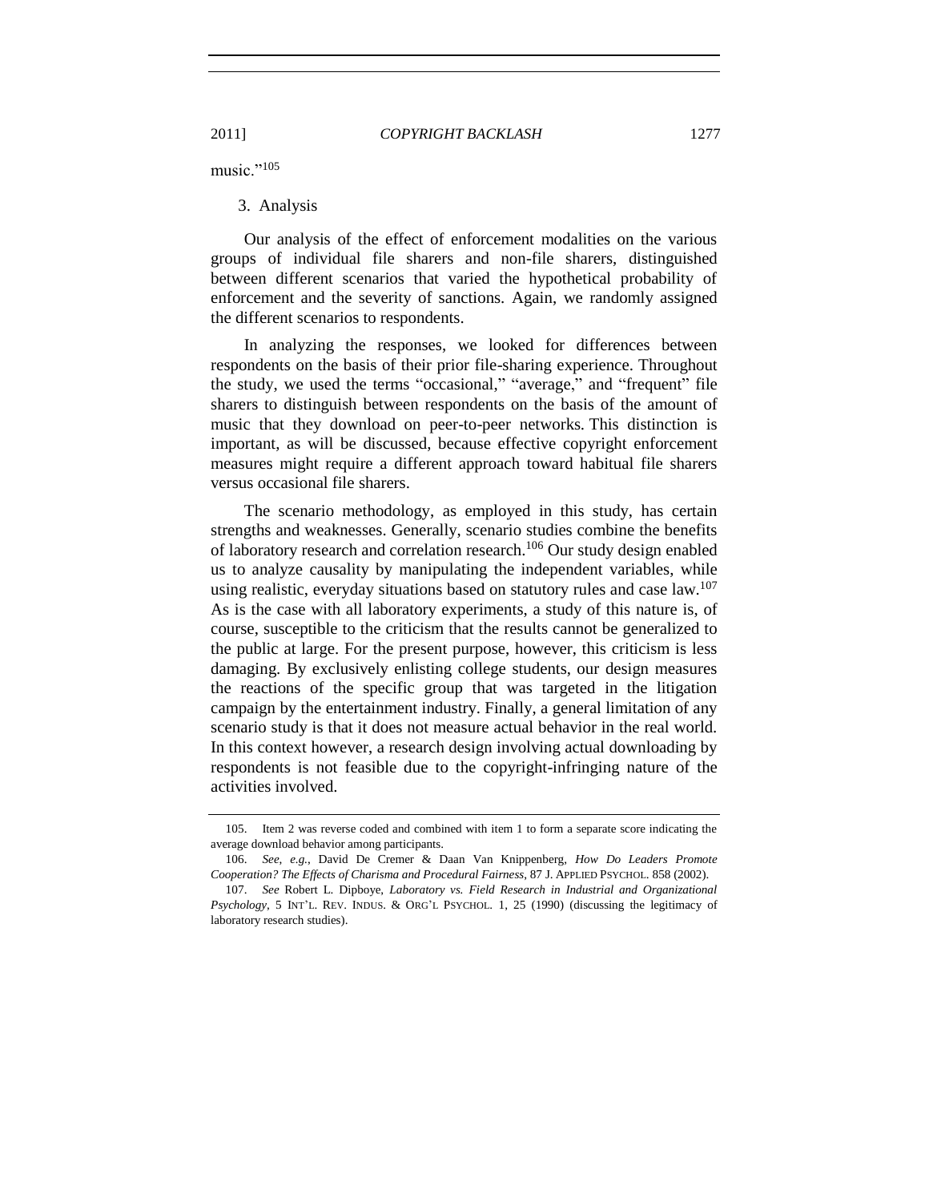music."[105]

3. Analysis

Our analysis of the effect of enforcement modalities on the various groups of individual file sharers and non-file sharers, distinguished between different scenarios that varied the hypothetical probability of enforcement and the severity of sanctions. Again, we randomly assigned the different scenarios to respondents.

In analyzing the responses, we looked for differences between respondents on the basis of their prior file-sharing experience. Throughout the study, we used the terms "occasional," "average," and "frequent" file sharers to distinguish between respondents on the basis of the amount of music that they download on peer-to-peer networks. This distinction is important, as will be discussed, because effective copyright enforcement measures might require a different approach toward habitual file sharers versus occasional file sharers.

The scenario methodology, as employed in this study, has certain strengths and weaknesses. Generally, scenario studies combine the benefits of laboratory research and correlation research.[106] Our study design enabled us to analyze causality by manipulating the independent variables, while using realistic, everyday situations based on statutory rules and case law.[107] As is the case with all laboratory experiments, a study of this nature is, of course, susceptible to the criticism that the results cannot be generalized to the public at large. For the present purpose, however, this criticism is less damaging. By exclusively enlisting college students, our design measures the reactions of the specific group that was targeted in the litigation campaign by the entertainment industry. Finally, a general limitation of any scenario study is that it does not measure actual behavior in the real world. In this context however, a research design involving actual downloading by respondents is not feasible due to the copyright-infringing nature of the activities involved.

---

105. Item 2 was reverse coded and combined with item 1 to form a separate score indicating the average download behavior among participants.

106. *See, e.g.*, David De Cremer & Daan Van Knippenberg, *How Do Leaders Promote Cooperation? The Effects of Charisma and Procedural Fairness*, 87 J. APPLIED PSYCHOL. 858 (2002).

107. *See* Robert L. Dipboye, *Laboratory vs. Field Research in Industrial and Organizational Psychology*, 5 INT'L. REV. INDUS. & ORG'L PSYCHOL. 1, 25 (1990) (discussing the legitimacy of laboratory research studies).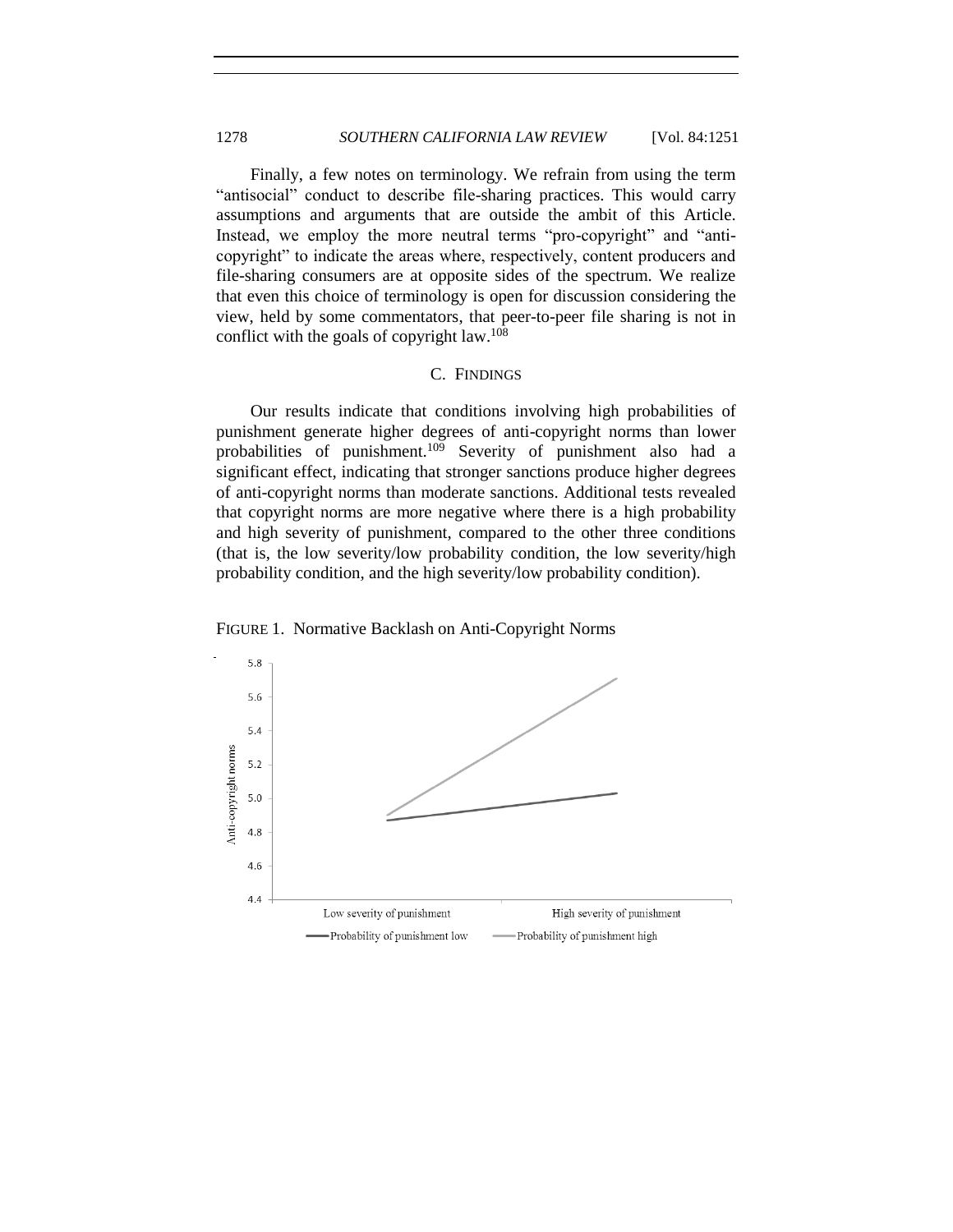Finally, a few notes on terminology. We refrain from using the term "antisocial" conduct to describe file-sharing practices. This would carry assumptions and arguments that are outside the ambit of this Article. Instead, we employ the more neutral terms "pro-copyright" and "anti-copyright" to indicate the areas where, respectively, content producers and file-sharing consumers are at opposite sides of the spectrum. We realize that even this choice of terminology is open for discussion considering the view, held by some commentators, that peer-to-peer file sharing is not in conflict with the goals of copyright law.[108]

### C. FINDINGS

Our results indicate that conditions involving high probabilities of punishment generate higher degrees of anti-copyright norms than lower probabilities of punishment.[109] Severity of punishment also had a significant effect, indicating that stronger sanctions produce higher degrees of anti-copyright norms than moderate sanctions. Additional tests revealed that copyright norms are more negative where there is a high probability and high severity of punishment, compared to the other three conditions (that is, the low severity/low probability condition, the low severity/high probability condition, and the high severity/low probability condition).

FIGURE 1. Normative Backlash on Anti-Copyright Norms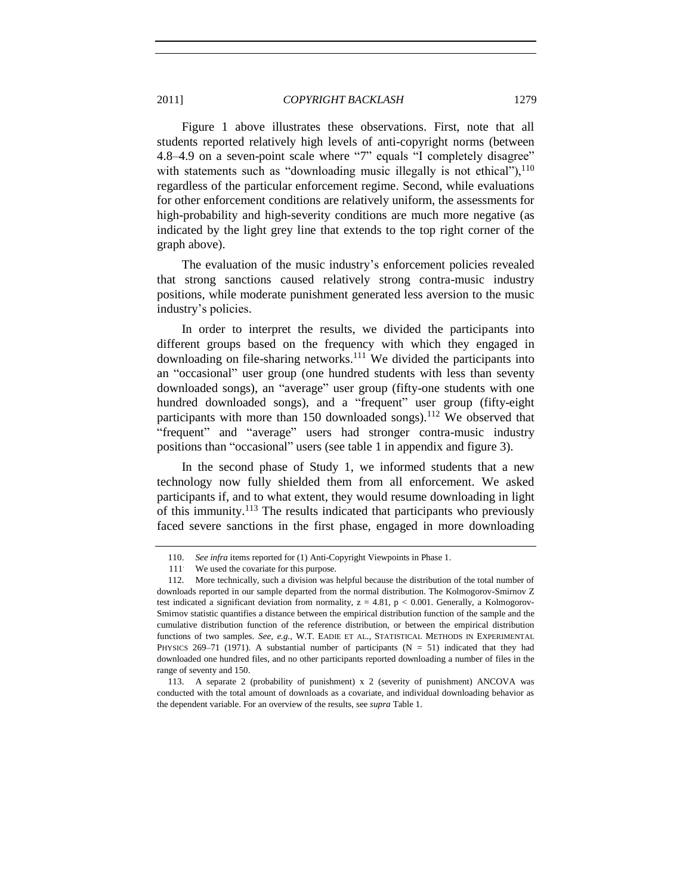Figure 1 above illustrates these observations. First, note that all students reported relatively high levels of anti-copyright norms (between 4.8–4.9 on a seven-point scale where "7" equals "I completely disagree" with statements such as "downloading music illegally is not ethical"),[110] regardless of the particular enforcement regime. Second, while evaluations for other enforcement conditions are relatively uniform, the assessments for high-probability and high-severity conditions are much more negative (as indicated by the light grey line that extends to the top right corner of the graph above).

The evaluation of the music industry's enforcement policies revealed that strong sanctions caused relatively strong contra-music industry positions, while moderate punishment generated less aversion to the music industry's policies.

In order to interpret the results, we divided the participants into different groups based on the frequency with which they engaged in downloading on file-sharing networks.[111] We divided the participants into an "occasional" user group (one hundred students with less than seventy downloaded songs), an "average" user group (fifty-one students with one hundred downloaded songs), and a "frequent" user group (fifty-eight participants with more than 150 downloaded songs).[112] We observed that "frequent" and "average" users had stronger contra-music industry positions than "occasional" users (see table 1 in appendix and figure 3).

In the second phase of Study 1, we informed students that a new technology now fully shielded them from all enforcement. We asked participants if, and to what extent, they would resume downloading in light of this immunity.[113] The results indicated that participants who previously faced severe sanctions in the first phase, engaged in more downloading

---

110. *See infra* items reported for (1) Anti-Copyright Viewpoints in Phase 1.

111. We used the covariate for this purpose.

112. More technically, such a division was helpful because the distribution of the total number of downloads reported in our sample departed from the normal distribution. The Kolmogorov-Smirnov Z test indicated a significant deviation from normality, $z = 4.81$, $p < 0.001$. Generally, a Kolmogorov-Smirnov statistic quantifies a distance between the empirical distribution function of the sample and the cumulative distribution function of the reference distribution, or between the empirical distribution functions of two samples. *See, e.g.*, W.T. EADIE ET AL., STATISTICAL METHODS IN EXPERIMENTAL PHYSICS 269–71 (1971). A substantial number of participants ($N = 51$) indicated that they had downloaded one hundred files, and no other participants reported downloading a number of files in the range of seventy and 150.

113. A separate 2 (probability of punishment) x 2 (severity of punishment) ANCOVA was conducted with the total amount of downloads as a covariate, and individual downloading behavior as the dependent variable. For an overview of the results, see *supra* Table 1.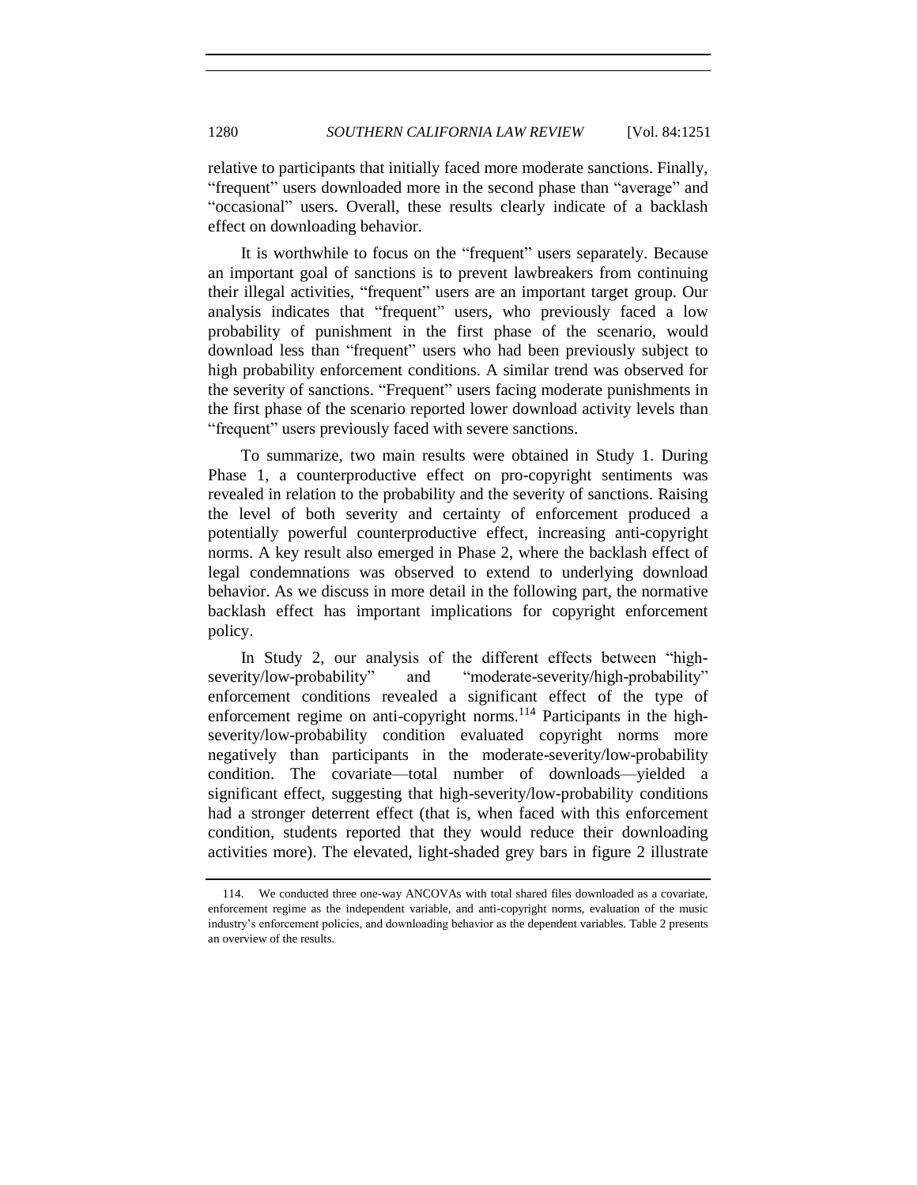relative to participants that initially faced more moderate sanctions. Finally, "frequent" users downloaded more in the second phase than "average" and "occasional" users. Overall, these results clearly indicate of a backlash effect on downloading behavior.

It is worthwhile to focus on the "frequent" users separately. Because an important goal of sanctions is to prevent lawbreakers from continuing their illegal activities, "frequent" users are an important target group. Our analysis indicates that "frequent" users, who previously faced a low probability of punishment in the first phase of the scenario, would download less than "frequent" users who had been previously subject to high probability enforcement conditions. A similar trend was observed for the severity of sanctions. "Frequent" users facing moderate punishments in the first phase of the scenario reported lower download activity levels than "frequent" users previously faced with severe sanctions.

To summarize, two main results were obtained in Study 1. During Phase 1, a counterproductive effect on pro-copyright sentiments was revealed in relation to the probability and the severity of sanctions. Raising the level of both severity and certainty of enforcement produced a potentially powerful counterproductive effect, increasing anti-copyright norms. A key result also emerged in Phase 2, where the backlash effect of legal condemnations was observed to extend to underlying download behavior. As we discuss in more detail in the following part, the normative backlash effect has important implications for copyright enforcement policy.

In Study 2, our analysis of the different effects between "high-severity/low-probability" and "moderate-severity/high-probability" enforcement conditions revealed a significant effect of the type of enforcement regime on anti-copyright norms.[114] Participants in the high-severity/low-probability condition evaluated copyright norms more negatively than participants in the moderate-severity/low-probability condition. The covariate—total number of downloads—yielded a significant effect, suggesting that high-severity/low-probability conditions had a stronger deterrent effect (that is, when faced with this enforcement condition, students reported that they would reduce their downloading activities more). The elevated, light-shaded grey bars in figure 2 illustrate

---

114. We conducted three one-way ANCOVAs with total shared files downloaded as a covariate, enforcement regime as the independent variable, and anti-copyright norms, evaluation of the music industry's enforcement policies, and downloading behavior as the dependent variables. Table 2 presents an overview of the results.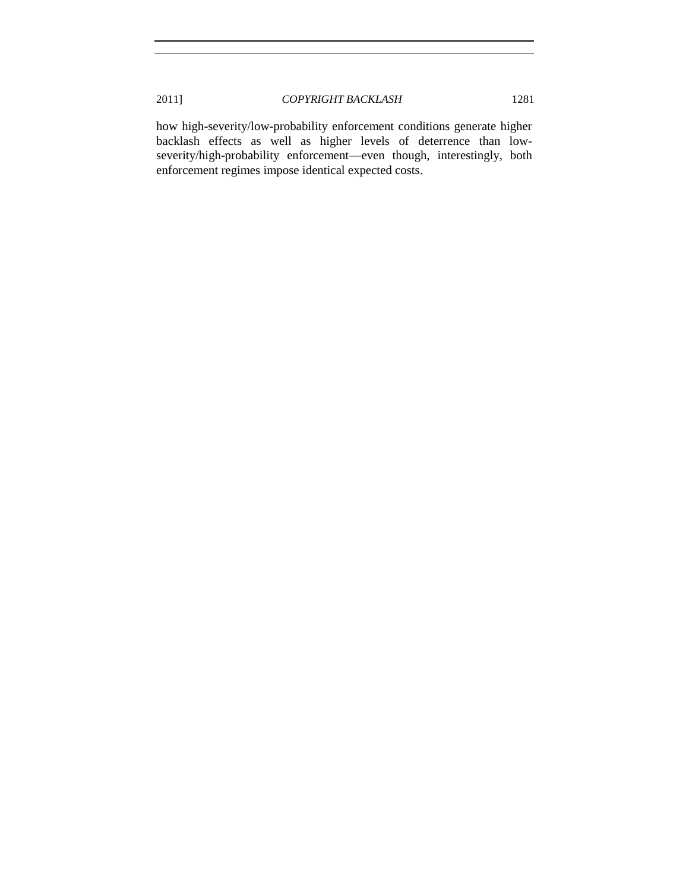how high-severity/low-probability enforcement conditions generate higher backlash effects as well as higher levels of deterrence than low-severity/high-probability enforcement—even though, interestingly, both enforcement regimes impose identical expected costs.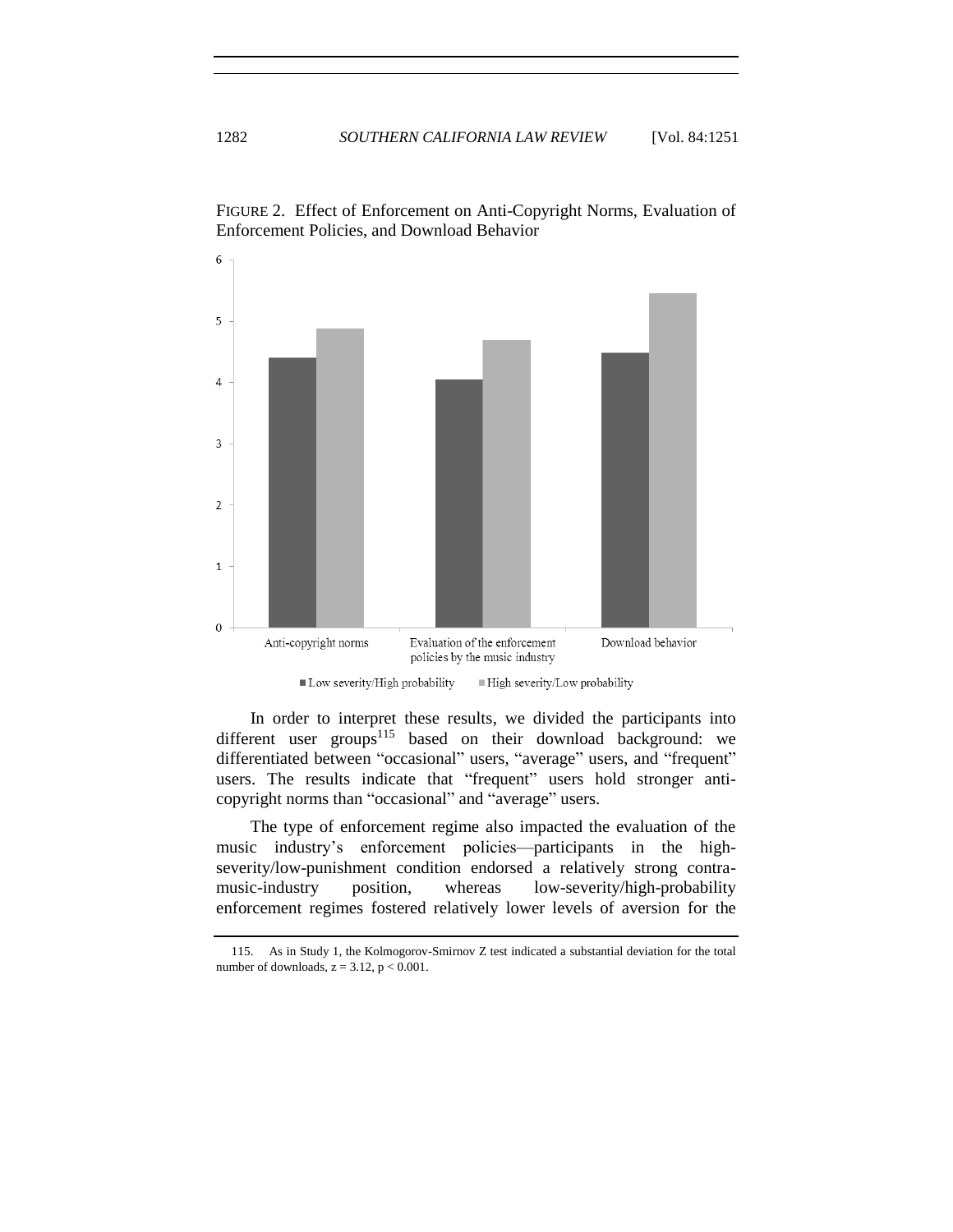FIGURE 2. Effect of Enforcement on Anti-Copyright Norms, Evaluation of Enforcement Policies, and Download Behavior

In order to interpret these results, we divided the participants into different user groups[115] based on their download background: we differentiated between "occasional" users, "average" users, and "frequent" users. The results indicate that "frequent" users hold stronger anti-copyright norms than "occasional" and "average" users.

The type of enforcement regime also impacted the evaluation of the music industry's enforcement policies—participants in the high-severity/low-punishment condition endorsed a relatively strong contra-music-industry position, whereas low-severity/high-probability enforcement regimes fostered relatively lower levels of aversion for the

115. As in Study 1, the Kolmogorov-Smirnov Z test indicated a substantial deviation for the total number of downloads, $z = 3.12$, $p < 0.001$.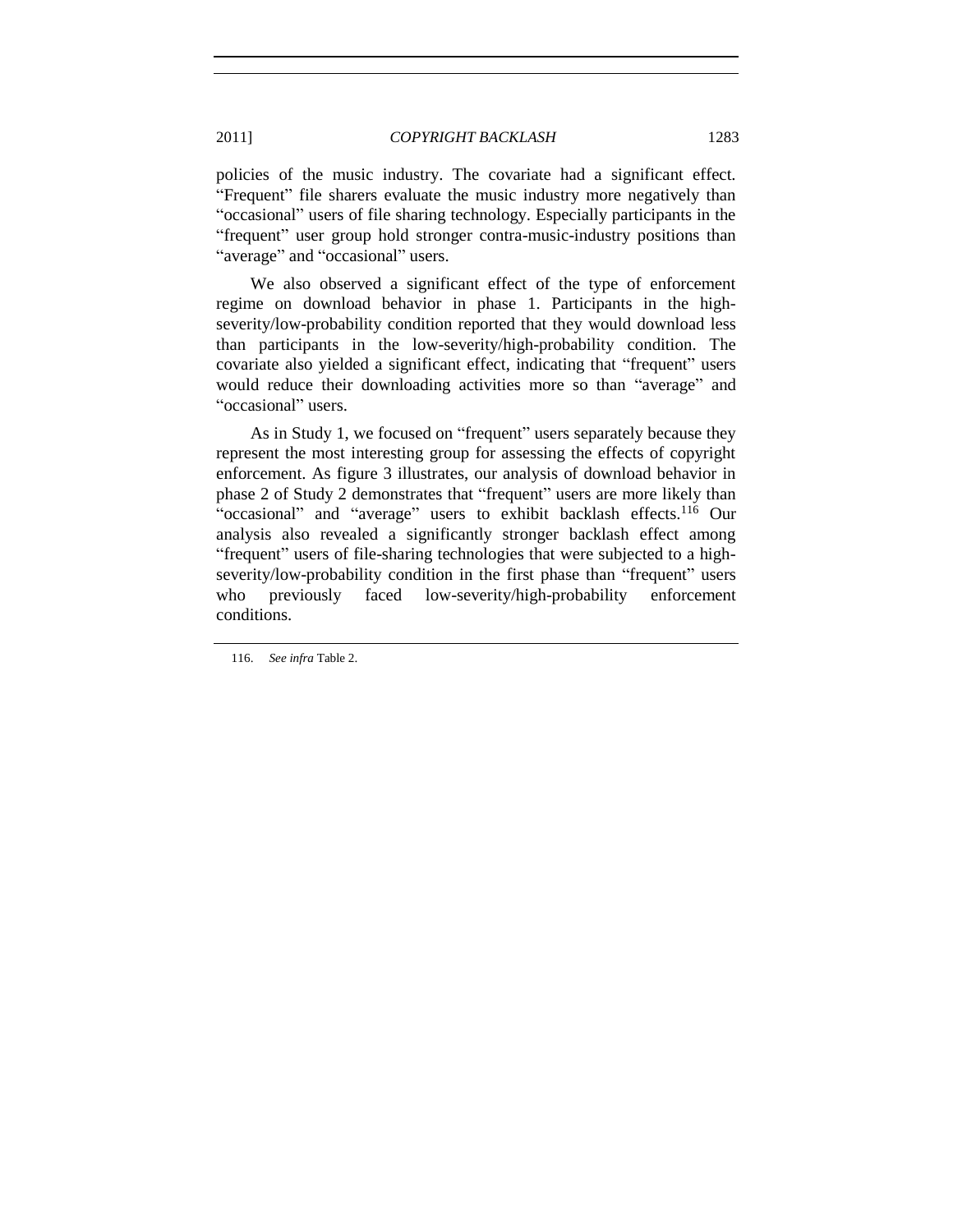policies of the music industry. The covariate had a significant effect. "Frequent" file sharers evaluate the music industry more negatively than "occasional" users of file sharing technology. Especially participants in the "frequent" user group hold stronger contra-music-industry positions than "average" and "occasional" users.

We also observed a significant effect of the type of enforcement regime on download behavior in phase 1. Participants in the high-severity/low-probability condition reported that they would download less than participants in the low-severity/high-probability condition. The covariate also yielded a significant effect, indicating that "frequent" users would reduce their downloading activities more so than "average" and "occasional" users.

As in Study 1, we focused on "frequent" users separately because they represent the most interesting group for assessing the effects of copyright enforcement. As figure 3 illustrates, our analysis of download behavior in phase 2 of Study 2 demonstrates that "frequent" users are more likely than "occasional" and "average" users to exhibit backlash effects.[116] Our analysis also revealed a significantly stronger backlash effect among "frequent" users of file-sharing technologies that were subjected to a high-severity/low-probability condition in the first phase than "frequent" users who previously faced low-severity/high-probability enforcement conditions.

---

116. *See infra* Table 2.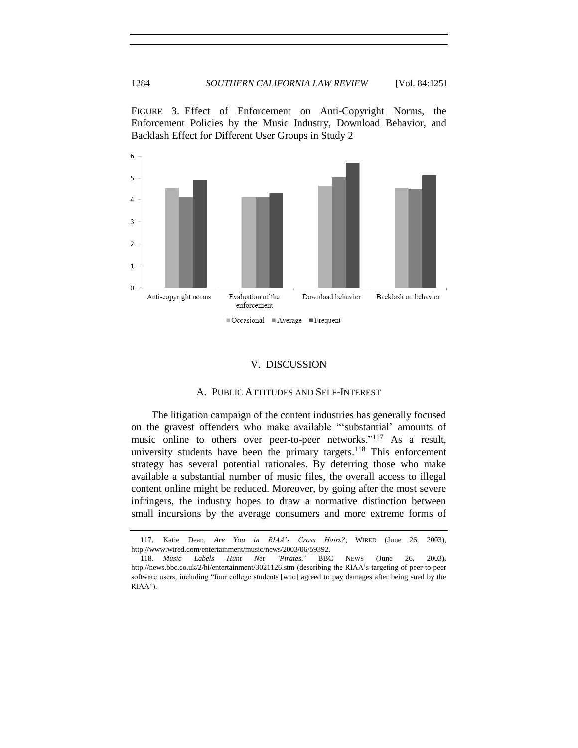FIGURE 3. Effect of Enforcement on Anti-Copyright Norms, the Enforcement Policies by the Music Industry, Download Behavior, and Backlash Effect for Different User Groups in Study 2

## V. DISCUSSION

### A. PUBLIC ATTITUDES AND SELF-INTEREST

The litigation campaign of the content industries has generally focused on the gravest offenders who make available "'substantial' amounts of music online to others over peer-to-peer networks."[117] As a result, university students have been the primary targets.[118] This enforcement strategy has several potential rationales. By deterring those who make available a substantial number of music files, the overall access to illegal content online might be reduced. Moreover, by going after the most severe infringers, the industry hopes to draw a normative distinction between small incursions by the average consumers and more extreme forms of

---

117. Katie Dean, *Are You in RIAA's Cross Hairs?*, WIRED (June 26, 2003), http://www.wired.com/entertainment/music/news/2003/06/59392.

118. *Music Labels Hunt Net 'Pirates,'* BBC NEWS (June 26, 2003), http://news.bbc.co.uk/2/hi/entertainment/3021126.stm (describing the RIAA's targeting of peer-to-peer software users, including "four college students [who] agreed to pay damages after being sued by the RIAA").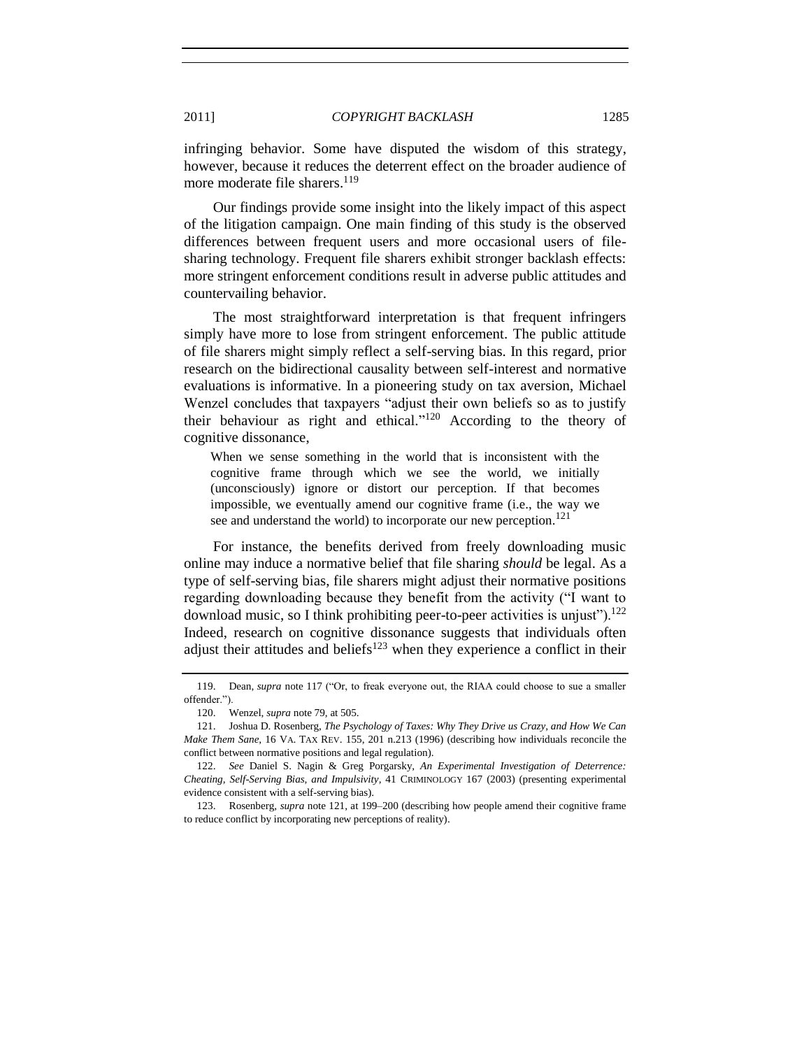infringing behavior. Some have disputed the wisdom of this strategy, however, because it reduces the deterrent effect on the broader audience of more moderate file sharers.[119]

Our findings provide some insight into the likely impact of this aspect of the litigation campaign. One main finding of this study is the observed differences between frequent users and more occasional users of file-sharing technology. Frequent file sharers exhibit stronger backlash effects: more stringent enforcement conditions result in adverse public attitudes and countervailing behavior.

The most straightforward interpretation is that frequent infringers simply have more to lose from stringent enforcement. The public attitude of file sharers might simply reflect a self-serving bias. In this regard, prior research on the bidirectional causality between self-interest and normative evaluations is informative. In a pioneering study on tax aversion, Michael Wenzel concludes that taxpayers "adjust their own beliefs so as to justify their behaviour as right and ethical."[120] According to the theory of cognitive dissonance,

> When we sense something in the world that is inconsistent with the cognitive frame through which we see the world, we initially (unconsciously) ignore or distort our perception. If that becomes impossible, we eventually amend our cognitive frame (i.e., the way we see and understand the world) to incorporate our new perception.[121]

For instance, the benefits derived from freely downloading music online may induce a normative belief that file sharing *should* be legal. As a type of self-serving bias, file sharers might adjust their normative positions regarding downloading because they benefit from the activity ("I want to download music, so I think prohibiting peer-to-peer activities is unjust").[122] Indeed, research on cognitive dissonance suggests that individuals often adjust their attitudes and beliefs[123] when they experience a conflict in their

---

119. Dean, *supra* note 117 ("Or, to freak everyone out, the RIAA could choose to sue a smaller offender.").

120. Wenzel, *supra* note 79, at 505.

121. Joshua D. Rosenberg, *The Psychology of Taxes: Why They Drive us Crazy, and How We Can Make Them Sane*, 16 VA. TAX REV. 155, 201 n.213 (1996) (describing how individuals reconcile the conflict between normative positions and legal regulation).

122. *See* Daniel S. Nagin & Greg Porgarsky, *An Experimental Investigation of Deterrence: Cheating, Self-Serving Bias, and Impulsivity*, 41 CRIMINOLOGY 167 (2003) (presenting experimental evidence consistent with a self-serving bias).

123. Rosenberg, *supra* note 121, at 199–200 (describing how people amend their cognitive frame to reduce conflict by incorporating new perceptions of reality).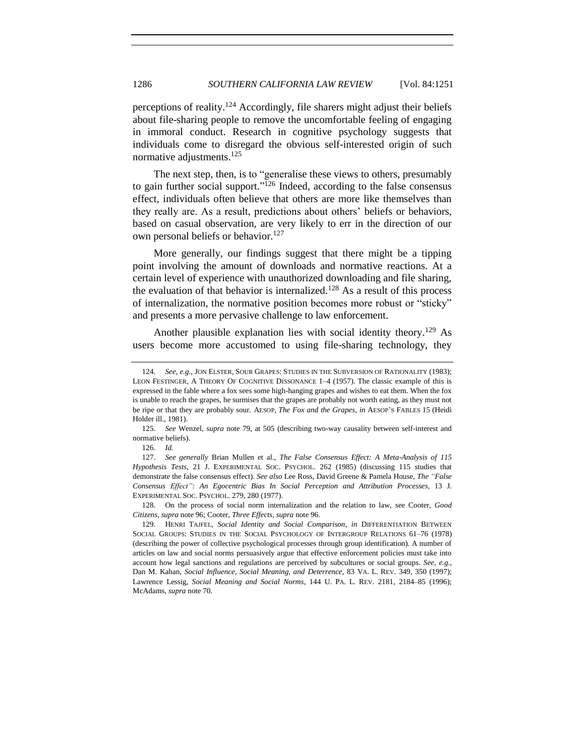perceptions of reality.[124] Accordingly, file sharers might adjust their beliefs about file-sharing people to remove the uncomfortable feeling of engaging in immoral conduct. Research in cognitive psychology suggests that individuals come to disregard the obvious self-interested origin of such normative adjustments.[125]

The next step, then, is to "generalise these views to others, presumably to gain further social support."[126] Indeed, according to the false consensus effect, individuals often believe that others are more like themselves than they really are. As a result, predictions about others' beliefs or behaviors, based on casual observation, are very likely to err in the direction of our own personal beliefs or behavior.[127]

More generally, our findings suggest that there might be a tipping point involving the amount of downloads and normative reactions. At a certain level of experience with unauthorized downloading and file sharing, the evaluation of that behavior is internalized.[128] As a result of this process of internalization, the normative position becomes more robust or "sticky" and presents a more pervasive challenge to law enforcement.

Another plausible explanation lies with social identity theory.[129] As users become more accustomed to using file-sharing technology, they

---

124. *See, e.g.*, JON ELSTER, SOUR GRAPES: STUDIES IN THE SUBVERSION OF RATIONALITY (1983); LEON FESTINGER, A THEORY OF COGNITIVE DISSONANCE 1–4 (1957). The classic example of this is expressed in the fable where a fox sees some high-hanging grapes and wishes to eat them. When the fox is unable to reach the grapes, he surmises that the grapes are probably not worth eating, as they must not be ripe or that they are probably sour. AESOP, *The Fox and the Grapes*, *in* AESOP'S FABLES 15 (Heidi Holder ill., 1981).

125. *See* Wenzel, *supra* note 79, at 505 (describing two-way causality between self-interest and normative beliefs).

126. *Id.*

127. *See generally* Brian Mullen et al., *The False Consensus Effect: A Meta-Analysis of 115 Hypothesis Tests*, 21 J. EXPERIMENTAL SOC. PSYCHOL. 262 (1985) (discussing 115 studies that demonstrate the false consensus effect). *See also* Lee Ross, David Greene & Pamela House, *The "False Consensus Effect": An Egocentric Bias In Social Perception and Attribution Processes*, 13 J. EXPERIMENTAL SOC. PSYCHOL. 279, 280 (1977).

128. On the process of social norm internalization and the relation to law, see Cooter, *Good Citizens*, *supra* note 96; Cooter, *Three Effects*, *supra* note 96.

129. HENRI TAJFEL, *Social Identity and Social Comparison*, *in* DIFFERENTIATION BETWEEN SOCIAL GROUPS: STUDIES IN THE SOCIAL PSYCHOLOGY OF INTERGROUP RELATIONS 61–76 (1978) (describing the power of collective psychological processes through group identification). A number of articles on law and social norms persuasively argue that effective enforcement policies must take into account how legal sanctions and regulations are perceived by subcultures or social groups. *See, e.g.*, Dan M. Kahan, *Social Influence, Social Meaning, and Deterrence*, 83 VA. L. REV. 349, 350 (1997); Lawrence Lessig, *Social Meaning and Social Norms*, 144 U. PA. L. REV. 2181, 2184–85 (1996); McAdams, *supra* note 70.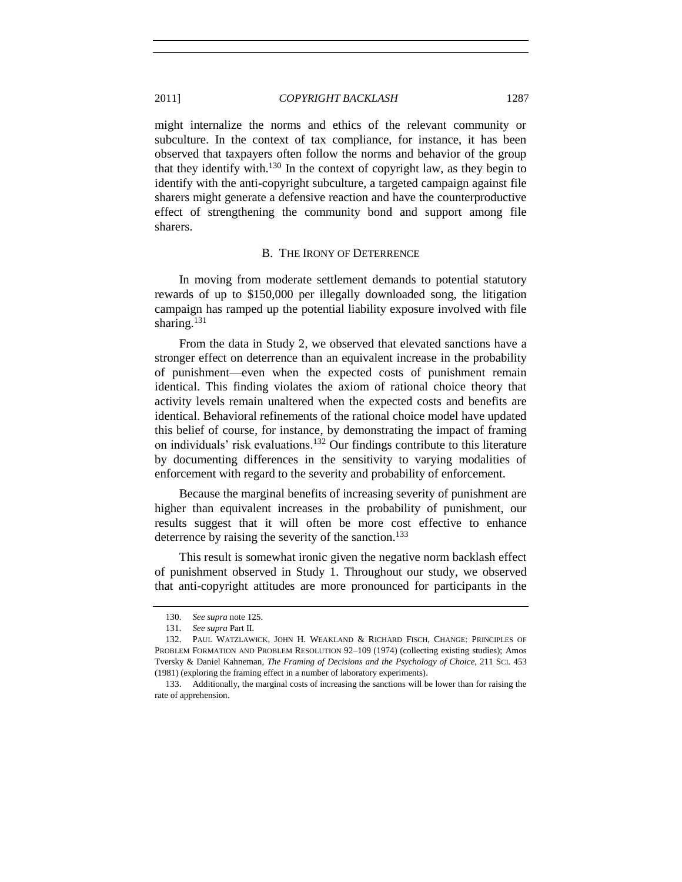might internalize the norms and ethics of the relevant community or subculture. In the context of tax compliance, for instance, it has been observed that taxpayers often follow the norms and behavior of the group that they identify with.[130] In the context of copyright law, as they begin to identify with the anti-copyright subculture, a targeted campaign against file sharers might generate a defensive reaction and have the counterproductive effect of strengthening the community bond and support among file sharers.

### B. The Irony of Deterrence

In moving from moderate settlement demands to potential statutory rewards of up to $150,000 per illegally downloaded song, the litigation campaign has ramped up the potential liability exposure involved with file sharing.[131]

From the data in Study 2, we observed that elevated sanctions have a stronger effect on deterrence than an equivalent increase in the probability of punishment—even when the expected costs of punishment remain identical. This finding violates the axiom of rational choice theory that activity levels remain unaltered when the expected costs and benefits are identical. Behavioral refinements of the rational choice model have updated this belief of course, for instance, by demonstrating the impact of framing on individuals' risk evaluations.[132] Our findings contribute to this literature by documenting differences in the sensitivity to varying modalities of enforcement with regard to the severity and probability of enforcement.

Because the marginal benefits of increasing severity of punishment are higher than equivalent increases in the probability of punishment, our results suggest that it will often be more cost effective to enhance deterrence by raising the severity of the sanction.[133]

This result is somewhat ironic given the negative norm backlash effect of punishment observed in Study 1. Throughout our study, we observed that anti-copyright attitudes are more pronounced for participants in the

---

130. *See supra* note 125.

131. *See supra* Part II.

132. Paul Watzlawick, John H. Weakland & Richard Fisch, Change: Principles of Problem Formation and Problem Resolution 92–109 (1974) (collecting existing studies); Amos Tversky & Daniel Kahneman, *The Framing of Decisions and the Psychology of Choice*, 211 Sci. 453 (1981) (exploring the framing effect in a number of laboratory experiments).

133. Additionally, the marginal costs of increasing the sanctions will be lower than for raising the rate of apprehension.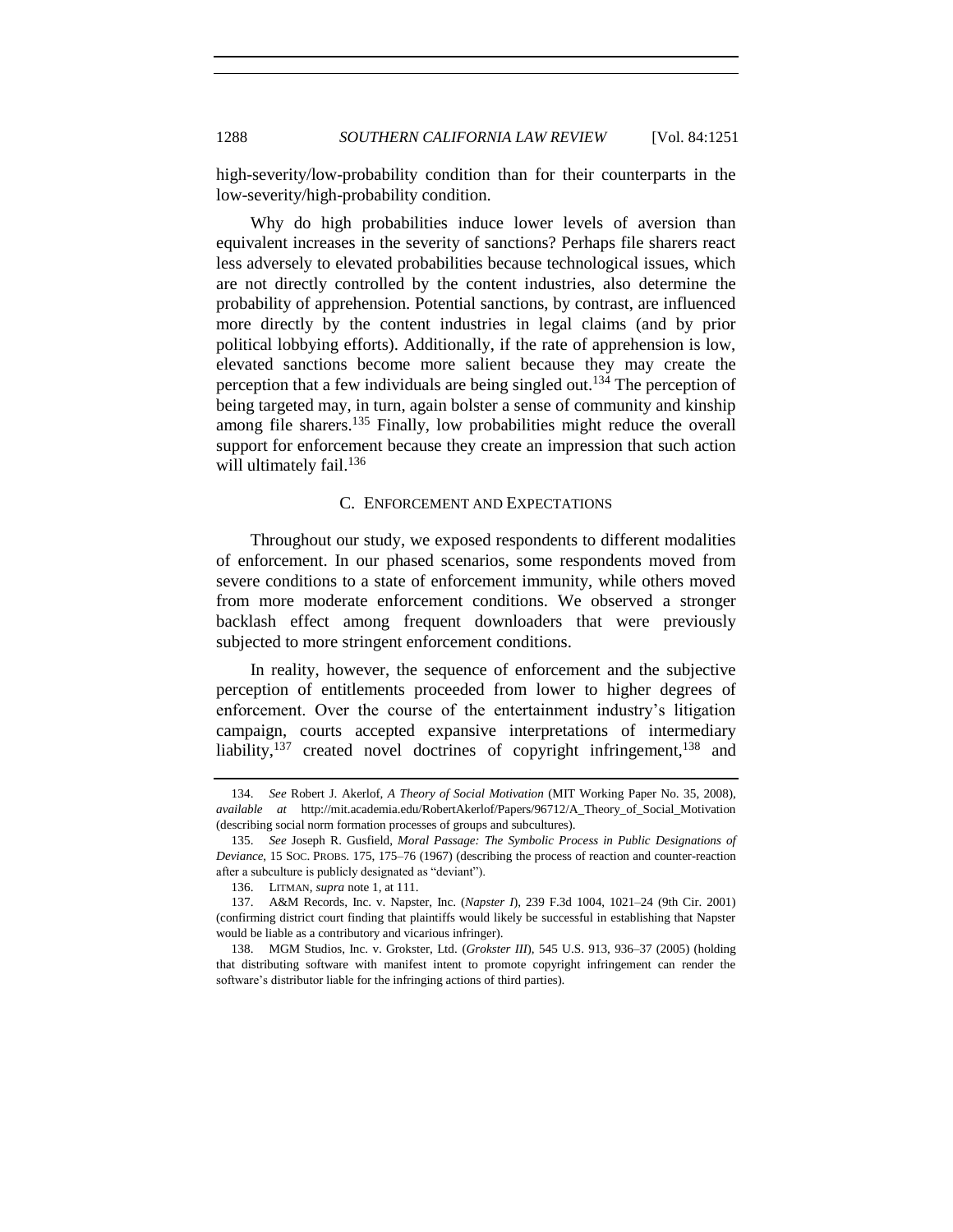high-severity/low-probability condition than for their counterparts in the low-severity/high-probability condition.

Why do high probabilities induce lower levels of aversion than equivalent increases in the severity of sanctions? Perhaps file sharers react less adversely to elevated probabilities because technological issues, which are not directly controlled by the content industries, also determine the probability of apprehension. Potential sanctions, by contrast, are influenced more directly by the content industries in legal claims (and by prior political lobbying efforts). Additionally, if the rate of apprehension is low, elevated sanctions become more salient because they may create the perception that a few individuals are being singled out.[134] The perception of being targeted may, in turn, again bolster a sense of community and kinship among file sharers.[135] Finally, low probabilities might reduce the overall support for enforcement because they create an impression that such action will ultimately fail.[136]

### C. ENFORCEMENT AND EXPECTATIONS

Throughout our study, we exposed respondents to different modalities of enforcement. In our phased scenarios, some respondents moved from severe conditions to a state of enforcement immunity, while others moved from more moderate enforcement conditions. We observed a stronger backlash effect among frequent downloaders that were previously subjected to more stringent enforcement conditions.

In reality, however, the sequence of enforcement and the subjective perception of entitlements proceeded from lower to higher degrees of enforcement. Over the course of the entertainment industry's litigation campaign, courts accepted expansive interpretations of intermediary liability,[137] created novel doctrines of copyright infringement,[138] and

---

134. *See* Robert J. Akerlof, *A Theory of Social Motivation* (MIT Working Paper No. 35, 2008), *available at* http://mit.academia.edu/RobertAkerlof/Papers/96712/A_Theory_of_Social_Motivation (describing social norm formation processes of groups and subcultures).

135. *See* Joseph R. Gusfield, *Moral Passage: The Symbolic Process in Public Designations of Deviance*, 15 SOC. PROBS. 175, 175–76 (1967) (describing the process of reaction and counter-reaction after a subculture is publicly designated as "deviant").

136. LITMAN, *supra* note 1, at 111.

137. A&M Records, Inc. v. Napster, Inc. (*Napster I*), 239 F.3d 1004, 1021–24 (9th Cir. 2001) (confirming district court finding that plaintiffs would likely be successful in establishing that Napster would be liable as a contributory and vicarious infringer).

138. MGM Studios, Inc. v. Grokster, Ltd. (*Grokster III*), 545 U.S. 913, 936–37 (2005) (holding that distributing software with manifest intent to promote copyright infringement can render the software's distributor liable for the infringing actions of third parties).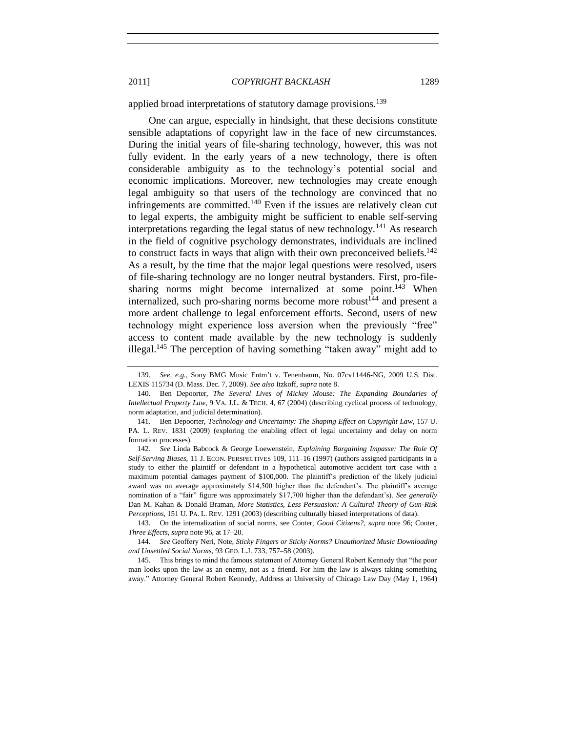applied broad interpretations of statutory damage provisions.[139]

One can argue, especially in hindsight, that these decisions constitute sensible adaptations of copyright law in the face of new circumstances. During the initial years of file-sharing technology, however, this was not fully evident. In the early years of a new technology, there is often considerable ambiguity as to the technology's potential social and economic implications. Moreover, new technologies may create enough legal ambiguity so that users of the technology are convinced that no infringements are committed.[140] Even if the issues are relatively clean cut to legal experts, the ambiguity might be sufficient to enable self-serving interpretations regarding the legal status of new technology.[141] As research in the field of cognitive psychology demonstrates, individuals are inclined to construct facts in ways that align with their own preconceived beliefs.[142] As a result, by the time that the major legal questions were resolved, users of file-sharing technology are no longer neutral bystanders. First, pro-file-sharing norms might become internalized at some point.[143] When internalized, such pro-sharing norms become more robust[144] and present a more ardent challenge to legal enforcement efforts. Second, users of new technology might experience loss aversion when the previously "free" access to content made available by the new technology is suddenly illegal.[145] The perception of having something "taken away" might add to

---

139. *See, e.g.*, Sony BMG Music Entm't v. Tenenbaum, No. 07cv11446-NG, 2009 U.S. Dist. LEXIS 115734 (D. Mass. Dec. 7, 2009). *See also* Itzkoff, *supra* note 8.

140. Ben Depoorter, *The Several Lives of Mickey Mouse: The Expanding Boundaries of Intellectual Property Law*, 9 VA. J.L. & TECH. 4, 67 (2004) (describing cyclical process of technology, norm adaptation, and judicial determination).

141. Ben Depoorter, *Technology and Uncertainty: The Shaping Effect on Copyright Law*, 157 U. PA. L. REV. 1831 (2009) (exploring the enabling effect of legal uncertainty and delay on norm formation processes).

142. *See* Linda Babcock & George Loewenstein, *Explaining Bargaining Impasse: The Role Of Self-Serving Biases*, 11 J. ECON. PERSPECTIVES 109, 111–16 (1997) (authors assigned participants in a study to either the plaintiff or defendant in a hypothetical automotive accident tort case with a maximum potential damages payment of $100,000. The plaintiff's prediction of the likely judicial award was on average approximately $14,500 higher than the defendant's. The plaintiff's average nomination of a "fair" figure was approximately $17,700 higher than the defendant's). *See generally* Dan M. Kahan & Donald Braman, *More Statistics, Less Persuasion: A Cultural Theory of Gun-Risk Perceptions*, 151 U. PA. L. REV. 1291 (2003) (describing culturally biased interpretations of data).

143. On the internalization of social norms, see Cooter, *Good Citizens?*, *supra* note 96; Cooter, *Three Effects*, *supra* note 96, at 17–20.

144. *See* Geoffery Neri, Note, *Sticky Fingers or Sticky Norms? Unauthorized Music Downloading and Unsettled Social Norms*, 93 GEO. L.J. 733, 757–58 (2003).

145. This brings to mind the famous statement of Attorney General Robert Kennedy that "the poor man looks upon the law as an enemy, not as a friend. For him the law is always taking something away." Attorney General Robert Kennedy, Address at University of Chicago Law Day (May 1, 1964)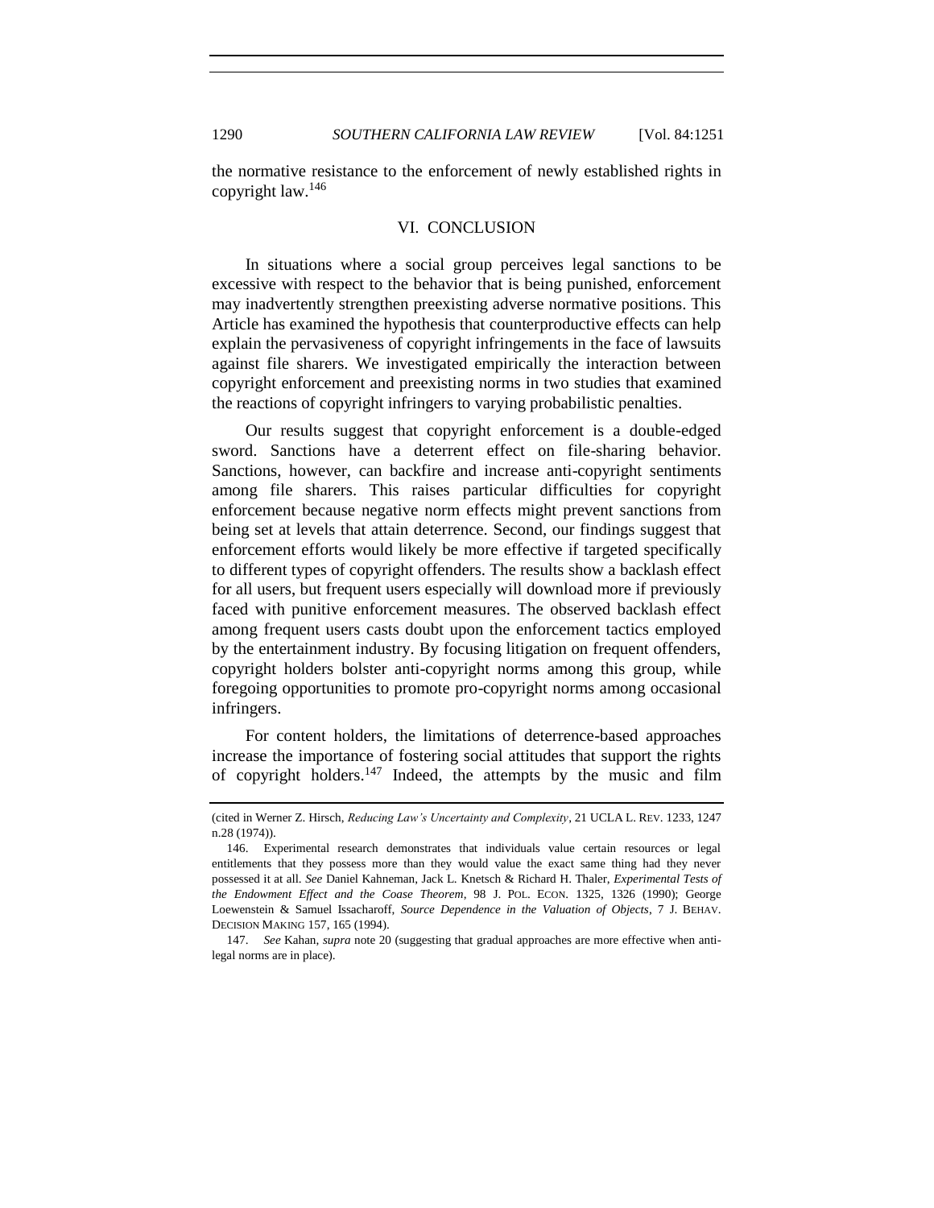the normative resistance to the enforcement of newly established rights in copyright law.[146]

## VI. CONCLUSION

In situations where a social group perceives legal sanctions to be excessive with respect to the behavior that is being punished, enforcement may inadvertently strengthen preexisting adverse normative positions. This Article has examined the hypothesis that counterproductive effects can help explain the pervasiveness of copyright infringements in the face of lawsuits against file sharers. We investigated empirically the interaction between copyright enforcement and preexisting norms in two studies that examined the reactions of copyright infringers to varying probabilistic penalties.

Our results suggest that copyright enforcement is a double-edged sword. Sanctions have a deterrent effect on file-sharing behavior. Sanctions, however, can backfire and increase anti-copyright sentiments among file sharers. This raises particular difficulties for copyright enforcement because negative norm effects might prevent sanctions from being set at levels that attain deterrence. Second, our findings suggest that enforcement efforts would likely be more effective if targeted specifically to different types of copyright offenders. The results show a backlash effect for all users, but frequent users especially will download more if previously faced with punitive enforcement measures. The observed backlash effect among frequent users casts doubt upon the enforcement tactics employed by the entertainment industry. By focusing litigation on frequent offenders, copyright holders bolster anti-copyright norms among this group, while foregoing opportunities to promote pro-copyright norms among occasional infringers.

For content holders, the limitations of deterrence-based approaches increase the importance of fostering social attitudes that support the rights of copyright holders.[147] Indeed, the attempts by the music and film

---

(cited in Werner Z. Hirsch, *Reducing Law's Uncertainty and Complexity*, 21 UCLA L. REV. 1233, 1247 n.28 (1974)).

146. Experimental research demonstrates that individuals value certain resources or legal entitlements that they possess more than they would value the exact same thing had they never possessed it at all. *See* Daniel Kahneman, Jack L. Knetsch & Richard H. Thaler, *Experimental Tests of the Endowment Effect and the Coase Theorem*, 98 J. POL. ECON. 1325, 1326 (1990); George Loewenstein & Samuel Issacharoff, *Source Dependence in the Valuation of Objects*, 7 J. BEHAV. DECISION MAKING 157, 165 (1994).

147. *See* Kahan, *supra* note 20 (suggesting that gradual approaches are more effective when anti-legal norms are in place).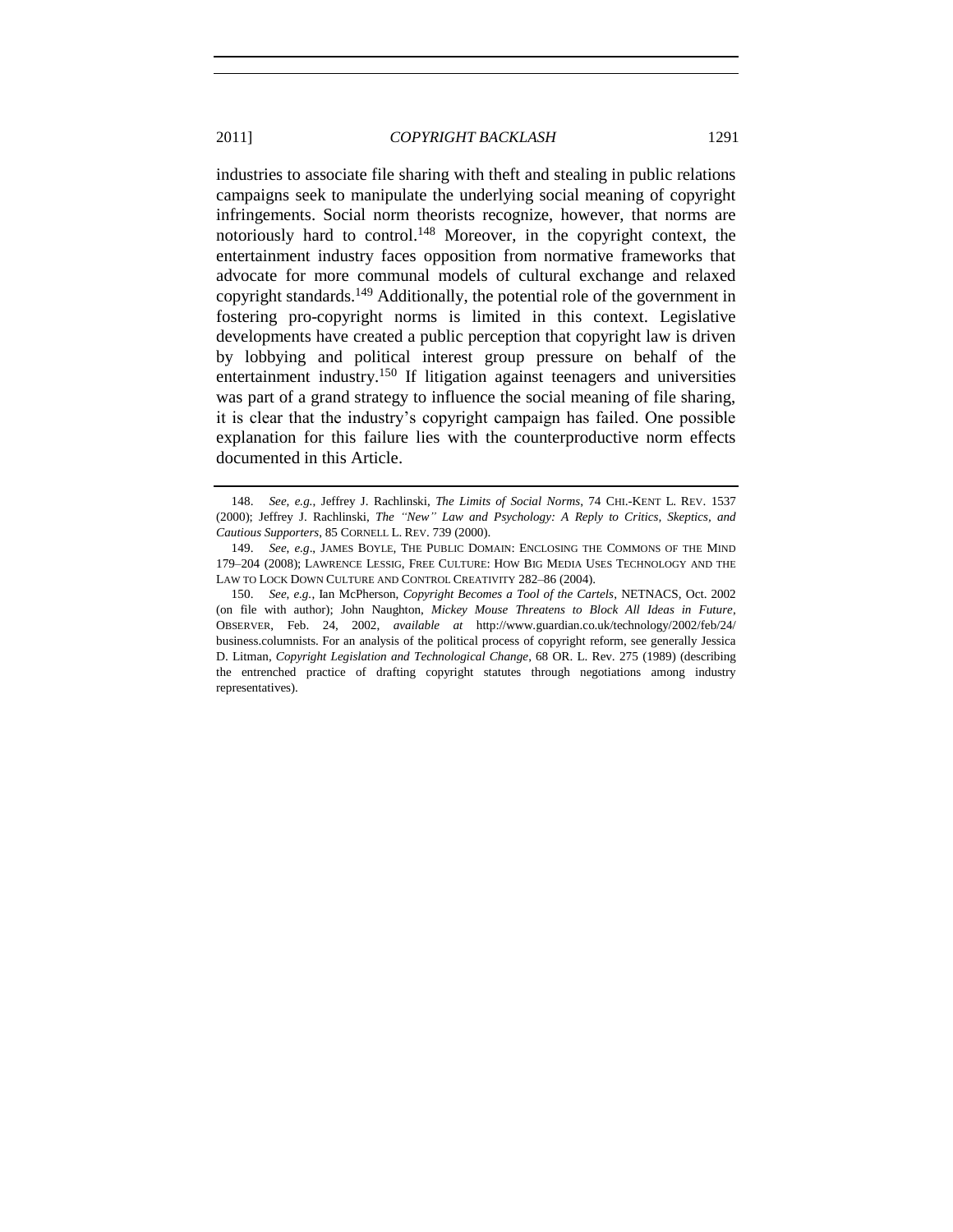industries to associate file sharing with theft and stealing in public relations campaigns seek to manipulate the underlying social meaning of copyright infringements. Social norm theorists recognize, however, that norms are notoriously hard to control.[148] Moreover, in the copyright context, the entertainment industry faces opposition from normative frameworks that advocate for more communal models of cultural exchange and relaxed copyright standards.[149] Additionally, the potential role of the government in fostering pro-copyright norms is limited in this context. Legislative developments have created a public perception that copyright law is driven by lobbying and political interest group pressure on behalf of the entertainment industry.[150] If litigation against teenagers and universities was part of a grand strategy to influence the social meaning of file sharing, it is clear that the industry's copyright campaign has failed. One possible explanation for this failure lies with the counterproductive norm effects documented in this Article.

---

148. *See, e.g.*, Jeffrey J. Rachlinski, *The Limits of Social Norms*, 74 CHI.-KENT L. REV. 1537 (2000); Jeffrey J. Rachlinski, *The "New" Law and Psychology: A Reply to Critics, Skeptics, and Cautious Supporters*, 85 CORNELL L. REV. 739 (2000).

149. *See, e.g*., JAMES BOYLE, THE PUBLIC DOMAIN: ENCLOSING THE COMMONS OF THE MIND 179–204 (2008); LAWRENCE LESSIG, FREE CULTURE: HOW BIG MEDIA USES TECHNOLOGY AND THE LAW TO LOCK DOWN CULTURE AND CONTROL CREATIVITY 282–86 (2004).

150. *See, e.g.*, Ian McPherson, *Copyright Becomes a Tool of the Cartels*, NETNACS, Oct. 2002 (on file with author); John Naughton, *Mickey Mouse Threatens to Block All Ideas in Future*, OBSERVER, Feb. 24, 2002, *available at* http://www.guardian.co.uk/technology/2002/feb/24/business.columnists. For an analysis of the political process of copyright reform, see generally Jessica D. Litman, *Copyright Legislation and Technological Change*, 68 OR. L. Rev. 275 (1989) (describing the entrenched practice of drafting copyright statutes through negotiations among industry representatives).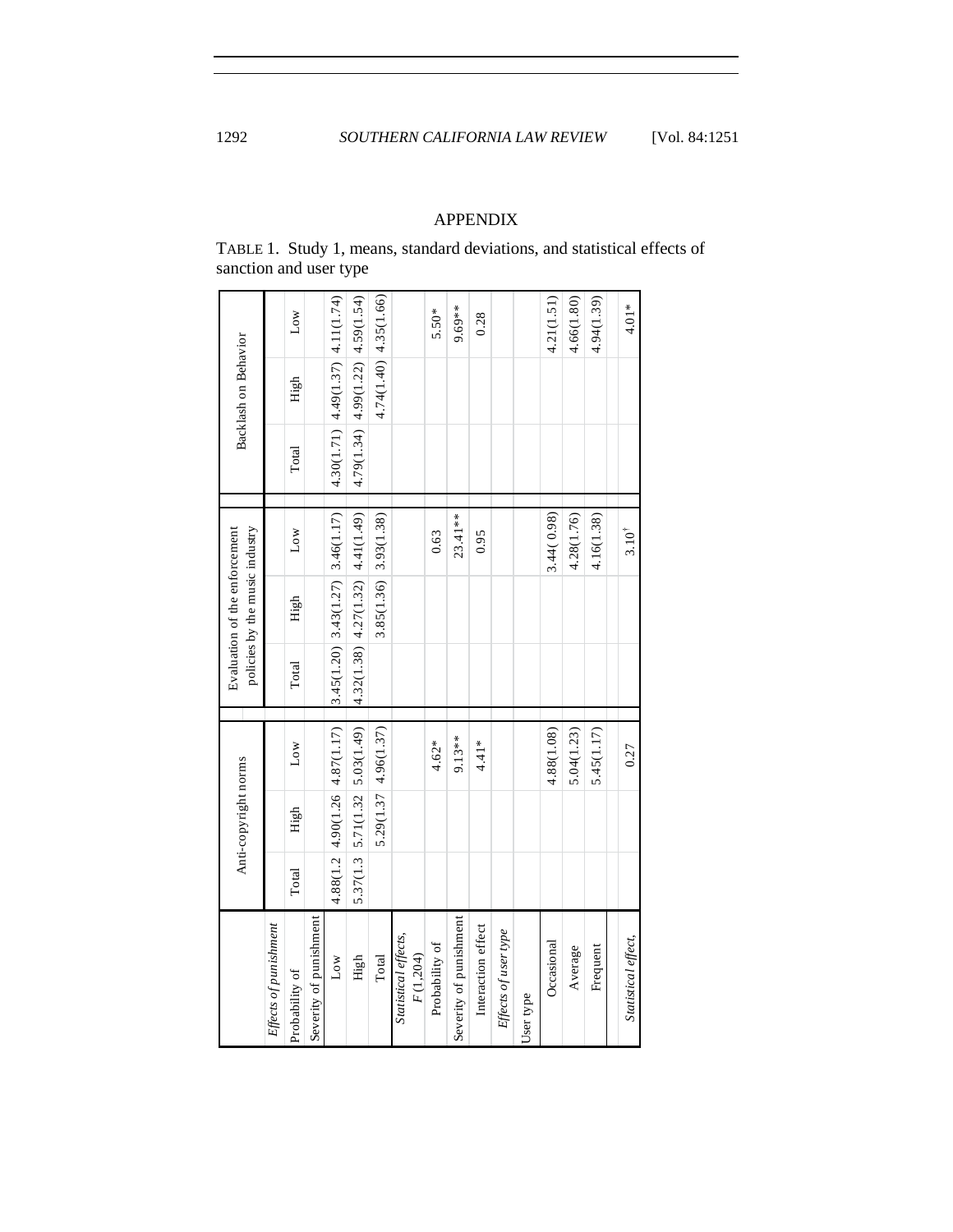## APPENDIX

TABLE 1. Study 1, means, standard deviations, and statistical effects of sanction and user type

| | Anti-copyright norms | | | Evaluation of the enforcement policies by the music industry | | | Backlash on Behavior | | |
|---|---|---|---|---|---|---|---|---|---|
| *Effects of punishment* | | | | | | | | | |
| Probability of | Total | High | Low | Total | High | Low | Total | High | Low |
| Severity of punishment | | | | | | | | | |
| Low | 4.88(1.2 | 4.90(1.26 | 4.87(1.17) | 3.45(1.20) | 3.43(1.27) | 3.46(1.17) | 4.30(1.71) | 4.49(1.37) | 4.11(1.74) |
| High | 5.37(1.3 | 5.71(1.32 | 5.03(1.49) | 4.32(1.38) | 4.27(1.32) | 4.41(1.49) | 4.79(1.34) | 4.99(1.22) | 4.59(1.54) |
| Total | | 5.29(1.37 | 4.96(1.37) | | 3.85(1.36) | 3.93(1.38) | | 4.74(1.40) | 4.35(1.66) |
| *Statistical effects, F (1,204)* | | | | | | | | | |
| Probability of | | | 4.62* | | | 0.63 | | | 5.50* |
| Severity of punishment | | | 9.13** | | | 23.41** | | | 9.69** |
| Interaction effect | | | 4.41* | | | 0.95 | | | 0.28 |
| *Effects of user type* | | | | | | | | | |
| User type | | | | | | | | | |
| Occasional | | | 4.88(1.08) | | | 3.44( 0.98) | | | 4.21(1.51) |
| Average | | | 5.04(1.23) | | | 4.28(1.76) | | | 4.66(1.80) |
| Frequent | | | 5.45(1.17) | | | 4.16(1.38) | | | 4.94(1.39) |
| *Statistical effect,* | | | 0.27 | | | 3.10[†] | | | 4.01* |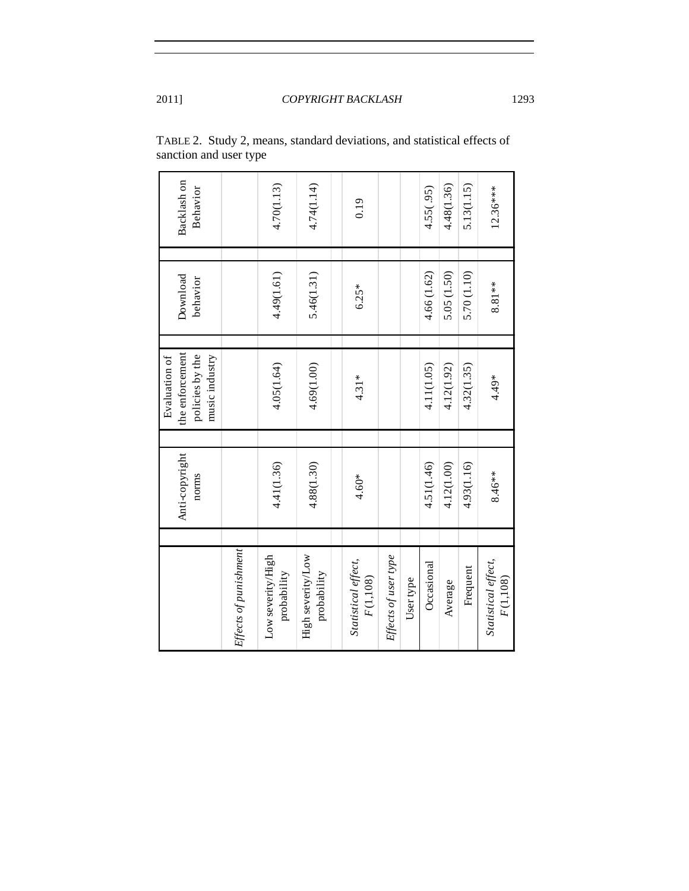TABLE 2. Study 2, means, standard deviations, and statistical effects of sanction and user type

| | Anti-copyright norms | Evaluation of the enforcement policies by the music industry | Download behavior | Backlash on Behavior |
|---|---|---|---|---|
| *Effects of punishment* | | | | |
| Low severity/High probability | 4.41(1.36) | 4.05(1.64) | 4.49(1.61) | 4.70(1.13) |
| High severity/Low probability | 4.88(1.30) | 4.69(1.00) | 5.46(1.31) | 4.74(1.14) |
| *Statistical effect, F(1,108)* | 4.60* | 4.31* | 6.25* | 0.19 |
| *Effects of user type* | | | | |
| User type | | | | |
| Occasional | 4.51(1.46) | 4.11(1.05) | 4.66 (1.62) | 4.55(.95) |
| Average | 4.12(1.00) | 4.12(1.92) | 5.05 (1.50) | 4.48(1.36) |
| Frequent | 4.93(1.16) | 4.32(1.35) | 5.70 (1.10) | 5.13(1.15) |
| *Statistical effect, F(1,108)* | 8.46** | 4.49* | 8.81** | 12.36*** |